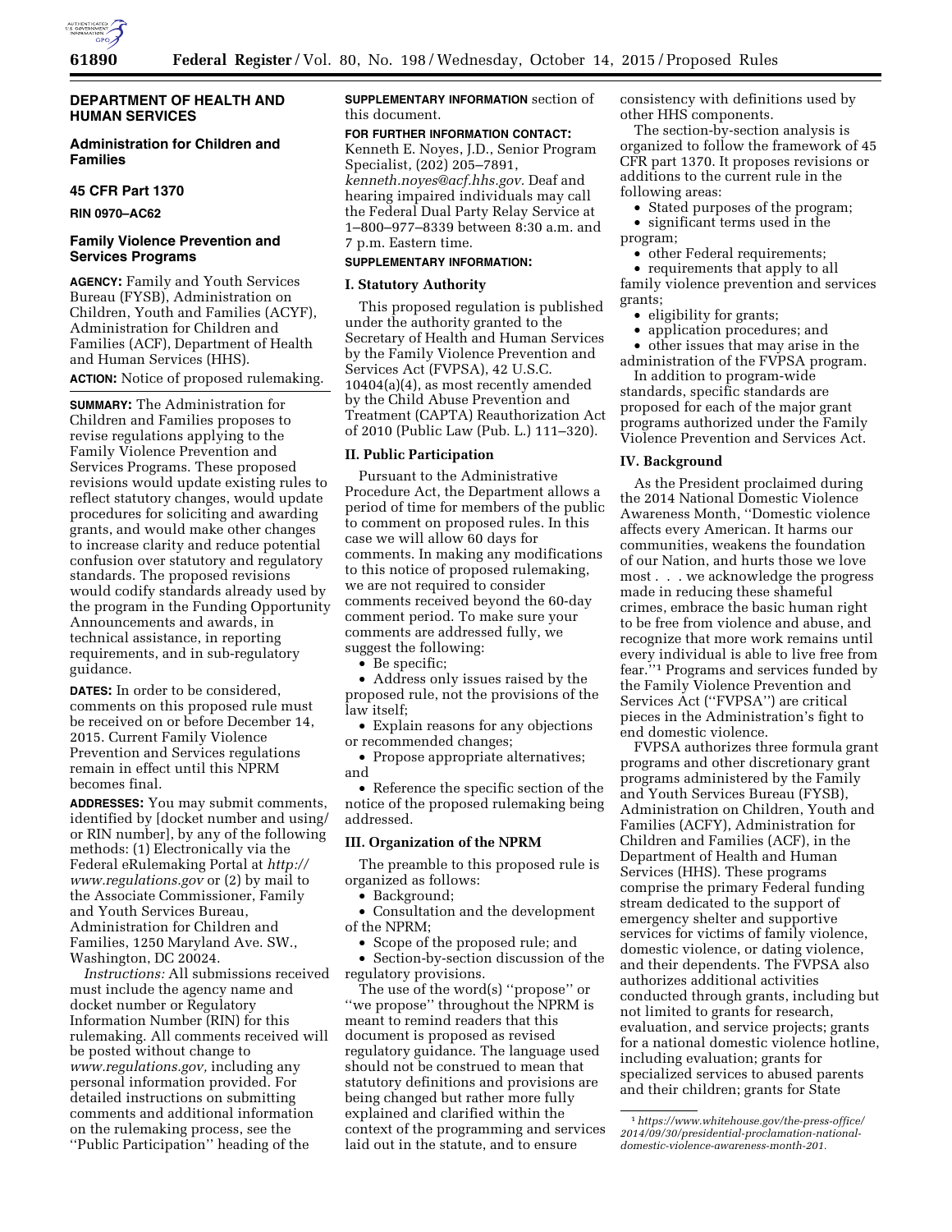## DEPARTMENT OF HEALTH AND HUMAN SERVICES

### Administration for Children and Families

### 45 CFR Part 1370

**RIN 0970–AC62**

### Family Violence Prevention and Services Programs

**AGENCY:** Family and Youth Services Bureau (FYSB), Administration on Children, Youth and Families (ACYF), Administration for Children and Families (ACF), Department of Health and Human Services (HHS).

**ACTION:** Notice of proposed rulemaking.

**SUMMARY:** The Administration for Children and Families proposes to revise regulations applying to the Family Violence Prevention and Services Programs. These proposed revisions would update existing rules to reflect statutory changes, would update procedures for soliciting and awarding grants, and would make other changes to increase clarity and reduce potential confusion over statutory and regulatory standards. The proposed revisions would codify standards already used by the program in the Funding Opportunity Announcements and awards, in technical assistance, in reporting requirements, and in sub-regulatory guidance.

**DATES:** In order to be considered, comments on this proposed rule must be received on or before December 14, 2015. Current Family Violence Prevention and Services regulations remain in effect until this NPRM becomes final.

**ADDRESSES:** You may submit comments, identified by [docket number and using/or RIN number], by any of the following methods: (1) Electronically via the Federal eRulemaking Portal at *http://www.regulations.gov* or (2) by mail to the Associate Commissioner, Family and Youth Services Bureau, Administration for Children and Families, 1250 Maryland Ave. SW., Washington, DC 20024.

*Instructions:* All submissions received must include the agency name and docket number or Regulatory Information Number (RIN) for this rulemaking. All comments received will be posted without change to *www.regulations.gov,* including any personal information provided. For detailed instructions on submitting comments and additional information on the rulemaking process, see the ''Public Participation'' heading of the **SUPPLEMENTARY INFORMATION** section of this document.

**FOR FURTHER INFORMATION CONTACT:** Kenneth E. Noyes, J.D., Senior Program Specialist, (202) 205–7891, *kenneth.noyes@acf.hhs.gov.* Deaf and hearing impaired individuals may call the Federal Dual Party Relay Service at 1–800–977–8339 between 8:30 a.m. and 7 p.m. Eastern time.

**SUPPLEMENTARY INFORMATION:**

### I. Statutory Authority

This proposed regulation is published under the authority granted to the Secretary of Health and Human Services by the Family Violence Prevention and Services Act (FVPSA), 42 U.S.C. 10404(a)(4), as most recently amended by the Child Abuse Prevention and Treatment (CAPTA) Reauthorization Act of 2010 (Public Law (Pub. L.) 111–320).

### II. Public Participation

Pursuant to the Administrative Procedure Act, the Department allows a period of time for members of the public to comment on proposed rules. In this case we will allow 60 days for comments. In making any modifications to this notice of proposed rulemaking, we are not required to consider comments received beyond the 60-day comment period. To make sure your comments are addressed fully, we suggest the following:

- Be specific;
- Address only issues raised by the proposed rule, not the provisions of the law itself;
- Explain reasons for any objections or recommended changes;
- Propose appropriate alternatives; and
- Reference the specific section of the notice of the proposed rulemaking being addressed.

### III. Organization of the NPRM

The preamble to this proposed rule is organized as follows:

- Background;
- Consultation and the development of the NPRM;
- Scope of the proposed rule; and
- Section-by-section discussion of the regulatory provisions.

The use of the word(s) ''propose'' or ''we propose'' throughout the NPRM is meant to remind readers that this document is proposed as revised regulatory guidance. The language used should not be construed to mean that statutory definitions and provisions are being changed but rather more fully explained and clarified within the context of the programming and services laid out in the statute, and to ensure consistency with definitions used by other HHS components.

The section-by-section analysis is organized to follow the framework of 45 CFR part 1370. It proposes revisions or additions to the current rule in the following areas:

- Stated purposes of the program;
- significant terms used in the program;
- other Federal requirements;
- requirements that apply to all family violence prevention and services grants;
- eligibility for grants;
- application procedures; and
- other issues that may arise in the administration of the FVPSA program.

In addition to program-wide standards, specific standards are proposed for each of the major grant programs authorized under the Family Violence Prevention and Services Act.

### IV. Background

As the President proclaimed during the 2014 National Domestic Violence Awareness Month, ''Domestic violence affects every American. It harms our communities, weakens the foundation of our Nation, and hurts those we love most . . . we acknowledge the progress made in reducing these shameful crimes, embrace the basic human right to be free from violence and abuse, and recognize that more work remains until every individual is able to live free from fear.''[1] Programs and services funded by the Family Violence Prevention and Services Act (''FVPSA'') are critical pieces in the Administration's fight to end domestic violence.

FVPSA authorizes three formula grant programs and other discretionary grant programs administered by the Family and Youth Services Bureau (FYSB), Administration on Children, Youth and Families (ACFY), Administration for Children and Families (ACF), in the Department of Health and Human Services (HHS). These programs comprise the primary Federal funding stream dedicated to the support of emergency shelter and supportive services for victims of family violence, domestic violence, or dating violence, and their dependents. The FVPSA also authorizes additional activities conducted through grants, including but not limited to grants for research, evaluation, and service projects; grants for a national domestic violence hotline, including evaluation; grants for specialized services to abused parents and their children; grants for State

[1] *https://www.whitehouse.gov/the-press-office/2014/09/30/presidential-proclamation-national-domestic-violence-awareness-month-201.*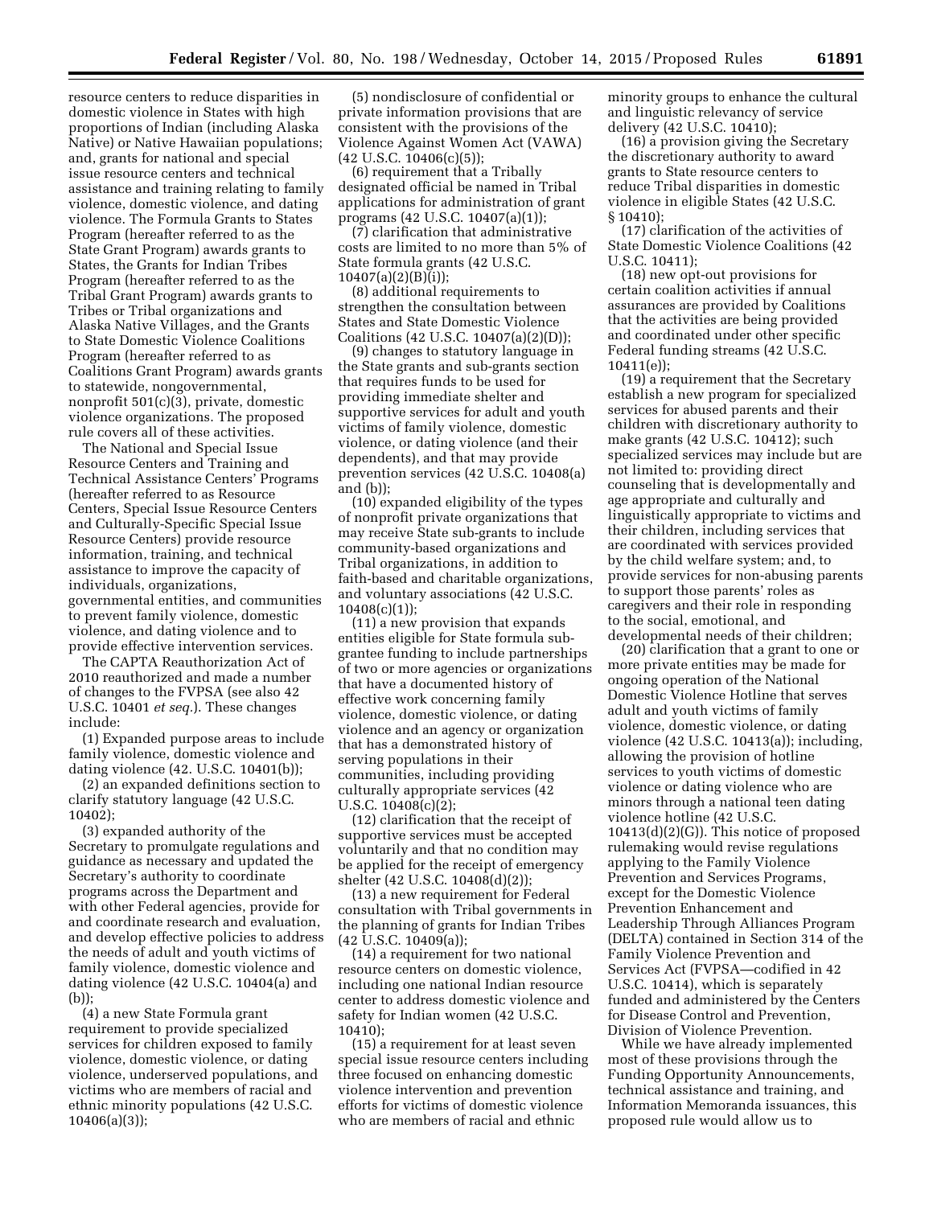resource centers to reduce disparities in domestic violence in States with high proportions of Indian (including Alaska Native) or Native Hawaiian populations; and, grants for national and special issue resource centers and technical assistance and training relating to family violence, domestic violence, and dating violence. The Formula Grants to States Program (hereafter referred to as the State Grant Program) awards grants to States, the Grants for Indian Tribes Program (hereafter referred to as the Tribal Grant Program) awards grants to Tribes or Tribal organizations and Alaska Native Villages, and the Grants to State Domestic Violence Coalitions Program (hereafter referred to as Coalitions Grant Program) awards grants to statewide, nongovernmental, nonprofit 501(c)(3), private, domestic violence organizations. The proposed rule covers all of these activities.

The National and Special Issue Resource Centers and Training and Technical Assistance Centers' Programs (hereafter referred to as Resource Centers, Special Issue Resource Centers and Culturally-Specific Special Issue Resource Centers) provide resource information, training, and technical assistance to improve the capacity of individuals, organizations, governmental entities, and communities to prevent family violence, domestic violence, and dating violence and to provide effective intervention services.

The CAPTA Reauthorization Act of 2010 reauthorized and made a number of changes to the FVPSA (see also 42 U.S.C. 10401 *et seq.*). These changes include:

(1) Expanded purpose areas to include family violence, domestic violence and dating violence (42. U.S.C. 10401(b));

(2) an expanded definitions section to clarify statutory language (42 U.S.C. 10402);

(3) expanded authority of the Secretary to promulgate regulations and guidance as necessary and updated the Secretary's authority to coordinate programs across the Department and with other Federal agencies, provide for and coordinate research and evaluation, and develop effective policies to address the needs of adult and youth victims of family violence, domestic violence and dating violence (42 U.S.C. 10404(a) and (b));

(4) a new State Formula grant requirement to provide specialized services for children exposed to family violence, domestic violence, or dating violence, underserved populations, and victims who are members of racial and ethnic minority populations (42 U.S.C. 10406(a)(3));

(5) nondisclosure of confidential or private information provisions that are consistent with the provisions of the Violence Against Women Act (VAWA) (42 U.S.C. 10406(c)(5));

(6) requirement that a Tribally designated official be named in Tribal applications for administration of grant programs (42 U.S.C. 10407(a)(1));

(7) clarification that administrative costs are limited to no more than 5% of State formula grants (42 U.S.C. 10407(a)(2)(B)(i));

(8) additional requirements to strengthen the consultation between States and State Domestic Violence Coalitions (42 U.S.C. 10407(a)(2)(D));

(9) changes to statutory language in the State grants and sub-grants section that requires funds to be used for providing immediate shelter and supportive services for adult and youth victims of family violence, domestic violence, or dating violence (and their dependents), and that may provide prevention services (42 U.S.C. 10408(a) and (b));

(10) expanded eligibility of the types of nonprofit private organizations that may receive State sub-grants to include community-based organizations and Tribal organizations, in addition to faith-based and charitable organizations, and voluntary associations (42 U.S.C. 10408(c)(1));

(11) a new provision that expands entities eligible for State formula sub-grantee funding to include partnerships of two or more agencies or organizations that have a documented history of effective work concerning family violence, domestic violence, or dating violence and an agency or organization that has a demonstrated history of serving populations in their communities, including providing culturally appropriate services (42 U.S.C. 10408(c)(2);

(12) clarification that the receipt of supportive services must be accepted voluntarily and that no condition may be applied for the receipt of emergency shelter (42 U.S.C. 10408(d)(2));

(13) a new requirement for Federal consultation with Tribal governments in the planning of grants for Indian Tribes (42 U.S.C. 10409(a));

(14) a requirement for two national resource centers on domestic violence, including one national Indian resource center to address domestic violence and safety for Indian women (42 U.S.C. 10410);

(15) a requirement for at least seven special issue resource centers including three focused on enhancing domestic violence intervention and prevention efforts for victims of domestic violence who are members of racial and ethnic minority groups to enhance the cultural and linguistic relevancy of service delivery (42 U.S.C. 10410);

(16) a provision giving the Secretary the discretionary authority to award grants to State resource centers to reduce Tribal disparities in domestic violence in eligible States (42 U.S.C. § 10410);

(17) clarification of the activities of State Domestic Violence Coalitions (42 U.S.C. 10411);

(18) new opt-out provisions for certain coalition activities if annual assurances are provided by Coalitions that the activities are being provided and coordinated under other specific Federal funding streams (42 U.S.C. 10411(e));

(19) a requirement that the Secretary establish a new program for specialized services for abused parents and their children with discretionary authority to make grants (42 U.S.C. 10412); such specialized services may include but are not limited to: providing direct counseling that is developmentally and age appropriate and culturally and linguistically appropriate to victims and their children, including services that are coordinated with services provided by the child welfare system; and, to provide services for non-abusing parents to support those parents' roles as caregivers and their role in responding to the social, emotional, and developmental needs of their children;

(20) clarification that a grant to one or more private entities may be made for ongoing operation of the National Domestic Violence Hotline that serves adult and youth victims of family violence, domestic violence, or dating violence (42 U.S.C. 10413(a)); including, allowing the provision of hotline services to youth victims of domestic violence or dating violence who are minors through a national teen dating violence hotline (42 U.S.C. 10413(d)(2)(G)). This notice of proposed rulemaking would revise regulations applying to the Family Violence Prevention and Services Programs, except for the Domestic Violence Prevention Enhancement and Leadership Through Alliances Program (DELTA) contained in Section 314 of the Family Violence Prevention and Services Act (FVPSA—codified in 42 U.S.C. 10414), which is separately funded and administered by the Centers for Disease Control and Prevention, Division of Violence Prevention.

While we have already implemented most of these provisions through the Funding Opportunity Announcements, technical assistance and training, and Information Memoranda issuances, this proposed rule would allow us to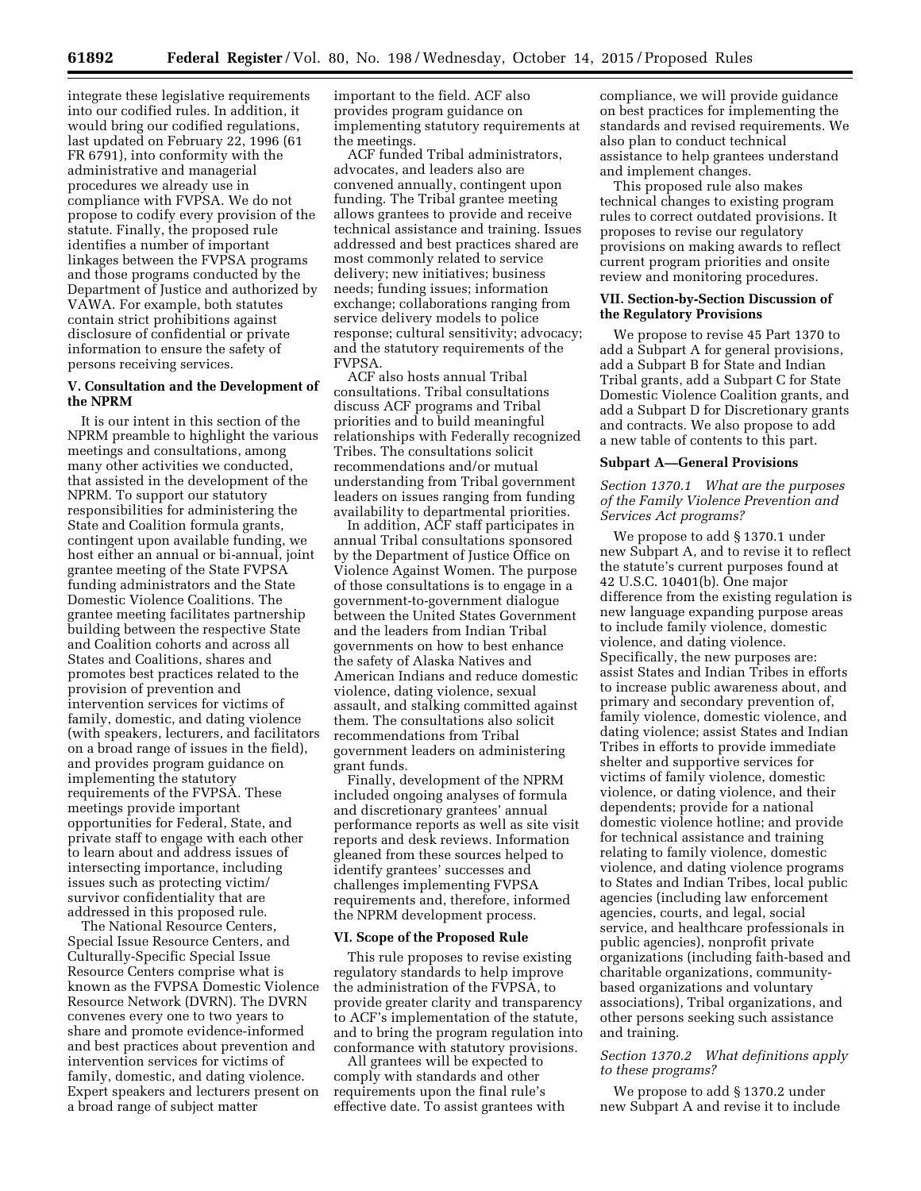integrate these legislative requirements into our codified rules. In addition, it would bring our codified regulations, last updated on February 22, 1996 (61 FR 6791), into conformity with the administrative and managerial procedures we already use in compliance with FVPSA. We do not propose to codify every provision of the statute. Finally, the proposed rule identifies a number of important linkages between the FVPSA programs and those programs conducted by the Department of Justice and authorized by VAWA. For example, both statutes contain strict prohibitions against disclosure of confidential or private information to ensure the safety of persons receiving services.

### V. Consultation and the Development of the NPRM

It is our intent in this section of the NPRM preamble to highlight the various meetings and consultations, among many other activities we conducted, that assisted in the development of the NPRM. To support our statutory responsibilities for administering the State and Coalition formula grants, contingent upon available funding, we host either an annual or bi-annual, joint grantee meeting of the State FVPSA funding administrators and the State Domestic Violence Coalitions. The grantee meeting facilitates partnership building between the respective State and Coalition cohorts and across all States and Coalitions, shares and promotes best practices related to the provision of prevention and intervention services for victims of family, domestic, and dating violence (with speakers, lecturers, and facilitators on a broad range of issues in the field), and provides program guidance on implementing the statutory requirements of the FVPSA. These meetings provide important opportunities for Federal, State, and private staff to engage with each other to learn about and address issues of intersecting importance, including issues such as protecting victim/survivor confidentiality that are addressed in this proposed rule.

The National Resource Centers, Special Issue Resource Centers, and Culturally-Specific Special Issue Resource Centers comprise what is known as the FVPSA Domestic Violence Resource Network (DVRN). The DVRN convenes every one to two years to share and promote evidence-informed and best practices about prevention and intervention services for victims of family, domestic, and dating violence. Expert speakers and lecturers present on a broad range of subject matter important to the field. ACF also provides program guidance on implementing statutory requirements at the meetings.

ACF funded Tribal administrators, advocates, and leaders also are convened annually, contingent upon funding. The Tribal grantee meeting allows grantees to provide and receive technical assistance and training. Issues addressed and best practices shared are most commonly related to service delivery; new initiatives; business needs; funding issues; information exchange; collaborations ranging from service delivery models to police response; cultural sensitivity; advocacy; and the statutory requirements of the FVPSA.

ACF also hosts annual Tribal consultations. Tribal consultations discuss ACF programs and Tribal priorities and to build meaningful relationships with Federally recognized Tribes. The consultations solicit recommendations and/or mutual understanding from Tribal government leaders on issues ranging from funding availability to departmental priorities.

In addition, ACF staff participates in annual Tribal consultations sponsored by the Department of Justice Office on Violence Against Women. The purpose of those consultations is to engage in a government-to-government dialogue between the United States Government and the leaders from Indian Tribal governments on how to best enhance the safety of Alaska Natives and American Indians and reduce domestic violence, dating violence, sexual assault, and stalking committed against them. The consultations also solicit recommendations from Tribal government leaders on administering grant funds.

Finally, development of the NPRM included ongoing analyses of formula and discretionary grantees' annual performance reports as well as site visit reports and desk reviews. Information gleaned from these sources helped to identify grantees' successes and challenges implementing FVPSA requirements and, therefore, informed the NPRM development process.

### VI. Scope of the Proposed Rule

This rule proposes to revise existing regulatory standards to help improve the administration of the FVPSA, to provide greater clarity and transparency to ACF's implementation of the statute, and to bring the program regulation into conformance with statutory provisions.

All grantees will be expected to comply with standards and other requirements upon the final rule's effective date. To assist grantees with compliance, we will provide guidance on best practices for implementing the standards and revised requirements. We also plan to conduct technical assistance to help grantees understand and implement changes.

This proposed rule also makes technical changes to existing program rules to correct outdated provisions. It proposes to revise our regulatory provisions on making awards to reflect current program priorities and onsite review and monitoring procedures.

### VII. Section-by-Section Discussion of the Regulatory Provisions

We propose to revise 45 Part 1370 to add a Subpart A for general provisions, add a Subpart B for State and Indian Tribal grants, add a Subpart C for State Domestic Violence Coalition grants, and add a Subpart D for Discretionary grants and contracts. We also propose to add a new table of contents to this part.

#### Subpart A—General Provisions

*Section 1370.1 What are the purposes of the Family Violence Prevention and Services Act programs?*

We propose to add § 1370.1 under new Subpart A, and to revise it to reflect the statute's current purposes found at 42 U.S.C. 10401(b). One major difference from the existing regulation is new language expanding purpose areas to include family violence, domestic violence, and dating violence. Specifically, the new purposes are: assist States and Indian Tribes in efforts to increase public awareness about, and primary and secondary prevention of, family violence, domestic violence, and dating violence; assist States and Indian Tribes in efforts to provide immediate shelter and supportive services for victims of family violence, domestic violence, or dating violence, and their dependents; provide for a national domestic violence hotline; and provide for technical assistance and training relating to family violence, domestic violence, and dating violence programs to States and Indian Tribes, local public agencies (including law enforcement agencies, courts, and legal, social service, and healthcare professionals in public agencies), nonprofit private organizations (including faith-based and charitable organizations, community-based organizations and voluntary associations), Tribal organizations, and other persons seeking such assistance and training.

*Section 1370.2 What definitions apply to these programs?*

We propose to add § 1370.2 under new Subpart A and revise it to include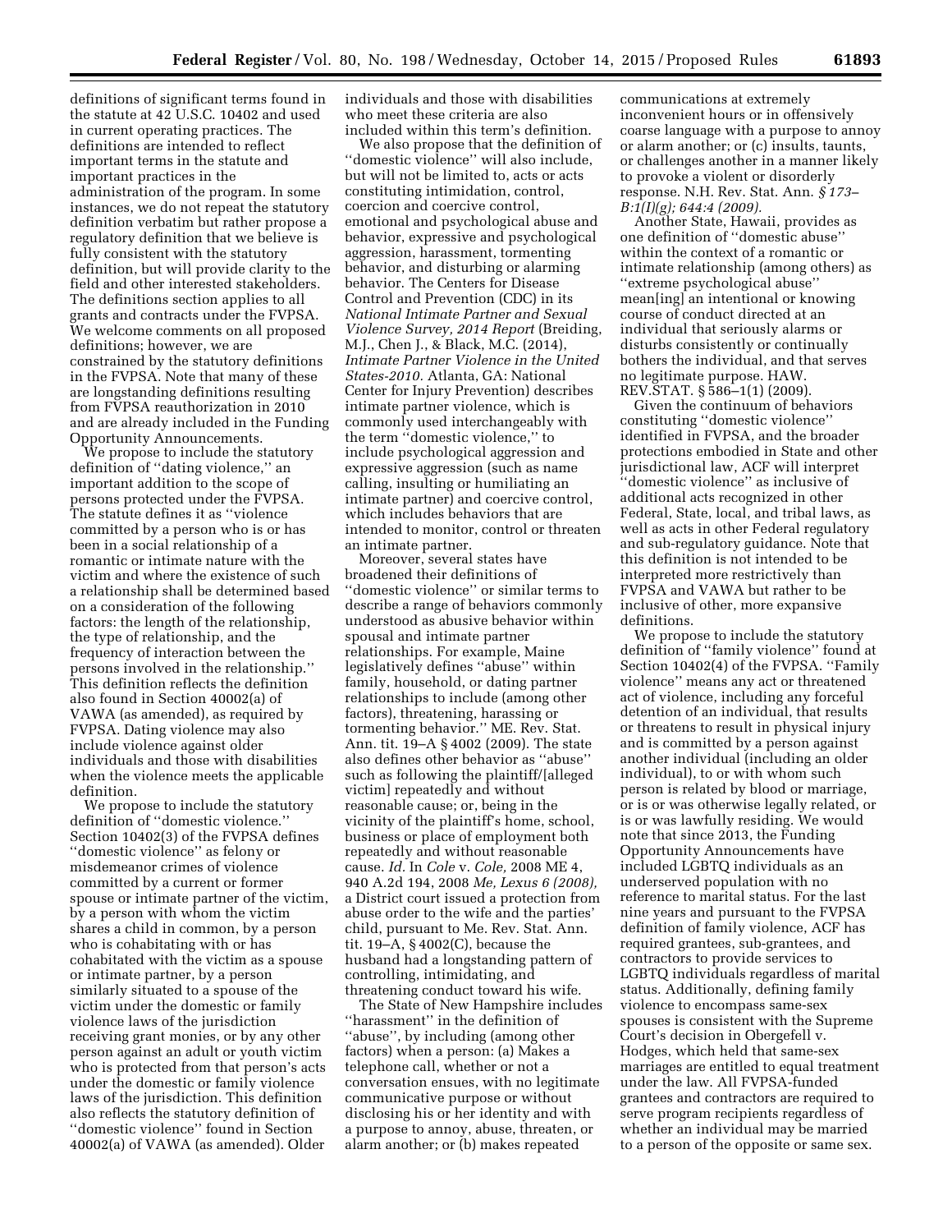definitions of significant terms found in the statute at 42 U.S.C. 10402 and used in current operating practices. The definitions are intended to reflect important terms in the statute and important practices in the administration of the program. In some instances, we do not repeat the statutory definition verbatim but rather propose a regulatory definition that we believe is fully consistent with the statutory definition, but will provide clarity to the field and other interested stakeholders. The definitions section applies to all grants and contracts under the FVPSA. We welcome comments on all proposed definitions; however, we are constrained by the statutory definitions in the FVPSA. Note that many of these are longstanding definitions resulting from FVPSA reauthorization in 2010 and are already included in the Funding Opportunity Announcements.

We propose to include the statutory definition of ''dating violence,'' an important addition to the scope of persons protected under the FVPSA. The statute defines it as ''violence committed by a person who is or has been in a social relationship of a romantic or intimate nature with the victim and where the existence of such a relationship shall be determined based on a consideration of the following factors: the length of the relationship, the type of relationship, and the frequency of interaction between the persons involved in the relationship.'' This definition reflects the definition also found in Section 40002(a) of VAWA (as amended), as required by FVPSA. Dating violence may also include violence against older individuals and those with disabilities when the violence meets the applicable definition.

We propose to include the statutory definition of ''domestic violence.'' Section 10402(3) of the FVPSA defines ''domestic violence'' as felony or misdemeanor crimes of violence committed by a current or former spouse or intimate partner of the victim, by a person with whom the victim shares a child in common, by a person who is cohabitating with or has cohabitated with the victim as a spouse or intimate partner, by a person similarly situated to a spouse of the victim under the domestic or family violence laws of the jurisdiction receiving grant monies, or by any other person against an adult or youth victim who is protected from that person's acts under the domestic or family violence laws of the jurisdiction. This definition also reflects the statutory definition of ''domestic violence'' found in Section 40002(a) of VAWA (as amended). Older individuals and those with disabilities who meet these criteria are also included within this term's definition.

We also propose that the definition of ''domestic violence'' will also include, but will not be limited to, acts or acts constituting intimidation, control, coercion and coercive control, emotional and psychological abuse and behavior, expressive and psychological aggression, harassment, tormenting behavior, and disturbing or alarming behavior. The Centers for Disease Control and Prevention (CDC) in its *National Intimate Partner and Sexual Violence Survey, 2014 Report* (Breiding, M.J., Chen J., & Black, M.C. (2014), *Intimate Partner Violence in the United States-2010.* Atlanta, GA: National Center for Injury Prevention) describes intimate partner violence, which is commonly used interchangeably with the term ''domestic violence,'' to include psychological aggression and expressive aggression (such as name calling, insulting or humiliating an intimate partner) and coercive control, which includes behaviors that are intended to monitor, control or threaten an intimate partner.

Moreover, several states have broadened their definitions of ''domestic violence'' or similar terms to describe a range of behaviors commonly understood as abusive behavior within spousal and intimate partner relationships. For example, Maine legislatively defines ''abuse'' within family, household, or dating partner relationships to include (among other factors), threatening, harassing or tormenting behavior.'' ME. Rev. Stat. Ann. tit. 19–A § 4002 (2009). The state also defines other behavior as ''abuse'' such as following the plaintiff/[alleged victim] repeatedly and without reasonable cause; or, being in the vicinity of the plaintiff's home, school, business or place of employment both repeatedly and without reasonable cause. *Id.* In *Cole* v. *Cole,* 2008 ME 4, 940 A.2d 194, 2008 *Me, Lexus 6 (2008),* a District court issued a protection from abuse order to the wife and the parties' child, pursuant to Me. Rev. Stat. Ann. tit. 19–A, § 4002(C), because the husband had a longstanding pattern of controlling, intimidating, and threatening conduct toward his wife.

The State of New Hampshire includes ''harassment'' in the definition of ''abuse'', by including (among other factors) when a person: (a) Makes a telephone call, whether or not a conversation ensues, with no legitimate communicative purpose or without disclosing his or her identity and with a purpose to annoy, abuse, threaten, or alarm another; or (b) makes repeated communications at extremely inconvenient hours or in offensively coarse language with a purpose to annoy or alarm another; or (c) insults, taunts, or challenges another in a manner likely to provoke a violent or disorderly response. N.H. Rev. Stat. Ann. *§ 173–B:1(I)(g); 644:4 (2009).*

Another State, Hawaii, provides as one definition of ''domestic abuse'' within the context of a romantic or intimate relationship (among others) as ''extreme psychological abuse'' mean[ing] an intentional or knowing course of conduct directed at an individual that seriously alarms or disturbs consistently or continually bothers the individual, and that serves no legitimate purpose. HAW. REV.STAT. § 586–1(1) (2009).

Given the continuum of behaviors constituting ''domestic violence'' identified in FVPSA, and the broader protections embodied in State and other jurisdictional law, ACF will interpret ''domestic violence'' as inclusive of additional acts recognized in other Federal, State, local, and tribal laws, as well as acts in other Federal regulatory and sub-regulatory guidance. Note that this definition is not intended to be interpreted more restrictively than FVPSA and VAWA but rather to be inclusive of other, more expansive definitions.

We propose to include the statutory definition of ''family violence'' found at Section 10402(4) of the FVPSA. ''Family violence'' means any act or threatened act of violence, including any forceful detention of an individual, that results or threatens to result in physical injury and is committed by a person against another individual (including an older individual), to or with whom such person is related by blood or marriage, or is or was otherwise legally related, or is or was lawfully residing. We would note that since 2013, the Funding Opportunity Announcements have included LGBTQ individuals as an underserved population with no reference to marital status. For the last nine years and pursuant to the FVPSA definition of family violence, ACF has required grantees, sub-grantees, and contractors to provide services to LGBTQ individuals regardless of marital status. Additionally, defining family violence to encompass same-sex spouses is consistent with the Supreme Court's decision in Obergefell v. Hodges, which held that same-sex marriages are entitled to equal treatment under the law. All FVPSA-funded grantees and contractors are required to serve program recipients regardless of whether an individual may be married to a person of the opposite or same sex.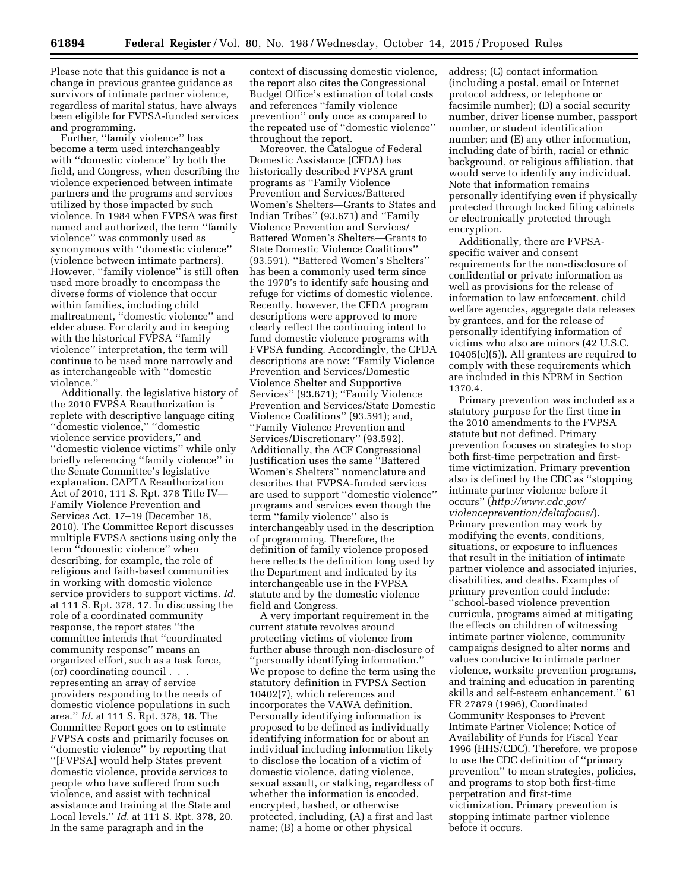Please note that this guidance is not a change in previous grantee guidance as survivors of intimate partner violence, regardless of marital status, have always been eligible for FVPSA-funded services and programming.

Further, ''family violence'' has become a term used interchangeably with ''domestic violence'' by both the field, and Congress, when describing the violence experienced between intimate partners and the programs and services utilized by those impacted by such violence. In 1984 when FVPSA was first named and authorized, the term ''family violence'' was commonly used as synonymous with ''domestic violence'' (violence between intimate partners). However, ''family violence'' is still often used more broadly to encompass the diverse forms of violence that occur within families, including child maltreatment, ''domestic violence'' and elder abuse. For clarity and in keeping with the historical FVPSA ''family violence'' interpretation, the term will continue to be used more narrowly and as interchangeable with ''domestic violence.''

Additionally, the legislative history of the 2010 FVPSA Reauthorization is replete with descriptive language citing ''domestic violence,'' ''domestic violence service providers,'' and ''domestic violence victims'' while only briefly referencing ''family violence'' in the Senate Committee's legislative explanation. CAPTA Reauthorization Act of 2010, 111 S. Rpt. 378 Title IV—Family Violence Prevention and Services Act, 17–19 (December 18, 2010). The Committee Report discusses multiple FVPSA sections using only the term ''domestic violence'' when describing, for example, the role of religious and faith-based communities in working with domestic violence service providers to support victims. *Id.* at 111 S. Rpt. 378, 17. In discussing the role of a coordinated community response, the report states ''the committee intends that ''coordinated community response'' means an organized effort, such as a task force, (or) coordinating council . . . representing an array of service providers responding to the needs of domestic violence populations in such area.'' *Id.* at 111 S. Rpt. 378, 18. The Committee Report goes on to estimate FVPSA costs and primarily focuses on ''domestic violence'' by reporting that ''[FVPSA] would help States prevent domestic violence, provide services to people who have suffered from such violence, and assist with technical assistance and training at the State and Local levels.'' *Id.* at 111 S. Rpt. 378, 20. In the same paragraph and in the context of discussing domestic violence, the report also cites the Congressional Budget Office's estimation of total costs and references ''family violence prevention'' only once as compared to the repeated use of ''domestic violence'' throughout the report.

Moreover, the Catalogue of Federal Domestic Assistance (CFDA) has historically described FVPSA grant programs as ''Family Violence Prevention and Services/Battered Women's Shelters—Grants to States and Indian Tribes'' (93.671) and ''Family Violence Prevention and Services/ Battered Women's Shelters—Grants to State Domestic Violence Coalitions'' (93.591). ''Battered Women's Shelters'' has been a commonly used term since the 1970's to identify safe housing and refuge for victims of domestic violence. Recently, however, the CFDA program descriptions were approved to more clearly reflect the continuing intent to fund domestic violence programs with FVPSA funding. Accordingly, the CFDA descriptions are now: ''Family Violence Prevention and Services/Domestic Violence Shelter and Supportive Services'' (93.671); ''Family Violence Prevention and Services/State Domestic Violence Coalitions'' (93.591); and, ''Family Violence Prevention and Services/Discretionary'' (93.592). Additionally, the ACF Congressional Justification uses the same ''Battered Women's Shelters'' nomenclature and describes that FVPSA-funded services are used to support ''domestic violence'' programs and services even though the term ''family violence'' also is interchangeably used in the description of programming. Therefore, the definition of family violence proposed here reflects the definition long used by the Department and indicated by its interchangeable use in the FVPSA statute and by the domestic violence field and Congress.

A very important requirement in the current statute revolves around protecting victims of violence from further abuse through non-disclosure of ''personally identifying information.'' We propose to define the term using the statutory definition in FVPSA Section 10402(7), which references and incorporates the VAWA definition. Personally identifying information is proposed to be defined as individually identifying information for or about an individual including information likely to disclose the location of a victim of domestic violence, dating violence, sexual assault, or stalking, regardless of whether the information is encoded, encrypted, hashed, or otherwise protected, including, (A) a first and last name; (B) a home or other physical address; (C) contact information (including a postal, email or Internet protocol address, or telephone or facsimile number); (D) a social security number, driver license number, passport number, or student identification number; and (E) any other information, including date of birth, racial or ethnic background, or religious affiliation, that would serve to identify any individual. Note that information remains personally identifying even if physically protected through locked filing cabinets or electronically protected through encryption.

Additionally, there are FVPSA-specific waiver and consent requirements for the non-disclosure of confidential or private information as well as provisions for the release of information to law enforcement, child welfare agencies, aggregate data releases by grantees, and for the release of personally identifying information of victims who also are minors (42 U.S.C. 10405(c)(5)). All grantees are required to comply with these requirements which are included in this NPRM in Section 1370.4.

Primary prevention was included as a statutory purpose for the first time in the 2010 amendments to the FVPSA statute but not defined. Primary prevention focuses on strategies to stop both first-time perpetration and first-time victimization. Primary prevention also is defined by the CDC as ''stopping intimate partner violence before it occurs'' (*http://www.cdc.gov/violenceprevention/deltafocus/*). Primary prevention may work by modifying the events, conditions, situations, or exposure to influences that result in the initiation of intimate partner violence and associated injuries, disabilities, and deaths. Examples of primary prevention could include: ''school-based violence prevention curricula, programs aimed at mitigating the effects on children of witnessing intimate partner violence, community campaigns designed to alter norms and values conducive to intimate partner violence, worksite prevention programs, and training and education in parenting skills and self-esteem enhancement.'' 61 FR 27879 (1996), Coordinated Community Responses to Prevent Intimate Partner Violence; Notice of Availability of Funds for Fiscal Year 1996 (HHS/CDC). Therefore, we propose to use the CDC definition of ''primary prevention'' to mean strategies, policies, and programs to stop both first-time perpetration and first-time victimization. Primary prevention is stopping intimate partner violence before it occurs.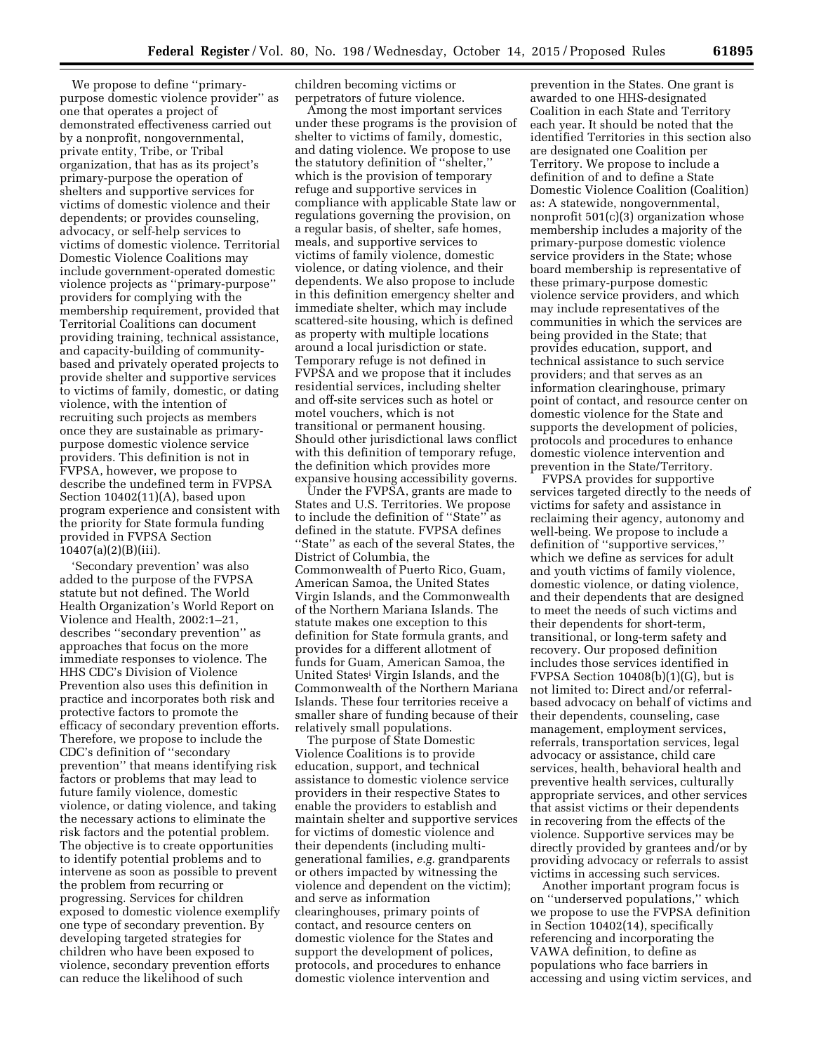We propose to define ''primary-purpose domestic violence provider'' as one that operates a project of demonstrated effectiveness carried out by a nonprofit, nongovernmental, private entity, Tribe, or Tribal organization, that has as its project's primary-purpose the operation of shelters and supportive services for victims of domestic violence and their dependents; or provides counseling, advocacy, or self-help services to victims of domestic violence. Territorial Domestic Violence Coalitions may include government-operated domestic violence projects as ''primary-purpose'' providers for complying with the membership requirement, provided that Territorial Coalitions can document providing training, technical assistance, and capacity-building of community-based and privately operated projects to provide shelter and supportive services to victims of family, domestic, or dating violence, with the intention of recruiting such projects as members once they are sustainable as primary-purpose domestic violence service providers. This definition is not in FVPSA, however, we propose to describe the undefined term in FVPSA Section 10402(11)(A), based upon program experience and consistent with the priority for State formula funding provided in FVPSA Section 10407(a)(2)(B)(iii).

'Secondary prevention' was also added to the purpose of the FVPSA statute but not defined. The World Health Organization's World Report on Violence and Health, 2002:1–21, describes ''secondary prevention'' as approaches that focus on the more immediate responses to violence. The HHS CDC's Division of Violence Prevention also uses this definition in practice and incorporates both risk and protective factors to promote the efficacy of secondary prevention efforts. Therefore, we propose to include the CDC's definition of ''secondary prevention'' that means identifying risk factors or problems that may lead to future family violence, domestic violence, or dating violence, and taking the necessary actions to eliminate the risk factors and the potential problem. The objective is to create opportunities to identify potential problems and to intervene as soon as possible to prevent the problem from recurring or progressing. Services for children exposed to domestic violence exemplify one type of secondary prevention. By developing targeted strategies for children who have been exposed to violence, secondary prevention efforts can reduce the likelihood of such children becoming victims or perpetrators of future violence.

Among the most important services under these programs is the provision of shelter to victims of family, domestic, and dating violence. We propose to use the statutory definition of ''shelter,'' which is the provision of temporary refuge and supportive services in compliance with applicable State law or regulations governing the provision, on a regular basis, of shelter, safe homes, meals, and supportive services to victims of family violence, domestic violence, or dating violence, and their dependents. We also propose to include in this definition emergency shelter and immediate shelter, which may include scattered-site housing, which is defined as property with multiple locations around a local jurisdiction or state. Temporary refuge is not defined in FVPSA and we propose that it includes residential services, including shelter and off-site services such as hotel or motel vouchers, which is not transitional or permanent housing. Should other jurisdictional laws conflict with this definition of temporary refuge, the definition which provides more expansive housing accessibility governs.

Under the FVPSA, grants are made to States and U.S. Territories. We propose to include the definition of ''State'' as defined in the statute. FVPSA defines ''State'' as each of the several States, the District of Columbia, the Commonwealth of Puerto Rico, Guam, American Samoa, the United States Virgin Islands, and the Commonwealth of the Northern Mariana Islands. The statute makes one exception to this definition for State formula grants, and provides for a different allotment of funds for Guam, American Samoa, the United States[i] Virgin Islands, and the Commonwealth of the Northern Mariana Islands. These four territories receive a smaller share of funding because of their relatively small populations.

The purpose of State Domestic Violence Coalitions is to provide education, support, and technical assistance to domestic violence service providers in their respective States to enable the providers to establish and maintain shelter and supportive services for victims of domestic violence and their dependents (including multi-generational families, *e.g.* grandparents or others impacted by witnessing the violence and dependent on the victim); and serve as information clearinghouses, primary points of contact, and resource centers on domestic violence for the States and support the development of polices, protocols, and procedures to enhance domestic violence intervention and prevention in the States. One grant is awarded to one HHS-designated Coalition in each State and Territory each year. It should be noted that the identified Territories in this section also are designated one Coalition per Territory. We propose to include a definition of and to define a State Domestic Violence Coalition (Coalition) as: A statewide, nongovernmental, nonprofit 501(c)(3) organization whose membership includes a majority of the primary-purpose domestic violence service providers in the State; whose board membership is representative of these primary-purpose domestic violence service providers, and which may include representatives of the communities in which the services are being provided in the State; that provides education, support, and technical assistance to such service providers; and that serves as an information clearinghouse, primary point of contact, and resource center on domestic violence for the State and supports the development of policies, protocols and procedures to enhance domestic violence intervention and prevention in the State/Territory.

FVPSA provides for supportive services targeted directly to the needs of victims for safety and assistance in reclaiming their agency, autonomy and well-being. We propose to include a definition of ''supportive services,'' which we define as services for adult and youth victims of family violence, domestic violence, or dating violence, and their dependents that are designed to meet the needs of such victims and their dependents for short-term, transitional, or long-term safety and recovery. Our proposed definition includes those services identified in FVPSA Section 10408(b)(1)(G), but is not limited to: Direct and/or referral-based advocacy on behalf of victims and their dependents, counseling, case management, employment services, referrals, transportation services, legal advocacy or assistance, child care services, health, behavioral health and preventive health services, culturally appropriate services, and other services that assist victims or their dependents in recovering from the effects of the violence. Supportive services may be directly provided by grantees and/or by providing advocacy or referrals to assist victims in accessing such services.

Another important program focus is on ''underserved populations,'' which we propose to use the FVPSA definition in Section 10402(14), specifically referencing and incorporating the VAWA definition, to define as populations who face barriers in accessing and using victim services, and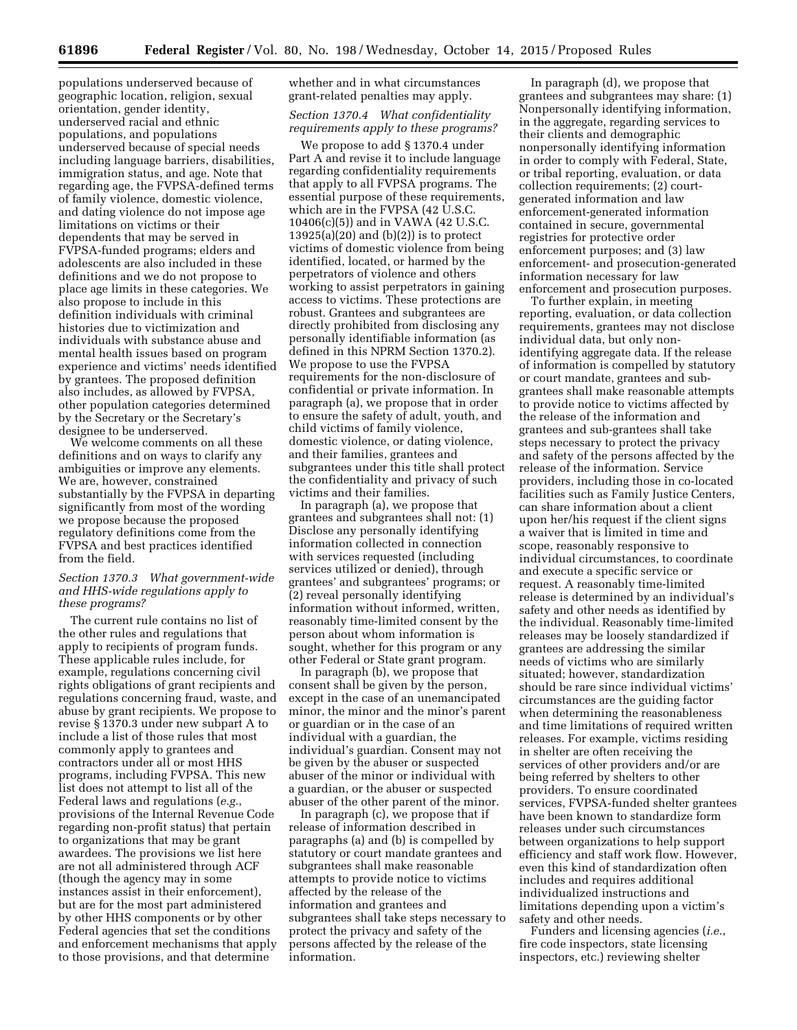populations underserved because of geographic location, religion, sexual orientation, gender identity, underserved racial and ethnic populations, and populations underserved because of special needs including language barriers, disabilities, immigration status, and age. Note that regarding age, the FVPSA-defined terms of family violence, domestic violence, and dating violence do not impose age limitations on victims or their dependents that may be served in FVPSA-funded programs; elders and adolescents are also included in these definitions and we do not propose to place age limits in these categories. We also propose to include in this definition individuals with criminal histories due to victimization and individuals with substance abuse and mental health issues based on program experience and victims' needs identified by grantees. The proposed definition also includes, as allowed by FVPSA, other population categories determined by the Secretary or the Secretary's designee to be underserved.

We welcome comments on all these definitions and on ways to clarify any ambiguities or improve any elements. We are, however, constrained substantially by the FVPSA in departing significantly from most of the wording we propose because the proposed regulatory definitions come from the FVPSA and best practices identified from the field.

### *Section 1370.3 What government-wide and HHS-wide regulations apply to these programs?*

The current rule contains no list of the other rules and regulations that apply to recipients of program funds. These applicable rules include, for example, regulations concerning civil rights obligations of grant recipients and regulations concerning fraud, waste, and abuse by grant recipients. We propose to revise § 1370.3 under new subpart A to include a list of those rules that most commonly apply to grantees and contractors under all or most HHS programs, including FVPSA. This new list does not attempt to list all of the Federal laws and regulations (*e.g.*, provisions of the Internal Revenue Code regarding non-profit status) that pertain to organizations that may be grant awardees. The provisions we list here are not all administered through ACF (though the agency may in some instances assist in their enforcement), but are for the most part administered by other HHS components or by other Federal agencies that set the conditions and enforcement mechanisms that apply to those provisions, and that determine whether and in what circumstances grant-related penalties may apply.

### *Section 1370.4 What confidentiality requirements apply to these programs?*

We propose to add § 1370.4 under Part A and revise it to include language regarding confidentiality requirements that apply to all FVPSA programs. The essential purpose of these requirements, which are in the FVPSA (42 U.S.C. 10406(c)(5)) and in VAWA (42 U.S.C. 13925(a)(20) and (b)(2)) is to protect victims of domestic violence from being identified, located, or harmed by the perpetrators of violence and others working to assist perpetrators in gaining access to victims. These protections are robust. Grantees and subgrantees are directly prohibited from disclosing any personally identifiable information (as defined in this NPRM Section 1370.2). We propose to use the FVPSA requirements for the non-disclosure of confidential or private information. In paragraph (a), we propose that in order to ensure the safety of adult, youth, and child victims of family violence, domestic violence, or dating violence, and their families, grantees and subgrantees under this title shall protect the confidentiality and privacy of such victims and their families.

In paragraph (b), we propose that grantees and subgrantees shall not: (1) Disclose any personally identifying information collected in connection with services requested (including services utilized or denied), through grantees' and subgrantees' programs; or (2) reveal personally identifying information without informed, written, reasonably time-limited consent by the person about whom information is sought, whether for this program or any other Federal or State grant program.

In paragraph (b), we propose that consent shall be given by the person, except in the case of an unemancipated minor, the minor and the minor's parent or guardian or in the case of an individual with a guardian, the individual's guardian. Consent may not be given by the abuser or suspected abuser of the minor or individual with a guardian, or the abuser or suspected abuser of the other parent of the minor.

In paragraph (c), we propose that if release of information described in paragraphs (a) and (b) is compelled by statutory or court mandate grantees and subgrantees shall make reasonable attempts to provide notice to victims affected by the release of the information and grantees and subgrantees shall take steps necessary to protect the privacy and safety of the persons affected by the release of the information.

In paragraph (d), we propose that grantees and subgrantees may share: (1) Nonpersonally identifying information, in the aggregate, regarding services to their clients and demographic nonpersonally identifying information in order to comply with Federal, State, or tribal reporting, evaluation, or data collection requirements; (2) court-generated information and law enforcement-generated information contained in secure, governmental registries for protective order enforcement purposes; and (3) law enforcement- and prosecution-generated information necessary for law enforcement and prosecution purposes.

To further explain, in meeting reporting, evaluation, or data collection requirements, grantees may not disclose individual data, but only non-identifying aggregate data. If the release of information is compelled by statutory or court mandate, grantees and sub-grantees shall make reasonable attempts to provide notice to victims affected by the release of the information and grantees and sub-grantees shall take steps necessary to protect the privacy and safety of the persons affected by the release of the information. Service providers, including those in co-located facilities such as Family Justice Centers, can share information about a client upon her/his request if the client signs a waiver that is limited in time and scope, reasonably responsive to individual circumstances, to coordinate and execute a specific service or request. A reasonably time-limited release is determined by an individual's safety and other needs as identified by the individual. Reasonably time-limited releases may be loosely standardized if grantees are addressing the similar needs of victims who are similarly situated; however, standardization should be rare since individual victims' circumstances are the guiding factor when determining the reasonableness and time limitations of required written releases. For example, victims residing in shelter are often receiving the services of other providers and/or are being referred by shelters to other providers. To ensure coordinated services, FVPSA-funded shelter grantees have been known to standardize form releases under such circumstances between organizations to help support efficiency and staff work flow. However, even this kind of standardization often includes and requires additional individualized instructions and limitations depending upon a victim's safety and other needs.

Funders and licensing agencies (*i.e.*, fire code inspectors, state licensing inspectors, etc.) reviewing shelter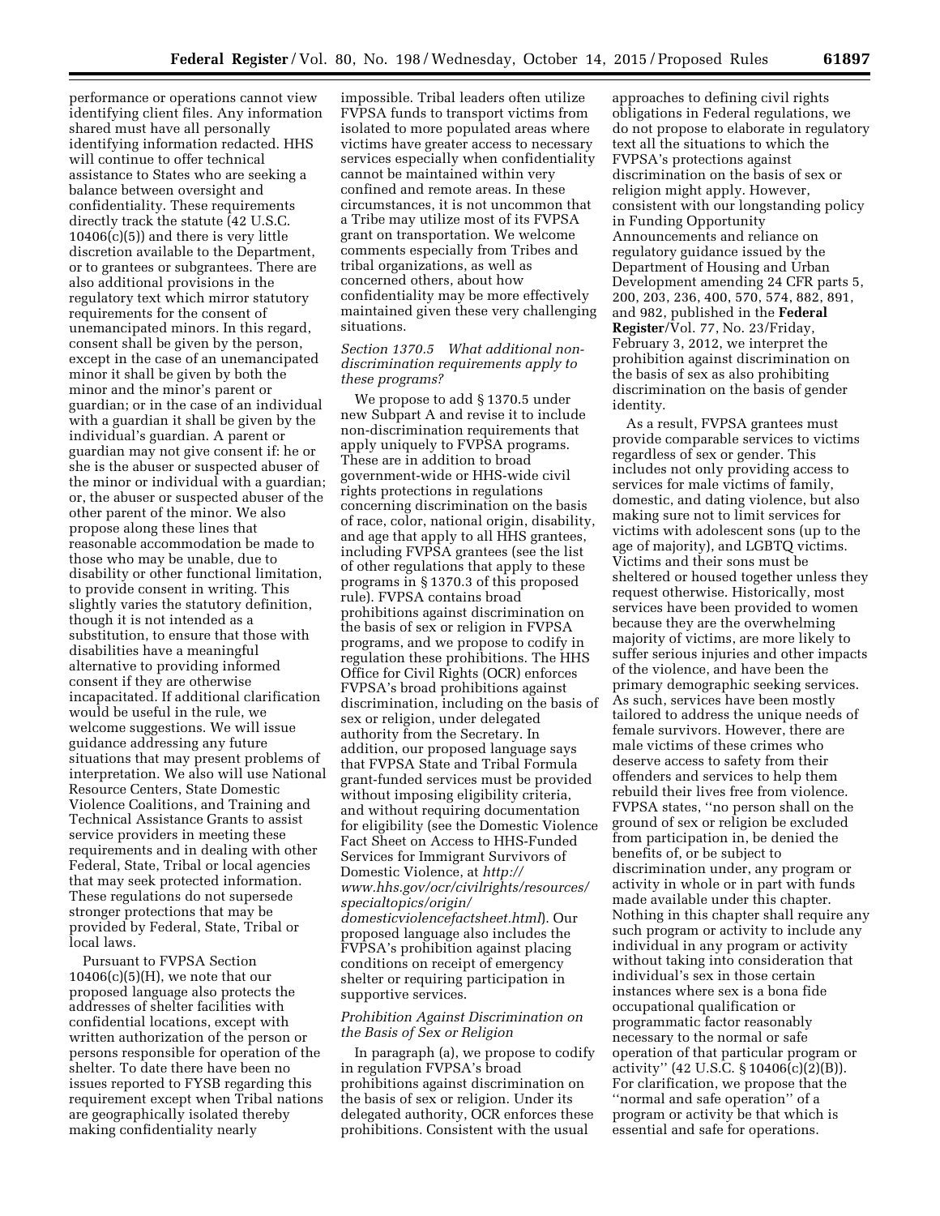performance or operations cannot view identifying client files. Any information shared must have all personally identifying information redacted. HHS will continue to offer technical assistance to States who are seeking a balance between oversight and confidentiality. These requirements directly track the statute (42 U.S.C. 10406(c)(5)) and there is very little discretion available to the Department, or to grantees or subgrantees. There are also additional provisions in the regulatory text which mirror statutory requirements for the consent of unemancipated minors. In this regard, consent shall be given by the person, except in the case of an unemancipated minor it shall be given by both the minor and the minor's parent or guardian; or in the case of an individual with a guardian it shall be given by the individual's guardian. A parent or guardian may not give consent if: he or she is the abuser or suspected abuser of the minor or individual with a guardian; or, the abuser or suspected abuser of the other parent of the minor. We also propose along these lines that reasonable accommodation be made to those who may be unable, due to disability or other functional limitation, to provide consent in writing. This slightly varies the statutory definition, though it is not intended as a substitution, to ensure that those with disabilities have a meaningful alternative to providing informed consent if they are otherwise incapacitated. If additional clarification would be useful in the rule, we welcome suggestions. We will issue guidance addressing any future situations that may present problems of interpretation. We also will use National Resource Centers, State Domestic Violence Coalitions, and Training and Technical Assistance Grants to assist service providers in meeting these requirements and in dealing with other Federal, State, Tribal or local agencies that may seek protected information. These regulations do not supersede stronger protections that may be provided by Federal, State, Tribal or local laws.

Pursuant to FVPSA Section 10406(c)(5)(H), we note that our proposed language also protects the addresses of shelter facilities with confidential locations, except with written authorization of the person or persons responsible for operation of the shelter. To date there have been no issues reported to FYSB regarding this requirement except when Tribal nations are geographically isolated thereby making confidentiality nearly impossible. Tribal leaders often utilize FVPSA funds to transport victims from isolated to more populated areas where victims have greater access to necessary services especially when confidentiality cannot be maintained within very confined and remote areas. In these circumstances, it is not uncommon that a Tribe may utilize most of its FVPSA grant on transportation. We welcome comments especially from Tribes and tribal organizations, as well as concerned others, about how confidentiality may be more effectively maintained given these very challenging situations.

*Section 1370.5 What additional non-discrimination requirements apply to these programs?*

We propose to add § 1370.5 under new Subpart A and revise it to include non-discrimination requirements that apply uniquely to FVPSA programs. These are in addition to broad government-wide or HHS-wide civil rights protections in regulations concerning discrimination on the basis of race, color, national origin, disability, and age that apply to all HHS grantees, including FVPSA grantees (see the list of other regulations that apply to these programs in § 1370.3 of this proposed rule). FVPSA contains broad prohibitions against discrimination on the basis of sex or religion in FVPSA programs, and we propose to codify in regulation these prohibitions. The HHS Office for Civil Rights (OCR) enforces FVPSA's broad prohibitions against discrimination, including on the basis of sex or religion, under delegated authority from the Secretary. In addition, our proposed language says that FVPSA State and Tribal Formula grant-funded services must be provided without imposing eligibility criteria, and without requiring documentation for eligibility (see the Domestic Violence Fact Sheet on Access to HHS-Funded Services for Immigrant Survivors of Domestic Violence, at *http://www.hhs.gov/ocr/civilrights/resources/specialtopics/origin/domesticviolencefactsheet.html*). Our proposed language also includes the FVPSA's prohibition against placing conditions on receipt of emergency shelter or requiring participation in supportive services.

*Prohibition Against Discrimination on the Basis of Sex or Religion*

In paragraph (a), we propose to codify in regulation FVPSA's broad prohibitions against discrimination on the basis of sex or religion. Under its delegated authority, OCR enforces these prohibitions. Consistent with the usual approaches to defining civil rights obligations in Federal regulations, we do not propose to elaborate in regulatory text all the situations to which the FVPSA's protections against discrimination on the basis of sex or religion might apply. However, consistent with our longstanding policy in Funding Opportunity Announcements and reliance on regulatory guidance issued by the Department of Housing and Urban Development amending 24 CFR parts 5, 200, 203, 236, 400, 570, 574, 882, 891, and 982, published in the **Federal Register**/Vol. 77, No. 23/Friday, February 3, 2012, we interpret the prohibition against discrimination on the basis of sex as also prohibiting discrimination on the basis of gender identity.

As a result, FVPSA grantees must provide comparable services to victims regardless of sex or gender. This includes not only providing access to services for male victims of family, domestic, and dating violence, but also making sure not to limit services for victims with adolescent sons (up to the age of majority), and LGBTQ victims. Victims and their sons must be sheltered or housed together unless they request otherwise. Historically, most services have been provided to women because they are the overwhelming majority of victims, are more likely to suffer serious injuries and other impacts of the violence, and have been the primary demographic seeking services. As such, services have been mostly tailored to address the unique needs of female survivors. However, there are male victims of these crimes who deserve access to safety from their offenders and services to help them rebuild their lives free from violence. FVPSA states, ''no person shall on the ground of sex or religion be excluded from participation in, be denied the benefits of, or be subject to discrimination under, any program or activity in whole or in part with funds made available under this chapter. Nothing in this chapter shall require any such program or activity to include any individual in any program or activity without taking into consideration that individual's sex in those certain instances where sex is a bona fide occupational qualification or programmatic factor reasonably necessary to the normal or safe operation of that particular program or activity'' (42 U.S.C. § 10406(c)(2)(B)). For clarification, we propose that the ''normal and safe operation'' of a program or activity be that which is essential and safe for operations.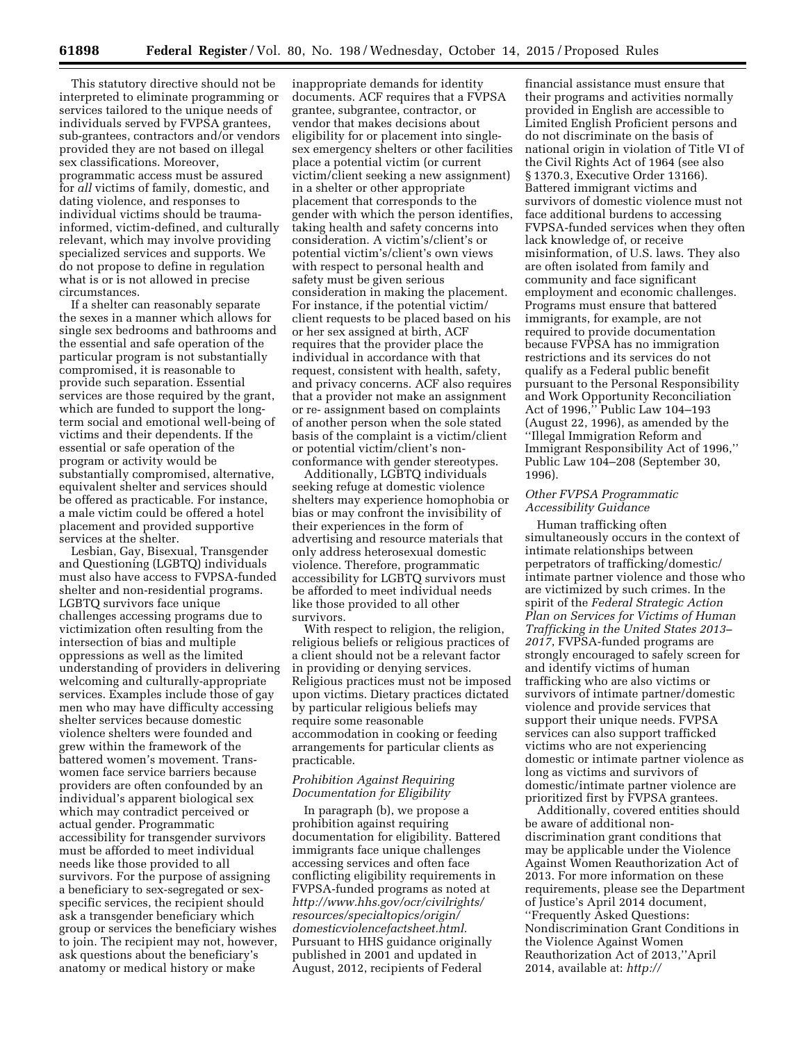This statutory directive should not be interpreted to eliminate programming or services tailored to the unique needs of individuals served by FVPSA grantees, sub-grantees, contractors and/or vendors provided they are not based on illegal sex classifications. Moreover, programmatic access must be assured for *all* victims of family, domestic, and dating violence, and responses to individual victims should be trauma-informed, victim-defined, and culturally relevant, which may involve providing specialized services and supports. We do not propose to define in regulation what is or is not allowed in precise circumstances.

If a shelter can reasonably separate the sexes in a manner which allows for single sex bedrooms and bathrooms and the essential and safe operation of the particular program is not substantially compromised, it is reasonable to provide such separation. Essential services are those required by the grant, which are funded to support the long-term social and emotional well-being of victims and their dependents. If the essential or safe operation of the program or activity would be substantially compromised, alternative, equivalent shelter and services should be offered as practicable. For instance, a male victim could be offered a hotel placement and provided supportive services at the shelter.

Lesbian, Gay, Bisexual, Transgender and Questioning (LGBTQ) individuals must also have access to FVPSA-funded shelter and non-residential programs. LGBTQ survivors face unique challenges accessing programs due to victimization often resulting from the intersection of bias and multiple oppressions as well as the limited understanding of providers in delivering welcoming and culturally-appropriate services. Examples include those of gay men who may have difficulty accessing shelter services because domestic violence shelters were founded and grew within the framework of the battered women's movement. Trans-women face service barriers because providers are often confounded by an individual's apparent biological sex which may contradict perceived or actual gender. Programmatic accessibility for transgender survivors must be afforded to meet individual needs like those provided to all survivors. For the purpose of assigning a beneficiary to sex-segregated or sex-specific services, the recipient should ask a transgender beneficiary which group or services the beneficiary wishes to join. The recipient may not, however, ask questions about the beneficiary's anatomy or medical history or make inappropriate demands for identity documents. ACF requires that a FVPSA grantee, subgrantee, contractor, or vendor that makes decisions about eligibility for or placement into single-sex emergency shelters or other facilities place a potential victim (or current victim/client seeking a new assignment) in a shelter or other appropriate placement that corresponds to the gender with which the person identifies, taking health and safety concerns into consideration. A victim's/client's or potential victim's/client's own views with respect to personal health and safety must be given serious consideration in making the placement. For instance, if the potential victim/client requests to be placed based on his or her sex assigned at birth, ACF requires that the provider place the individual in accordance with that request, consistent with health, safety, and privacy concerns. ACF also requires that a provider not make an assignment or re- assignment based on complaints of another person when the sole stated basis of the complaint is a victim/client or potential victim/client's non-conformance with gender stereotypes.

Additionally, LGBTQ individuals seeking refuge at domestic violence shelters may experience homophobia or bias or may confront the invisibility of their experiences in the form of advertising and resource materials that only address heterosexual domestic violence. Therefore, programmatic accessibility for LGBTQ survivors must be afforded to meet individual needs like those provided to all other survivors.

With respect to religion, the religion, religious beliefs or religious practices of a client should not be a relevant factor in providing or denying services. Religious practices must not be imposed upon victims. Dietary practices dictated by particular religious beliefs may require some reasonable accommodation in cooking or feeding arrangements for particular clients as practicable.

*Prohibition Against Requiring Documentation for Eligibility*

In paragraph (b), we propose a prohibition against requiring documentation for eligibility. Battered immigrants face unique challenges accessing services and often face conflicting eligibility requirements in FVPSA-funded programs as noted at *http://www.hhs.gov/ocr/civilrights/resources/specialtopics/origin/domesticviolencefactsheet.html*. Pursuant to HHS guidance originally published in 2001 and updated in August, 2012, recipients of Federal financial assistance must ensure that their programs and activities normally provided in English are accessible to Limited English Proficient persons and do not discriminate on the basis of national origin in violation of Title VI of the Civil Rights Act of 1964 (see also § 1370.3, Executive Order 13166). Battered immigrant victims and survivors of domestic violence must not face additional burdens to accessing FVPSA-funded services when they often lack knowledge of, or receive misinformation, of U.S. laws. They also are often isolated from family and community and face significant employment and economic challenges. Programs must ensure that battered immigrants, for example, are not required to provide documentation because FVPSA has no immigration restrictions and its services do not qualify as a Federal public benefit pursuant to the Personal Responsibility and Work Opportunity Reconciliation Act of 1996,'' Public Law 104–193 (August 22, 1996), as amended by the ''Illegal Immigration Reform and Immigrant Responsibility Act of 1996,'' Public Law 104–208 (September 30, 1996).

*Other FVPSA Programmatic Accessibility Guidance*

Human trafficking often simultaneously occurs in the context of intimate relationships between perpetrators of trafficking/domestic/intimate partner violence and those who are victimized by such crimes. In the spirit of the *Federal Strategic Action Plan on Services for Victims of Human Trafficking in the United States 2013–2017*, FVPSA-funded programs are strongly encouraged to safely screen for and identify victims of human trafficking who are also victims or survivors of intimate partner/domestic violence and provide services that support their unique needs. FVPSA services can also support trafficked victims who are not experiencing domestic or intimate partner violence as long as victims and survivors of domestic/intimate partner violence are prioritized first by FVPSA grantees.

Additionally, covered entities should be aware of additional non-discrimination grant conditions that may be applicable under the Violence Against Women Reauthorization Act of 2013. For more information on these requirements, please see the Department of Justice's April 2014 document, ''Frequently Asked Questions: Nondiscrimination Grant Conditions in the Violence Against Women Reauthorization Act of 2013,''April 2014, available at: *http://*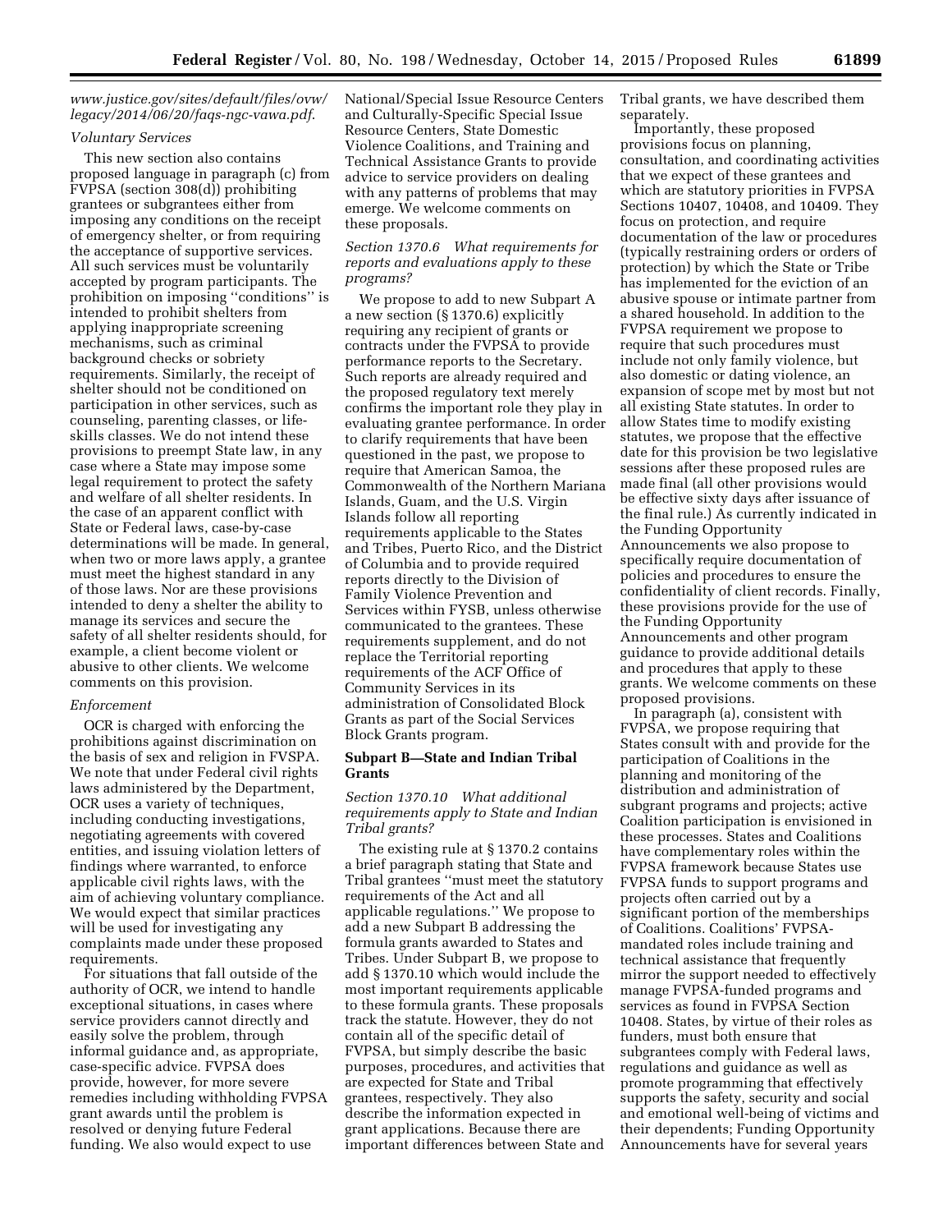*www.justice.gov/sites/default/files/ovw/legacy/2014/06/20/faqs-ngc-vawa.pdf*.

*Voluntary Services*

This new section also contains proposed language in paragraph (c) from FVPSA (section 308(d)) prohibiting grantees or subgrantees either from imposing any conditions on the receipt of emergency shelter, or from requiring the acceptance of supportive services. All such services must be voluntarily accepted by program participants. The prohibition on imposing ''conditions'' is intended to prohibit shelters from applying inappropriate screening mechanisms, such as criminal background checks or sobriety requirements. Similarly, the receipt of shelter should not be conditioned on participation in other services, such as counseling, parenting classes, or life-skills classes. We do not intend these provisions to preempt State law, in any case where a State may impose some legal requirement to protect the safety and welfare of all shelter residents. In the case of an apparent conflict with State or Federal laws, case-by-case determinations will be made. In general, when two or more laws apply, a grantee must meet the highest standard in any of those laws. Nor are these provisions intended to deny a shelter the ability to manage its services and secure the safety of all shelter residents should, for example, a client become violent or abusive to other clients. We welcome comments on this provision.

*Enforcement*

OCR is charged with enforcing the prohibitions against discrimination on the basis of sex and religion in FVSPA. We note that under Federal civil rights laws administered by the Department, OCR uses a variety of techniques, including conducting investigations, negotiating agreements with covered entities, and issuing violation letters of findings where warranted, to enforce applicable civil rights laws, with the aim of achieving voluntary compliance. We would expect that similar practices will be used for investigating any complaints made under these proposed requirements.

For situations that fall outside of the authority of OCR, we intend to handle exceptional situations, in cases where service providers cannot directly and easily solve the problem, through informal guidance and, as appropriate, case-specific advice. FVPSA does provide, however, for more severe remedies including withholding FVPSA grant awards until the problem is resolved or denying future Federal funding. We also would expect to use National/Special Issue Resource Centers and Culturally-Specific Special Issue Resource Centers, State Domestic Violence Coalitions, and Training and Technical Assistance Grants to provide advice to service providers on dealing with any patterns of problems that may emerge. We welcome comments on these proposals.

*Section 1370.6 What requirements for reports and evaluations apply to these programs?*

We propose to add to new Subpart A a new section (§ 1370.6) explicitly requiring any recipient of grants or contracts under the FVPSA to provide performance reports to the Secretary. Such reports are already required and the proposed regulatory text merely confirms the important role they play in evaluating grantee performance. In order to clarify requirements that have been questioned in the past, we propose to require that American Samoa, the Commonwealth of the Northern Mariana Islands, Guam, and the U.S. Virgin Islands follow all reporting requirements applicable to the States and Tribes, Puerto Rico, and the District of Columbia and to provide required reports directly to the Division of Family Violence Prevention and Services within FYSB, unless otherwise communicated to the grantees. These requirements supplement, and do not replace the Territorial reporting requirements of the ACF Office of Community Services in its administration of Consolidated Block Grants as part of the Social Services Block Grants program.

## Subpart B—State and Indian Tribal Grants

*Section 1370.10 What additional requirements apply to State and Indian Tribal grants?*

The existing rule at § 1370.2 contains a brief paragraph stating that State and Tribal grantees ''must meet the statutory requirements of the Act and all applicable regulations.'' We propose to add a new Subpart B addressing the formula grants awarded to States and Tribes. Under Subpart B, we propose to add § 1370.10 which would include the most important requirements applicable to these formula grants. These proposals track the statute. However, they do not contain all of the specific detail of FVPSA, but simply describe the basic purposes, procedures, and activities that are expected for State and Tribal grantees, respectively. They also describe the information expected in grant applications. Because there are important differences between State and Tribal grants, we have described them separately.

Importantly, these proposed provisions focus on planning, consultation, and coordinating activities that we expect of these grantees and which are statutory priorities in FVPSA Sections 10407, 10408, and 10409. They focus on protection, and require documentation of the law or procedures (typically restraining orders or orders of protection) by which the State or Tribe has implemented for the eviction of an abusive spouse or intimate partner from a shared household. In addition to the FVPSA requirement we propose to require that such procedures must include not only family violence, but also domestic or dating violence, an expansion of scope met by most but not all existing State statutes. In order to allow States time to modify existing statutes, we propose that the effective date for this provision be two legislative sessions after these proposed rules are made final (all other provisions would be effective sixty days after issuance of the final rule.) As currently indicated in the Funding Opportunity Announcements we also propose to specifically require documentation of policies and procedures to ensure the confidentiality of client records. Finally, these provisions provide for the use of the Funding Opportunity Announcements and other program guidance to provide additional details and procedures that apply to these grants. We welcome comments on these proposed provisions.

In paragraph (a), consistent with FVPSA, we propose requiring that States consult with and provide for the participation of Coalitions in the planning and monitoring of the distribution and administration of subgrant programs and projects; active Coalition participation is envisioned in these processes. States and Coalitions have complementary roles within the FVPSA framework because States use FVPSA funds to support programs and projects often carried out by a significant portion of the memberships of Coalitions. Coalitions' FVPSA-mandated roles include training and technical assistance that frequently mirror the support needed to effectively manage FVPSA-funded programs and services as found in FVPSA Section 10408. States, by virtue of their roles as funders, must both ensure that subgrantees comply with Federal laws, regulations and guidance as well as promote programming that effectively supports the safety, security and social and emotional well-being of victims and their dependents; Funding Opportunity Announcements have for several years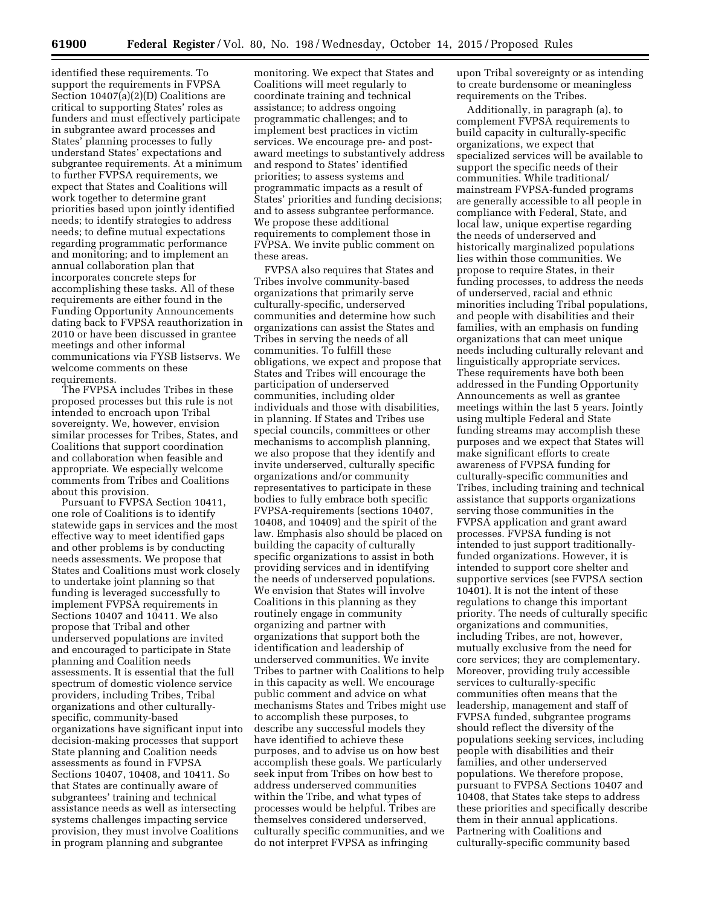identified these requirements. To support the requirements in FVPSA Section 10407(a)(2)(D) Coalitions are critical to supporting States' roles as funders and must effectively participate in subgrantee award processes and States' planning processes to fully understand States' expectations and subgrantee requirements. At a minimum to further FVPSA requirements, we expect that States and Coalitions will work together to determine grant priorities based upon jointly identified needs; to identify strategies to address needs; to define mutual expectations regarding programmatic performance and monitoring; and to implement an annual collaboration plan that incorporates concrete steps for accomplishing these tasks. All of these requirements are either found in the Funding Opportunity Announcements dating back to FVPSA reauthorization in 2010 or have been discussed in grantee meetings and other informal communications via FYSB listservs. We welcome comments on these requirements.

The FVPSA includes Tribes in these proposed processes but this rule is not intended to encroach upon Tribal sovereignty. We, however, envision similar processes for Tribes, States, and Coalitions that support coordination and collaboration when feasible and appropriate. We especially welcome comments from Tribes and Coalitions about this provision.

Pursuant to FVPSA Section 10411, one role of Coalitions is to identify statewide gaps in services and the most effective way to meet identified gaps and other problems is by conducting needs assessments. We propose that States and Coalitions must work closely to undertake joint planning so that funding is leveraged successfully to implement FVPSA requirements in Sections 10407 and 10411. We also propose that Tribal and other underserved populations are invited and encouraged to participate in State planning and Coalition needs assessments. It is essential that the full spectrum of domestic violence service providers, including Tribes, Tribal organizations and other culturally-specific, community-based organizations have significant input into decision-making processes that support State planning and Coalition needs assessments as found in FVPSA Sections 10407, 10408, and 10411. So that States are continually aware of subgrantees' training and technical assistance needs as well as intersecting systems challenges impacting service provision, they must involve Coalitions in program planning and subgrantee monitoring. We expect that States and Coalitions will meet regularly to coordinate training and technical assistance; to address ongoing programmatic challenges; and to implement best practices in victim services. We encourage pre- and post-award meetings to substantively address and respond to States' identified priorities; to assess systems and programmatic impacts as a result of States' priorities and funding decisions; and to assess subgrantee performance. We propose these additional requirements to complement those in FVPSA. We invite public comment on these areas.

FVPSA also requires that States and Tribes involve community-based organizations that primarily serve culturally-specific, underserved communities and determine how such organizations can assist the States and Tribes in serving the needs of all communities. To fulfill these obligations, we expect and propose that States and Tribes will encourage the participation of underserved communities, including older individuals and those with disabilities, in planning. If States and Tribes use special councils, committees or other mechanisms to accomplish planning, we also propose that they identify and invite underserved, culturally specific organizations and/or community representatives to participate in these bodies to fully embrace both specific FVPSA-requirements (sections 10407, 10408, and 10409) and the spirit of the law. Emphasis also should be placed on building the capacity of culturally specific organizations to assist in both providing services and in identifying the needs of underserved populations. We envision that States will involve Coalitions in this planning as they routinely engage in community organizing and partner with organizations that support both the identification and leadership of underserved communities. We invite Tribes to partner with Coalitions to help in this capacity as well. We encourage public comment and advice on what mechanisms States and Tribes might use to accomplish these purposes, to describe any successful models they have identified to achieve these purposes, and to advise us on how best accomplish these goals. We particularly seek input from Tribes on how best to address underserved communities within the Tribe, and what types of processes would be helpful. Tribes are themselves considered underserved, culturally specific communities, and we do not interpret FVPSA as infringing upon Tribal sovereignty or as intending to create burdensome or meaningless requirements on the Tribes.

Additionally, in paragraph (a), to complement FVPSA requirements to build capacity in culturally-specific organizations, we expect that specialized services will be available to support the specific needs of their communities. While traditional/mainstream FVPSA-funded programs are generally accessible to all people in compliance with Federal, State, and local law, unique expertise regarding the needs of underserved and historically marginalized populations lies within those communities. We propose to require States, in their funding processes, to address the needs of underserved, racial and ethnic minorities including Tribal populations, and people with disabilities and their families, with an emphasis on funding organizations that can meet unique needs including culturally relevant and linguistically appropriate services. These requirements have both been addressed in the Funding Opportunity Announcements as well as grantee meetings within the last 5 years. Jointly using multiple Federal and State funding streams may accomplish these purposes and we expect that States will make significant efforts to create awareness of FVPSA funding for culturally-specific communities and Tribes, including training and technical assistance that supports organizations serving those communities in the FVPSA application and grant award processes. FVPSA funding is not intended to just support traditionally-funded organizations. However, it is intended to support core shelter and supportive services (see FVPSA section 10401). It is not the intent of these regulations to change this important priority. The needs of culturally specific organizations and communities, including Tribes, are not, however, mutually exclusive from the need for core services; they are complementary. Moreover, providing truly accessible services to culturally-specific communities often means that the leadership, management and staff of FVPSA funded, subgrantee programs should reflect the diversity of the populations seeking services, including people with disabilities and their families, and other underserved populations. We therefore propose, pursuant to FVPSA Sections 10407 and 10408, that States take steps to address these priorities and specifically describe them in their annual applications. Partnering with Coalitions and culturally-specific community based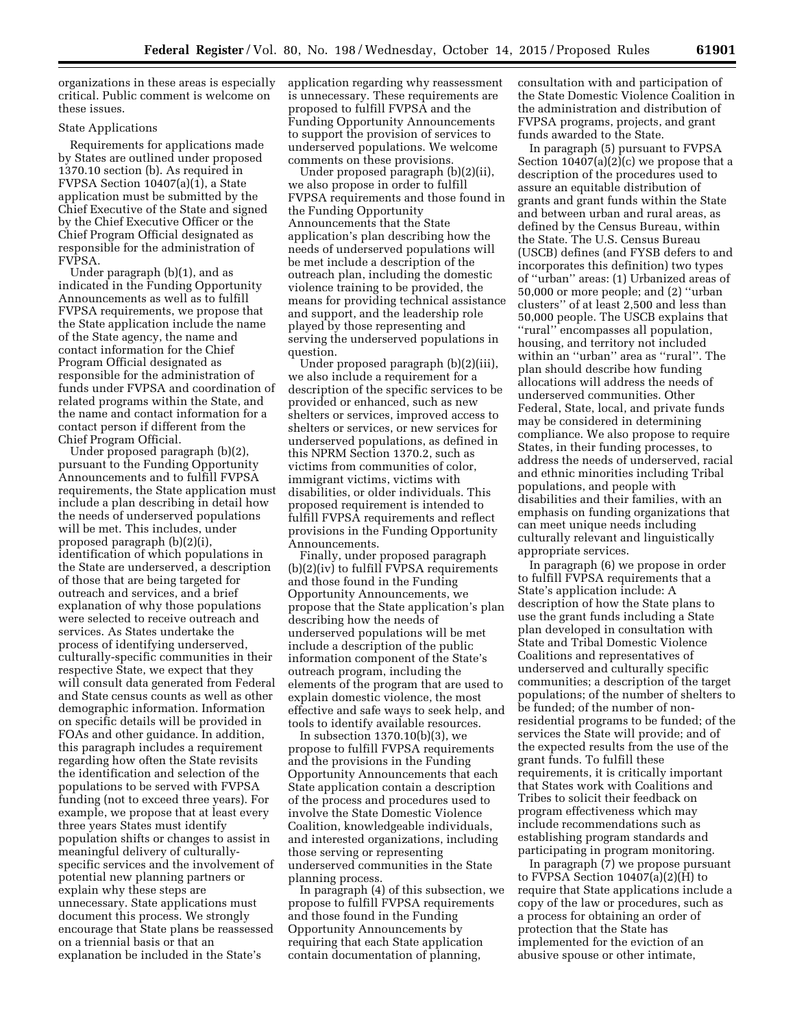organizations in these areas is especially critical. Public comment is welcome on these issues.

State Applications

Requirements for applications made by States are outlined under proposed 1370.10 section (b). As required in FVPSA Section 10407(a)(1), a State application must be submitted by the Chief Executive of the State and signed by the Chief Executive Officer or the Chief Program Official designated as responsible for the administration of FVPSA.

Under paragraph (b)(1), and as indicated in the Funding Opportunity Announcements as well as to fulfill FVPSA requirements, we propose that the State application include the name of the State agency, the name and contact information for the Chief Program Official designated as responsible for the administration of funds under FVPSA and coordination of related programs within the State, and the name and contact information for a contact person if different from the Chief Program Official.

Under proposed paragraph (b)(2), pursuant to the Funding Opportunity Announcements and to fulfill FVPSA requirements, the State application must include a plan describing in detail how the needs of underserved populations will be met. This includes, under proposed paragraph (b)(2)(i), identification of which populations in the State are underserved, a description of those that are being targeted for outreach and services, and a brief explanation of why those populations were selected to receive outreach and services. As States undertake the process of identifying underserved, culturally-specific communities in their respective State, we expect that they will consult data generated from Federal and State census counts as well as other demographic information. Information on specific details will be provided in FOAs and other guidance. In addition, this paragraph includes a requirement regarding how often the State revisits the identification and selection of the populations to be served with FVPSA funding (not to exceed three years). For example, we propose that at least every three years States must identify population shifts or changes to assist in meaningful delivery of culturally-specific services and the involvement of potential new planning partners or explain why these steps are unnecessary. State applications must document this process. We strongly encourage that State plans be reassessed on a triennial basis or that an explanation be included in the State's application regarding why reassessment is unnecessary. These requirements are proposed to fulfill FVPSA and the Funding Opportunity Announcements to support the provision of services to underserved populations. We welcome comments on these provisions.

Under proposed paragraph (b)(2)(ii), we also propose in order to fulfill FVPSA requirements and those found in the Funding Opportunity Announcements that the State application's plan describing how the needs of underserved populations will be met include a description of the outreach plan, including the domestic violence training to be provided, the means for providing technical assistance and support, and the leadership role played by those representing and serving the underserved populations in question.

Under proposed paragraph (b)(2)(iii), we also include a requirement for a description of the specific services to be provided or enhanced, such as new shelters or services, improved access to shelters or services, or new services for underserved populations, as defined in this NPRM Section 1370.2, such as victims from communities of color, immigrant victims, victims with disabilities, or older individuals. This proposed requirement is intended to fulfill FVPSA requirements and reflect provisions in the Funding Opportunity Announcements.

Finally, under proposed paragraph (b)(2)(iv) to fulfill FVPSA requirements and those found in the Funding Opportunity Announcements, we propose that the State application's plan describing how the needs of underserved populations will be met include a description of the public information component of the State's outreach program, including the elements of the program that are used to explain domestic violence, the most effective and safe ways to seek help, and tools to identify available resources.

In subsection 1370.10(b)(3), we propose to fulfill FVPSA requirements and the provisions in the Funding Opportunity Announcements that each State application contain a description of the process and procedures used to involve the State Domestic Violence Coalition, knowledgeable individuals, and interested organizations, including those serving or representing underserved communities in the State planning process.

In paragraph (4) of this subsection, we propose to fulfill FVPSA requirements and those found in the Funding Opportunity Announcements by requiring that each State application contain documentation of planning, consultation with and participation of the State Domestic Violence Coalition in the administration and distribution of FVPSA programs, projects, and grant funds awarded to the State.

In paragraph (5) pursuant to FVPSA Section 10407(a)(2)(c) we propose that a description of the procedures used to assure an equitable distribution of grants and grant funds within the State and between urban and rural areas, as defined by the Census Bureau, within the State. The U.S. Census Bureau (USCB) defines (and FYSB defers to and incorporates this definition) two types of ''urban'' areas: (1) Urbanized areas of 50,000 or more people; and (2) ''urban clusters'' of at least 2,500 and less than 50,000 people. The USCB explains that ''rural'' encompasses all population, housing, and territory not included within an ''urban'' area as ''rural''. The plan should describe how funding allocations will address the needs of underserved communities. Other Federal, State, local, and private funds may be considered in determining compliance. We also propose to require States, in their funding processes, to address the needs of underserved, racial and ethnic minorities including Tribal populations, and people with disabilities and their families, with an emphasis on funding organizations that can meet unique needs including culturally relevant and linguistically appropriate services.

In paragraph (6) we propose in order to fulfill FVPSA requirements that a State's application include: A description of how the State plans to use the grant funds including a State plan developed in consultation with State and Tribal Domestic Violence Coalitions and representatives of underserved and culturally specific communities; a description of the target populations; of the number of shelters to be funded; of the number of non-residential programs to be funded; of the services the State will provide; and of the expected results from the use of the grant funds. To fulfill these requirements, it is critically important that States work with Coalitions and Tribes to solicit their feedback on program effectiveness which may include recommendations such as establishing program standards and participating in program monitoring.

In paragraph (7) we propose pursuant to FVPSA Section 10407(a)(2)(H) to require that State applications include a copy of the law or procedures, such as a process for obtaining an order of protection that the State has implemented for the eviction of an abusive spouse or other intimate,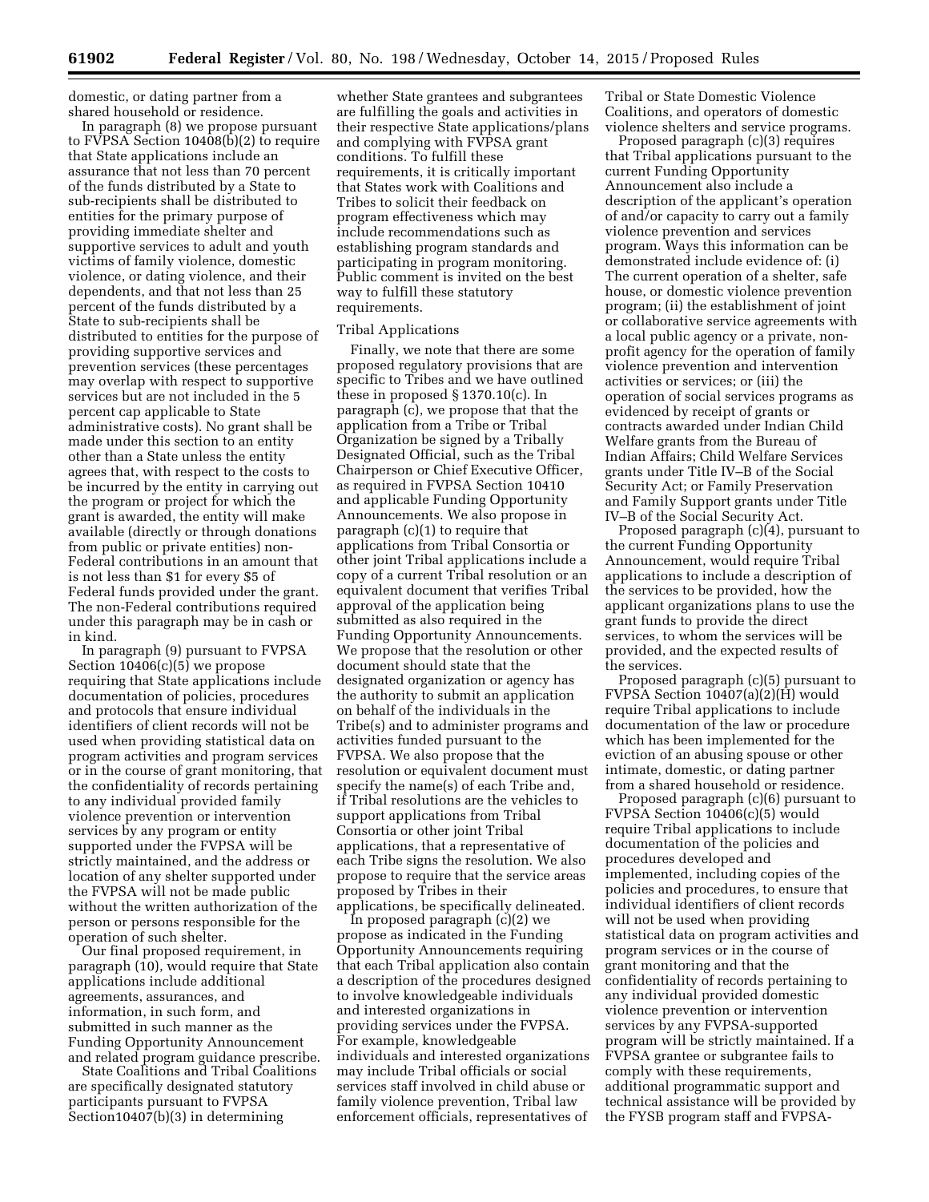domestic, or dating partner from a shared household or residence.

In paragraph (8) we propose pursuant to FVPSA Section 10408(b)(2) to require that State applications include an assurance that not less than 70 percent of the funds distributed by a State to sub-recipients shall be distributed to entities for the primary purpose of providing immediate shelter and supportive services to adult and youth victims of family violence, domestic violence, or dating violence, and their dependents, and that not less than 25 percent of the funds distributed by a State to sub-recipients shall be distributed to entities for the purpose of providing supportive services and prevention services (these percentages may overlap with respect to supportive services but are not included in the 5 percent cap applicable to State administrative costs). No grant shall be made under this section to an entity other than a State unless the entity agrees that, with respect to the costs to be incurred by the entity in carrying out the program or project for which the grant is awarded, the entity will make available (directly or through donations from public or private entities) non-Federal contributions in an amount that is not less than $1 for every $5 of Federal funds provided under the grant. The non-Federal contributions required under this paragraph may be in cash or in kind.

In paragraph (9) pursuant to FVPSA Section 10406(c)(5) we propose requiring that State applications include documentation of policies, procedures and protocols that ensure individual identifiers of client records will not be used when providing statistical data on program activities and program services or in the course of grant monitoring, that the confidentiality of records pertaining to any individual provided family violence prevention or intervention services by any program or entity supported under the FVPSA will be strictly maintained, and the address or location of any shelter supported under the FVPSA will not be made public without the written authorization of the person or persons responsible for the operation of such shelter.

Our final proposed requirement, in paragraph (10), would require that State applications include additional agreements, assurances, and information, in such form, and submitted in such manner as the Funding Opportunity Announcement and related program guidance prescribe.

State Coalitions and Tribal Coalitions are specifically designated statutory participants pursuant to FVPSA Section10407(b)(3) in determining whether State grantees and subgrantees are fulfilling the goals and activities in their respective State applications/plans and complying with FVPSA grant conditions. To fulfill these requirements, it is critically important that States work with Coalitions and Tribes to solicit their feedback on program effectiveness which may include recommendations such as establishing program standards and participating in program monitoring. Public comment is invited on the best way to fulfill these statutory requirements.

Tribal Applications

Finally, we note that there are some proposed regulatory provisions that are specific to Tribes and we have outlined these in proposed § 1370.10(c). In paragraph (c), we propose that the application from a Tribe or Tribal Organization be signed by a Tribally Designated Official, such as the Tribal Chairperson or Chief Executive Officer, as required in FVPSA Section 10410 and applicable Funding Opportunity Announcements. We also propose in paragraph (c)(1) to require that applications from Tribal Consortia or other joint Tribal applications include a copy of a current Tribal resolution or an equivalent document that verifies Tribal approval of the application being submitted as also required in the Funding Opportunity Announcements. We propose that the resolution or other document should state that the designated organization or agency has the authority to submit an application on behalf of the individuals in the Tribe(s) and to administer programs and activities funded pursuant to the FVPSA. We also propose that the resolution or equivalent document must specify the name(s) of each Tribe and, if Tribal resolutions are the vehicles to support applications from Tribal Consortia or other joint Tribal applications, that a representative of each Tribe signs the resolution. We also propose to require that the service areas proposed by Tribes in their applications, be specifically delineated.

In proposed paragraph (c)(2) we propose as indicated in the Funding Opportunity Announcements requiring that each Tribal application also contain a description of the procedures designed to involve knowledgeable individuals and interested organizations in providing services under the FVPSA. For example, knowledgeable individuals and interested organizations may include Tribal officials or social services staff involved in child abuse or family violence prevention, Tribal law enforcement officials, representatives of Tribal or State Domestic Violence Coalitions, and operators of domestic violence shelters and service programs.

Proposed paragraph (c)(3) requires that Tribal applications pursuant to the current Funding Opportunity Announcement also include a description of the applicant's operation of and/or capacity to carry out a family violence prevention and services program. Ways this information can be demonstrated include evidence of: (i) The current operation of a shelter, safe house, or domestic violence prevention program; (ii) the establishment of joint or collaborative service agreements with a local public agency or a private, non-profit agency for the operation of family violence prevention and intervention activities or services; or (iii) the operation of social services programs as evidenced by receipt of grants or contracts awarded under Indian Child Welfare grants from the Bureau of Indian Affairs; Child Welfare Services grants under Title IV–B of the Social Security Act; or Family Preservation and Family Support grants under Title IV–B of the Social Security Act.

Proposed paragraph (c)(4), pursuant to the current Funding Opportunity Announcement, would require Tribal applications to include a description of the services to be provided, how the applicant organizations plans to use the grant funds to provide the direct services, to whom the services will be provided, and the expected results of the services.

Proposed paragraph (c)(5) pursuant to FVPSA Section 10407(a)(2)(H) would require Tribal applications to include documentation of the law or procedure which has been implemented for the eviction of an abusing spouse or other intimate, domestic, or dating partner from a shared household or residence.

Proposed paragraph (c)(6) pursuant to FVPSA Section 10406(c)(5) would require Tribal applications to include documentation of the policies and procedures developed and implemented, including copies of the policies and procedures, to ensure that individual identifiers of client records will not be used when providing statistical data on program activities and program services or in the course of grant monitoring and that the confidentiality of records pertaining to any individual provided domestic violence prevention or intervention services by any FVPSA-supported program will be strictly maintained. If a FVPSA grantee or subgrantee fails to comply with these requirements, additional programmatic support and technical assistance will be provided by the FYSB program staff and FVPSA-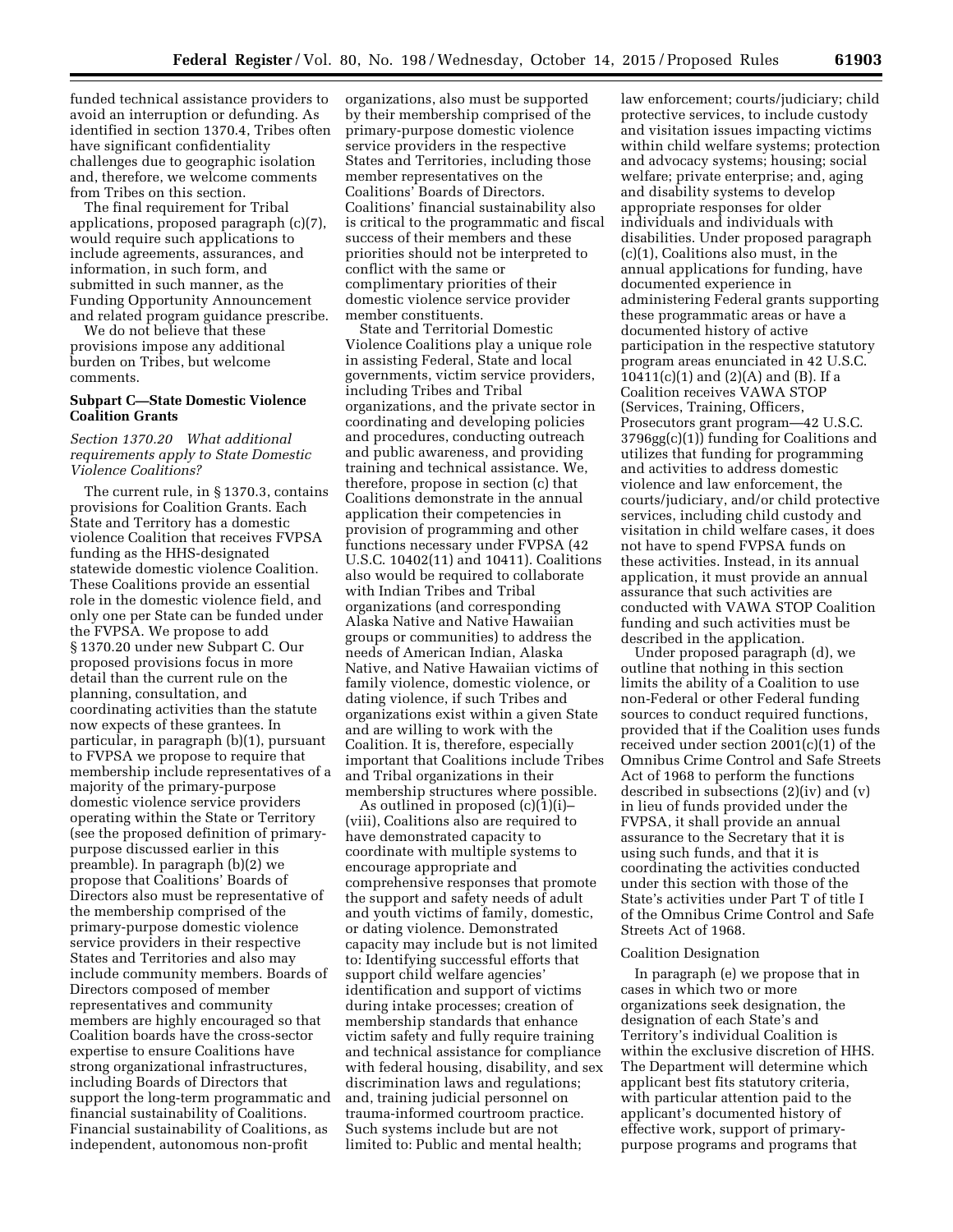funded technical assistance providers to avoid an interruption or defunding. As identified in section 1370.4, Tribes often have significant confidentiality challenges due to geographic isolation and, therefore, we welcome comments from Tribes on this section.

The final requirement for Tribal applications, proposed paragraph (c)(7), would require such applications to include agreements, assurances, and information, in such form, and submitted in such manner, as the Funding Opportunity Announcement and related program guidance prescribe.

We do not believe that these provisions impose any additional burden on Tribes, but welcome comments.

### Subpart C—State Domestic Violence Coalition Grants

*Section 1370.20 What additional requirements apply to State Domestic Violence Coalitions?*

The current rule, in § 1370.3, contains provisions for Coalition Grants. Each State and Territory has a domestic violence Coalition that receives FVPSA funding as the HHS-designated statewide domestic violence Coalition. These Coalitions provide an essential role in the domestic violence field, and only one per State can be funded under the FVPSA. We propose to add § 1370.20 under new Subpart C. Our proposed provisions focus in more detail than the current rule on the planning, consultation, and coordinating activities than the statute now expects of these grantees. In particular, in paragraph (b)(1), pursuant to FVPSA we propose to require that membership include representatives of a majority of the primary-purpose domestic violence service providers operating within the State or Territory (see the proposed definition of primary-purpose discussed earlier in this preamble). In paragraph (b)(2) we propose that Coalitions' Boards of Directors also must be representative of the membership comprised of the primary-purpose domestic violence service providers in their respective States and Territories and also may include community members. Boards of Directors composed of member representatives and community members are highly encouraged so that Coalition boards have the cross-sector expertise to ensure Coalitions have strong organizational infrastructures, including Boards of Directors that support the long-term programmatic and financial sustainability of Coalitions. Financial sustainability of Coalitions, as independent, autonomous non-profit organizations, also must be supported by their membership comprised of the primary-purpose domestic violence service providers in the respective States and Territories, including those member representatives on the Coalitions' Boards of Directors. Coalitions' financial sustainability also is critical to the programmatic and fiscal success of their members and these priorities should not be interpreted to conflict with the same or complimentary priorities of their domestic violence service provider member constituents.

State and Territorial Domestic Violence Coalitions play a unique role in assisting Federal, State and local governments, victim service providers, including Tribes and Tribal organizations, and the private sector in coordinating and developing policies and procedures, conducting outreach and public awareness, and providing training and technical assistance. We, therefore, propose in section (c) that Coalitions demonstrate in the annual application their competencies in provision of programming and other functions necessary under FVPSA (42 U.S.C. 10402(11) and 10411). Coalitions also would be required to collaborate with Indian Tribes and Tribal organizations (and corresponding Alaska Native and Native Hawaiian groups or communities) to address the needs of American Indian, Alaska Native, and Native Hawaiian victims of family violence, domestic violence, or dating violence, if such Tribes and organizations exist within a given State and are willing to work with the Coalition. It is, therefore, especially important that Coalitions include Tribes and Tribal organizations in their membership structures where possible.

As outlined in proposed (c)(1)(i)–(viii), Coalitions also are required to have demonstrated capacity to coordinate with multiple systems to encourage appropriate and comprehensive responses that promote the support and safety needs of adult and youth victims of family, domestic, or dating violence. Demonstrated capacity may include but is not limited to: Identifying successful efforts that support child welfare agencies' identification and support of victims during intake processes; creation of membership standards that enhance victim safety and fully require training and technical assistance for compliance with federal housing, disability, and sex discrimination laws and regulations; and, training judicial personnel on trauma-informed courtroom practice. Such systems include but are not limited to: Public and mental health; law enforcement; courts/judiciary; child protective services, to include custody and visitation issues impacting victims within child welfare systems; protection and advocacy systems; housing; social welfare; private enterprise; and, aging and disability systems to develop appropriate responses for older individuals and individuals with disabilities. Under proposed paragraph (c)(1), Coalitions also must, in the annual applications for funding, have documented experience in administering Federal grants supporting these programmatic areas or have a documented history of active participation in the respective statutory program areas enunciated in 42 U.S.C. 10411(c)(1) and (2)(A) and (B). If a Coalition receives VAWA STOP (Services, Training, Officers, Prosecutors grant program—42 U.S.C. 3796gg(c)(1)) funding for Coalitions and utilizes that funding for programming and activities to address domestic violence and law enforcement, the courts/judiciary, and/or child protective services, including child custody and visitation in child welfare cases, it does not have to spend FVPSA funds on these activities. Instead, in its annual application, it must provide an annual assurance that such activities are conducted with VAWA STOP Coalition funding and such activities must be described in the application.

Under proposed paragraph (d), we outline that nothing in this section limits the ability of a Coalition to use non-Federal or other Federal funding sources to conduct required functions, provided that if the Coalition uses funds received under section 2001(c)(1) of the Omnibus Crime Control and Safe Streets Act of 1968 to perform the functions described in subsections (2)(iv) and (v) in lieu of funds provided under the FVPSA, it shall provide an annual assurance to the Secretary that it is using such funds, and that it is coordinating the activities conducted under this section with those of the State's activities under Part T of title I of the Omnibus Crime Control and Safe Streets Act of 1968.

Coalition Designation

In paragraph (e) we propose that in cases in which two or more organizations seek designation, the designation of each State's and Territory's individual Coalition is within the exclusive discretion of HHS. The Department will determine which applicant best fits statutory criteria, with particular attention paid to the applicant's documented history of effective work, support of primary-purpose programs and programs that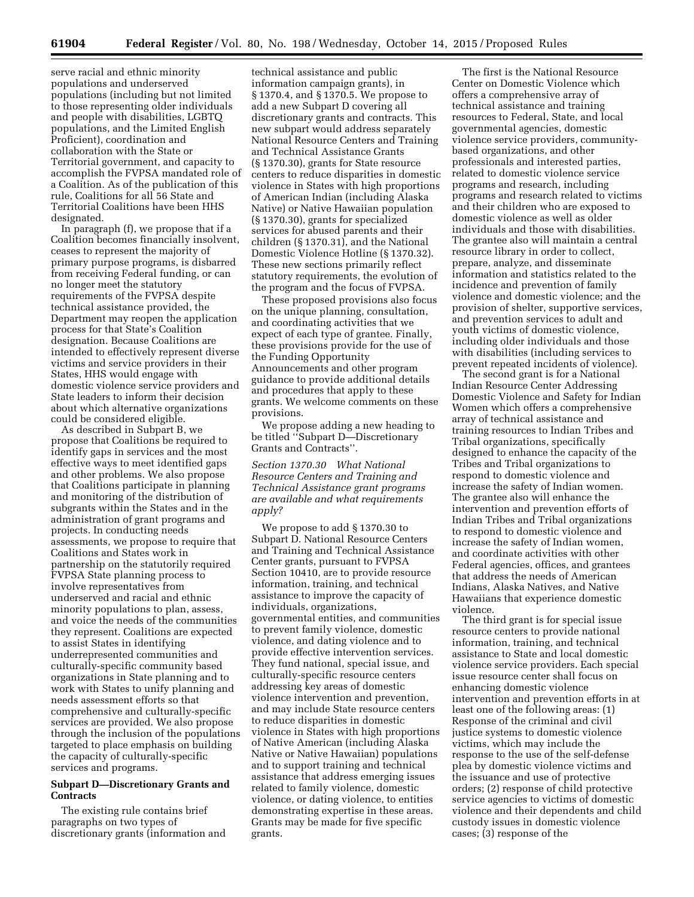serve racial and ethnic minority populations and underserved populations (including but not limited to those representing older individuals and people with disabilities, LGBTQ populations, and the Limited English Proficient), coordination and collaboration with the State or Territorial government, and capacity to accomplish the FVPSA mandated role of a Coalition. As of the publication of this rule, Coalitions for all 56 State and Territorial Coalitions have been HHS designated.

In paragraph (f), we propose that if a Coalition becomes financially insolvent, ceases to represent the majority of primary purpose programs, is disbarred from receiving Federal funding, or can no longer meet the statutory requirements of the FVPSA despite technical assistance provided, the Department may reopen the application process for that State's Coalition designation. Because Coalitions are intended to effectively represent diverse victims and service providers in their States, HHS would engage with domestic violence service providers and State leaders to inform their decision about which alternative organizations could be considered eligible.

As described in Subpart B, we propose that Coalitions be required to identify gaps in services and the most effective ways to meet identified gaps and other problems. We also propose that Coalitions participate in planning and monitoring of the distribution of subgrants within the States and in the administration of grant programs and projects. In conducting needs assessments, we propose to require that Coalitions and States work in partnership on the statutorily required FVPSA State planning process to involve representatives from underserved and racial and ethnic minority populations to plan, assess, and voice the needs of the communities they represent. Coalitions are expected to assist States in identifying underrepresented communities and culturally-specific community based organizations in State planning and to work with States to unify planning and needs assessment efforts so that comprehensive and culturally-specific services are provided. We also propose through the inclusion of the populations targeted to place emphasis on building the capacity of culturally-specific services and programs.

## Subpart D—Discretionary Grants and Contracts

The existing rule contains brief paragraphs on two types of discretionary grants (information and technical assistance and public information campaign grants), in § 1370.4, and § 1370.5. We propose to add a new Subpart D covering all discretionary grants and contracts. This new subpart would address separately National Resource Centers and Training and Technical Assistance Grants (§ 1370.30), grants for State resource centers to reduce disparities in domestic violence in States with high proportions of American Indian (including Alaska Native) or Native Hawaiian population (§ 1370.30), grants for specialized services for abused parents and their children (§ 1370.31), and the National Domestic Violence Hotline (§ 1370.32). These new sections primarily reflect statutory requirements, the evolution of the program and the focus of FVPSA.

These proposed provisions also focus on the unique planning, consultation, and coordinating activities that we expect of each type of grantee. Finally, these provisions provide for the use of the Funding Opportunity Announcements and other program guidance to provide additional details and procedures that apply to these grants. We welcome comments on these provisions.

We propose adding a new heading to be titled "Subpart D—Discretionary Grants and Contracts".

### *Section 1370.30 What National Resource Centers and Training and Technical Assistance grant programs are available and what requirements apply?*

We propose to add § 1370.30 to Subpart D. National Resource Centers and Training and Technical Assistance Center grants, pursuant to FVPSA Section 10410, are to provide resource information, training, and technical assistance to improve the capacity of individuals, organizations, governmental entities, and communities to prevent family violence, domestic violence, and dating violence and to provide effective intervention services. They fund national, special issue, and culturally-specific resource centers addressing key areas of domestic violence intervention and prevention, and may include State resource centers to reduce disparities in domestic violence in States with high proportions of Native American (including Alaska Native or Native Hawaiian) populations and to support training and technical assistance that address emerging issues related to family violence, domestic violence, or dating violence, to entities demonstrating expertise in these areas. Grants may be made for five specific grants.

The first is the National Resource Center on Domestic Violence which offers a comprehensive array of technical assistance and training resources to Federal, State, and local governmental agencies, domestic violence service providers, community-based organizations, and other professionals and interested parties, related to domestic violence service programs and research, including programs and research related to victims and their children who are exposed to domestic violence as well as older individuals and those with disabilities. The grantee also will maintain a central resource library in order to collect, prepare, analyze, and disseminate information and statistics related to the incidence and prevention of family violence and domestic violence; and the provision of shelter, supportive services, and prevention services to adult and youth victims of domestic violence, including older individuals and those with disabilities (including services to prevent repeated incidents of violence).

The second grant is for a National Indian Resource Center Addressing Domestic Violence and Safety for Indian Women which offers a comprehensive array of technical assistance and training resources to Indian Tribes and Tribal organizations, specifically designed to enhance the capacity of the Tribes and Tribal organizations to respond to domestic violence and increase the safety of Indian women. The grantee also will enhance the intervention and prevention efforts of Indian Tribes and Tribal organizations to respond to domestic violence and increase the safety of Indian women, and coordinate activities with other Federal agencies, offices, and grantees that address the needs of American Indians, Alaska Natives, and Native Hawaiians that experience domestic violence.

The third grant is for special issue resource centers to provide national information, training, and technical assistance to State and local domestic violence service providers. Each special issue resource center shall focus on enhancing domestic violence intervention and prevention efforts in at least one of the following areas: (1) Response of the criminal and civil justice systems to domestic violence victims, which may include the response to the use of the self-defense plea by domestic violence victims and the issuance and use of protective orders; (2) response of child protective service agencies to victims of domestic violence and their dependents and child custody issues in domestic violence cases; (3) response of the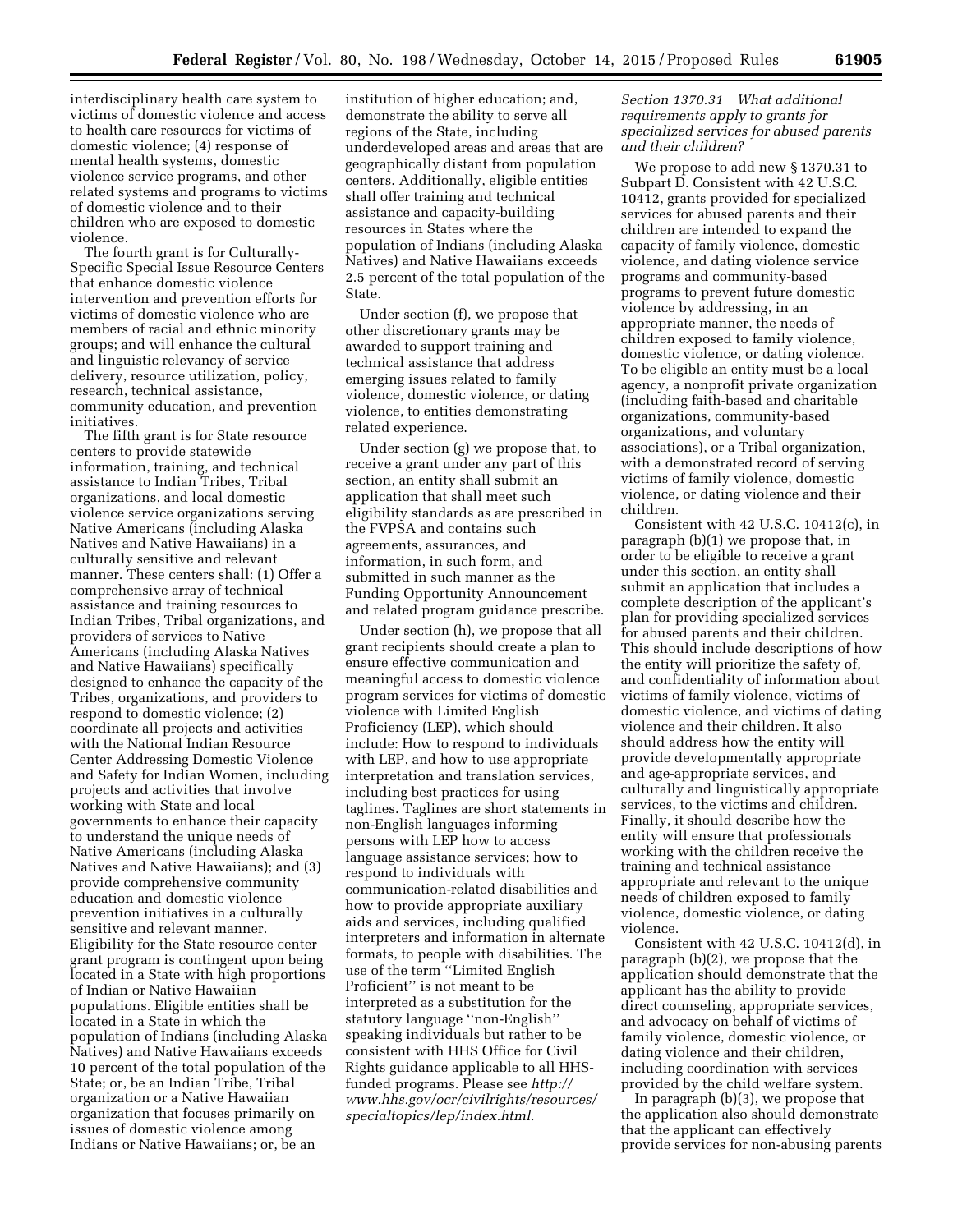interdisciplinary health care system to victims of domestic violence and access to health care resources for victims of domestic violence; (4) response of mental health systems, domestic violence service programs, and other related systems and programs to victims of domestic violence and to their children who are exposed to domestic violence.

The fourth grant is for Culturally-Specific Special Issue Resource Centers that enhance domestic violence intervention and prevention efforts for victims of domestic violence who are members of racial and ethnic minority groups; and will enhance the cultural and linguistic relevancy of service delivery, resource utilization, policy, research, technical assistance, community education, and prevention initiatives.

The fifth grant is for State resource centers to provide statewide information, training, and technical assistance to Indian Tribes, Tribal organizations, and local domestic violence service organizations serving Native Americans (including Alaska Natives and Native Hawaiians) in a culturally sensitive and relevant manner. These centers shall: (1) Offer a comprehensive array of technical assistance and training resources to Indian Tribes, Tribal organizations, and providers of services to Native Americans (including Alaska Natives and Native Hawaiians) specifically designed to enhance the capacity of the Tribes, organizations, and providers to respond to domestic violence; (2) coordinate all projects and activities with the National Indian Resource Center Addressing Domestic Violence and Safety for Indian Women, including projects and activities that involve working with State and local governments to enhance their capacity to understand the unique needs of Native Americans (including Alaska Natives and Native Hawaiians); and (3) provide comprehensive community education and domestic violence prevention initiatives in a culturally sensitive and relevant manner. Eligibility for the State resource center grant program is contingent upon being located in a State with high proportions of Indian or Native Hawaiian populations. Eligible entities shall be located in a State in which the population of Indians (including Alaska Natives) and Native Hawaiians exceeds 10 percent of the total population of the State; or, be an Indian Tribe, Tribal organization or a Native Hawaiian organization that focuses primarily on issues of domestic violence among Indians or Native Hawaiians; or, be an institution of higher education; and, demonstrate the ability to serve all regions of the State, including underdeveloped areas and areas that are geographically distant from population centers. Additionally, eligible entities shall offer training and technical assistance and capacity-building resources in States where the population of Indians (including Alaska Natives) and Native Hawaiians exceeds 2.5 percent of the total population of the State.

Under section (f), we propose that other discretionary grants may be awarded to support training and technical assistance that address emerging issues related to family violence, domestic violence, or dating violence, to entities demonstrating related experience.

Under section (g) we propose that, to receive a grant under any part of this section, an entity shall submit an application that shall meet such eligibility standards as are prescribed in the FVPSA and contains such agreements, assurances, and information, in such form, and submitted in such manner as the Funding Opportunity Announcement and related program guidance prescribe.

Under section (h), we propose that all grant recipients should create a plan to ensure effective communication and meaningful access to domestic violence program services for victims of domestic violence with Limited English Proficiency (LEP), which should include: How to respond to individuals with LEP, and how to use appropriate interpretation and translation services, including best practices for using taglines. Taglines are short statements in non-English languages informing persons with LEP how to access language assistance services; how to respond to individuals with communication-related disabilities and how to provide appropriate auxiliary aids and services, including qualified interpreters and information in alternate formats, to people with disabilities. The use of the term "Limited English Proficient" is not meant to be interpreted as a substitution for the statutory language "non-English" speaking individuals but rather to be consistent with HHS Office for Civil Rights guidance applicable to all HHS-funded programs. Please see *http://www.hhs.gov/ocr/civilrights/resources/specialtopics/lep/index.html.*

*Section 1370.31 What additional requirements apply to grants for specialized services for abused parents and their children?*

We propose to add new § 1370.31 to Subpart D. Consistent with 42 U.S.C. 10412, grants provided for specialized services for abused parents and their children are intended to expand the capacity of family violence, domestic violence, and dating violence service programs and community-based programs to prevent future domestic violence by addressing, in an appropriate manner, the needs of children exposed to family violence, domestic violence, or dating violence. To be eligible an entity must be a local agency, a nonprofit private organization (including faith-based and charitable organizations, community-based organizations, and voluntary associations), or a Tribal organization, with a demonstrated record of serving victims of family violence, domestic violence, or dating violence and their children.

Consistent with 42 U.S.C. 10412(c), in paragraph (b)(1) we propose that, in order to be eligible to receive a grant under this section, an entity shall submit an application that includes a complete description of the applicant's plan for providing specialized services for abused parents and their children. This should include descriptions of how the entity will prioritize the safety of, and confidentiality of information about victims of family violence, victims of domestic violence, and victims of dating violence and their children. It also should address how the entity will provide developmentally appropriate and age-appropriate services, and culturally and linguistically appropriate services, to the victims and children. Finally, it should describe how the entity will ensure that professionals working with the children receive the training and technical assistance appropriate and relevant to the unique needs of children exposed to family violence, domestic violence, or dating violence.

Consistent with 42 U.S.C. 10412(d), in paragraph (b)(2), we propose that the application should demonstrate that the applicant has the ability to provide direct counseling, appropriate services, and advocacy on behalf of victims of family violence, domestic violence, or dating violence and their children, including coordination with services provided by the child welfare system.

In paragraph (b)(3), we propose that the application also should demonstrate that the applicant can effectively provide services for non-abusing parents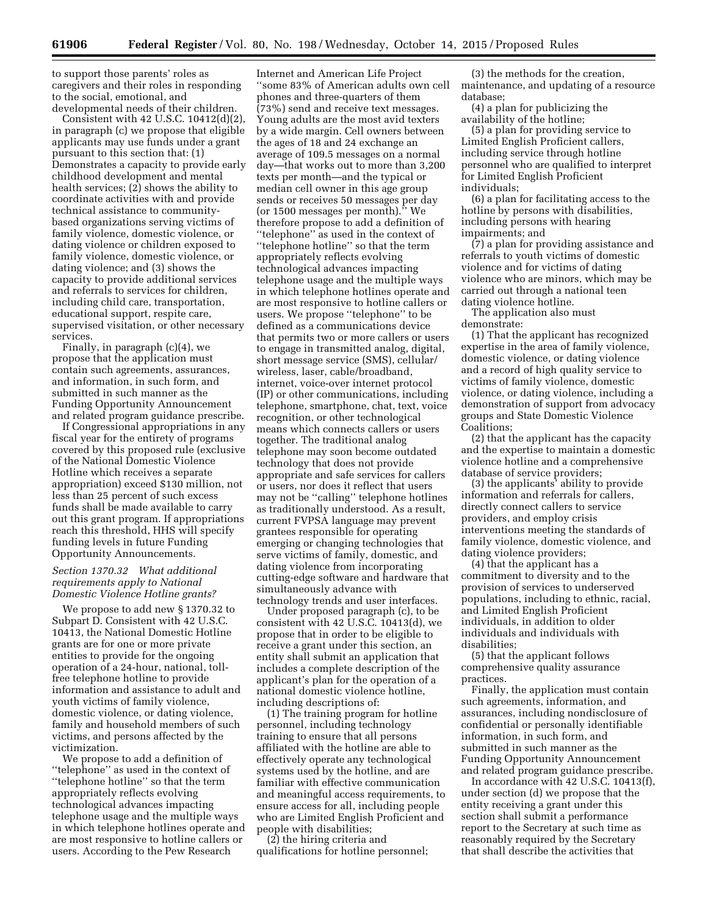to support those parents' roles as caregivers and their roles in responding to the social, emotional, and developmental needs of their children.

Consistent with 42 U.S.C. 10412(d)(2), in paragraph (c) we propose that eligible applicants may use funds under a grant pursuant to this section that: (1) Demonstrates a capacity to provide early childhood development and mental health services; (2) shows the ability to coordinate activities with and provide technical assistance to community-based organizations serving victims of family violence, domestic violence, or dating violence or children exposed to family violence, domestic violence, or dating violence; and (3) shows the capacity to provide additional services and referrals to services for children, including child care, transportation, educational support, respite care, supervised visitation, or other necessary services.

Finally, in paragraph (c)(4), we propose that the application must contain such agreements, assurances, and information, in such form, and submitted in such manner as the Funding Opportunity Announcement and related program guidance prescribe.

If Congressional appropriations in any fiscal year for the entirety of programs covered by this proposed rule (exclusive of the National Domestic Violence Hotline which receives a separate appropriation) exceed $130 million, not less than 25 percent of such excess funds shall be made available to carry out this grant program. If appropriations reach this threshold, HHS will specify funding levels in future Funding Opportunity Announcements.

### *Section 1370.32 What additional requirements apply to National Domestic Violence Hotline grants?*

We propose to add new § 1370.32 to Subpart D. Consistent with 42 U.S.C. 10413, the National Domestic Hotline grants are for one or more private entities to provide for the ongoing operation of a 24-hour, national, toll-free telephone hotline to provide information and assistance to adult and youth victims of family violence, domestic violence, or dating violence, family and household members of such victims, and persons affected by the victimization.

We propose to add a definition of ''telephone'' as used in the context of ''telephone hotline'' so that the term appropriately reflects evolving technological advances impacting telephone usage and the multiple ways in which telephone hotlines operate and are most responsive to hotline callers or users. According to the Pew Research Internet and American Life Project ''some 83% of American adults own cell phones and three-quarters of them (73%) send and receive text messages. Young adults are the most avid texters by a wide margin. Cell owners between the ages of 18 and 24 exchange an average of 109.5 messages on a normal day—that works out to more than 3,200 texts per month—and the typical or median cell owner in this age group sends or receives 50 messages per day (or 1500 messages per month).'' We therefore propose to add a definition of ''telephone'' as used in the context of ''telephone hotline'' so that the term appropriately reflects evolving technological advances impacting telephone usage and the multiple ways in which telephone hotlines operate and are most responsive to hotline callers or users. We propose ''telephone'' to be defined as a communications device that permits two or more callers or users to engage in transmitted analog, digital, short message service (SMS), cellular/wireless, laser, cable/broadband, internet, voice-over internet protocol (IP) or other communications, including telephone, smartphone, chat, text, voice recognition, or other technological means which connects callers or users together. The traditional analog telephone may soon become outdated technology that does not provide appropriate and safe services for callers or users, nor does it reflect that users may not be ''calling'' telephone hotlines as traditionally understood. As a result, current FVPSA language may prevent grantees responsible for operating emerging or changing technologies that serve victims of family, domestic, and dating violence from incorporating cutting-edge software and hardware that simultaneously advance with technology trends and user interfaces.

Under proposed paragraph (c), to be consistent with 42 U.S.C. 10413(d), we propose that in order to be eligible to receive a grant under this section, an entity shall submit an application that includes a complete description of the applicant's plan for the operation of a national domestic violence hotline, including descriptions of:

(1) The training program for hotline personnel, including technology training to ensure that all persons affiliated with the hotline are able to effectively operate any technological systems used by the hotline, and are familiar with effective communication and meaningful access requirements, to ensure access for all, including people who are Limited English Proficient and people with disabilities;

(2) the hiring criteria and qualifications for hotline personnel;

(3) the methods for the creation, maintenance, and updating of a resource database;

(4) a plan for publicizing the availability of the hotline;

(5) a plan for providing service to Limited English Proficient callers, including service through hotline personnel who are qualified to interpret for Limited English Proficient individuals;

(6) a plan for facilitating access to the hotline by persons with disabilities, including persons with hearing impairments; and

(7) a plan for providing assistance and referrals to youth victims of domestic violence and for victims of dating violence who are minors, which may be carried out through a national teen dating violence hotline.

The application also must demonstrate:

(1) That the applicant has recognized expertise in the area of family violence, domestic violence, or dating violence and a record of high quality service to victims of family violence, domestic violence, or dating violence, including a demonstration of support from advocacy groups and State Domestic Violence Coalitions;

(2) that the applicant has the capacity and the expertise to maintain a domestic violence hotline and a comprehensive database of service providers;

(3) the applicants' ability to provide information and referrals for callers, directly connect callers to service providers, and employ crisis interventions meeting the standards of family violence, domestic violence, and dating violence providers;

(4) that the applicant has a commitment to diversity and to the provision of services to underserved populations, including to ethnic, racial, and Limited English Proficient individuals, in addition to older individuals and individuals with disabilities;

(5) that the applicant follows comprehensive quality assurance practices.

Finally, the application must contain such agreements, information, and assurances, including nondisclosure of confidential or personally identifiable information, in such form, and submitted in such manner as the Funding Opportunity Announcement and related program guidance prescribe.

In accordance with 42 U.S.C. 10413(f), under section (d) we propose that the entity receiving a grant under this section shall submit a performance report to the Secretary at such time as reasonably required by the Secretary that shall describe the activities that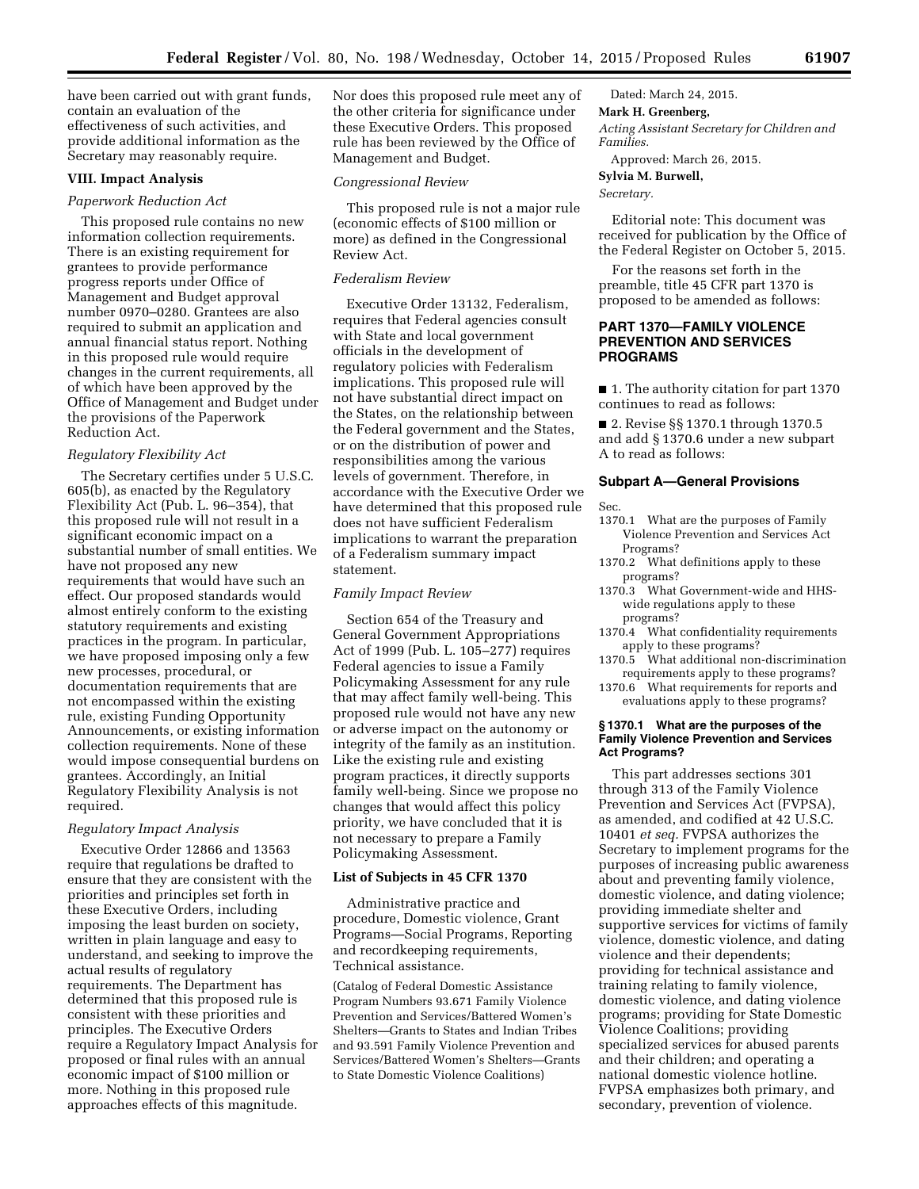have been carried out with grant funds, contain an evaluation of the effectiveness of such activities, and provide additional information as the Secretary may reasonably require.

## VIII. Impact Analysis

### *Paperwork Reduction Act*

This proposed rule contains no new information collection requirements. There is an existing requirement for grantees to provide performance progress reports under Office of Management and Budget approval number 0970–0280. Grantees are also required to submit an application and annual financial status report. Nothing in this proposed rule would require changes in the current requirements, all of which have been approved by the Office of Management and Budget under the provisions of the Paperwork Reduction Act.

### *Regulatory Flexibility Act*

The Secretary certifies under 5 U.S.C. 605(b), as enacted by the Regulatory Flexibility Act (Pub. L. 96–354), that this proposed rule will not result in a significant economic impact on a substantial number of small entities. We have not proposed any new requirements that would have such an effect. Our proposed standards would almost entirely conform to the existing statutory requirements and existing practices in the program. In particular, we have proposed imposing only a few new processes, procedural, or documentation requirements that are not encompassed within the existing rule, existing Funding Opportunity Announcements, or existing information collection requirements. None of these would impose consequential burdens on grantees. Accordingly, an Initial Regulatory Flexibility Analysis is not required.

### *Regulatory Impact Analysis*

Executive Order 12866 and 13563 require that regulations be drafted to ensure that they are consistent with the priorities and principles set forth in these Executive Orders, including imposing the least burden on society, written in plain language and easy to understand, and seeking to improve the actual results of regulatory requirements. The Department has determined that this proposed rule is consistent with these priorities and principles. The Executive Orders require a Regulatory Impact Analysis for proposed or final rules with an annual economic impact of $100 million or more. Nothing in this proposed rule approaches effects of this magnitude. Nor does this proposed rule meet any of the other criteria for significance under these Executive Orders. This proposed rule has been reviewed by the Office of Management and Budget.

### *Congressional Review*

This proposed rule is not a major rule (economic effects of $100 million or more) as defined in the Congressional Review Act.

### *Federalism Review*

Executive Order 13132, Federalism, requires that Federal agencies consult with State and local government officials in the development of regulatory policies with Federalism implications. This proposed rule will not have substantial direct impact on the States, on the relationship between the Federal government and the States, or on the distribution of power and responsibilities among the various levels of government. Therefore, in accordance with the Executive Order we have determined that this proposed rule does not have sufficient Federalism implications to warrant the preparation of a Federalism summary impact statement.

### *Family Impact Review*

Section 654 of the Treasury and General Government Appropriations Act of 1999 (Pub. L. 105–277) requires Federal agencies to issue a Family Policymaking Assessment for any rule that may affect family well-being. This proposed rule would not have any new or adverse impact on the autonomy or integrity of the family as an institution. Like the existing rule and existing program practices, it directly supports family well-being. Since we propose no changes that would affect this policy priority, we have concluded that it is not necessary to prepare a Family Policymaking Assessment.

## List of Subjects in 45 CFR 1370

Administrative practice and procedure, Domestic violence, Grant Programs—Social Programs, Reporting and recordkeeping requirements, Technical assistance.

(Catalog of Federal Domestic Assistance Program Numbers 93.671 Family Violence Prevention and Services/Battered Women's Shelters—Grants to States and Indian Tribes and 93.591 Family Violence Prevention and Services/Battered Women's Shelters—Grants to State Domestic Violence Coalitions)

Dated: March 24, 2015.

**Mark H. Greenberg,**

*Acting Assistant Secretary for Children and Families.*

Approved: March 26, 2015.

**Sylvia M. Burwell,**

*Secretary.*

Editorial note: This document was received for publication by the Office of the Federal Register on October 5, 2015.

For the reasons set forth in the preamble, title 45 CFR part 1370 is proposed to be amended as follows:

## PART 1370—FAMILY VIOLENCE PREVENTION AND SERVICES PROGRAMS

■ 1. The authority citation for part 1370 continues to read as follows:

■ 2. Revise §§ 1370.1 through 1370.5 and add § 1370.6 under a new subpart A to read as follows:

### Subpart A—General Provisions

Sec.
- 1370.1 What are the purposes of Family Violence Prevention and Services Act Programs?
- 1370.2 What definitions apply to these programs?
- 1370.3 What Government-wide and HHS-wide regulations apply to these programs?
- 1370.4 What confidentiality requirements apply to these programs?
- 1370.5 What additional non-discrimination requirements apply to these programs?
- 1370.6 What requirements for reports and evaluations apply to these programs?

#### § 1370.1 What are the purposes of the Family Violence Prevention and Services Act Programs?

This part addresses sections 301 through 313 of the Family Violence Prevention and Services Act (FVPSA), as amended, and codified at 42 U.S.C. 10401 *et seq.* FVPSA authorizes the Secretary to implement programs for the purposes of increasing public awareness about and preventing family violence, domestic violence, and dating violence; providing immediate shelter and supportive services for victims of family violence, domestic violence, and dating violence and their dependents; providing for technical assistance and training relating to family violence, domestic violence, and dating violence programs; providing for State Domestic Violence Coalitions; providing specialized services for abused parents and their children; and operating a national domestic violence hotline. FVPSA emphasizes both primary, and secondary, prevention of violence.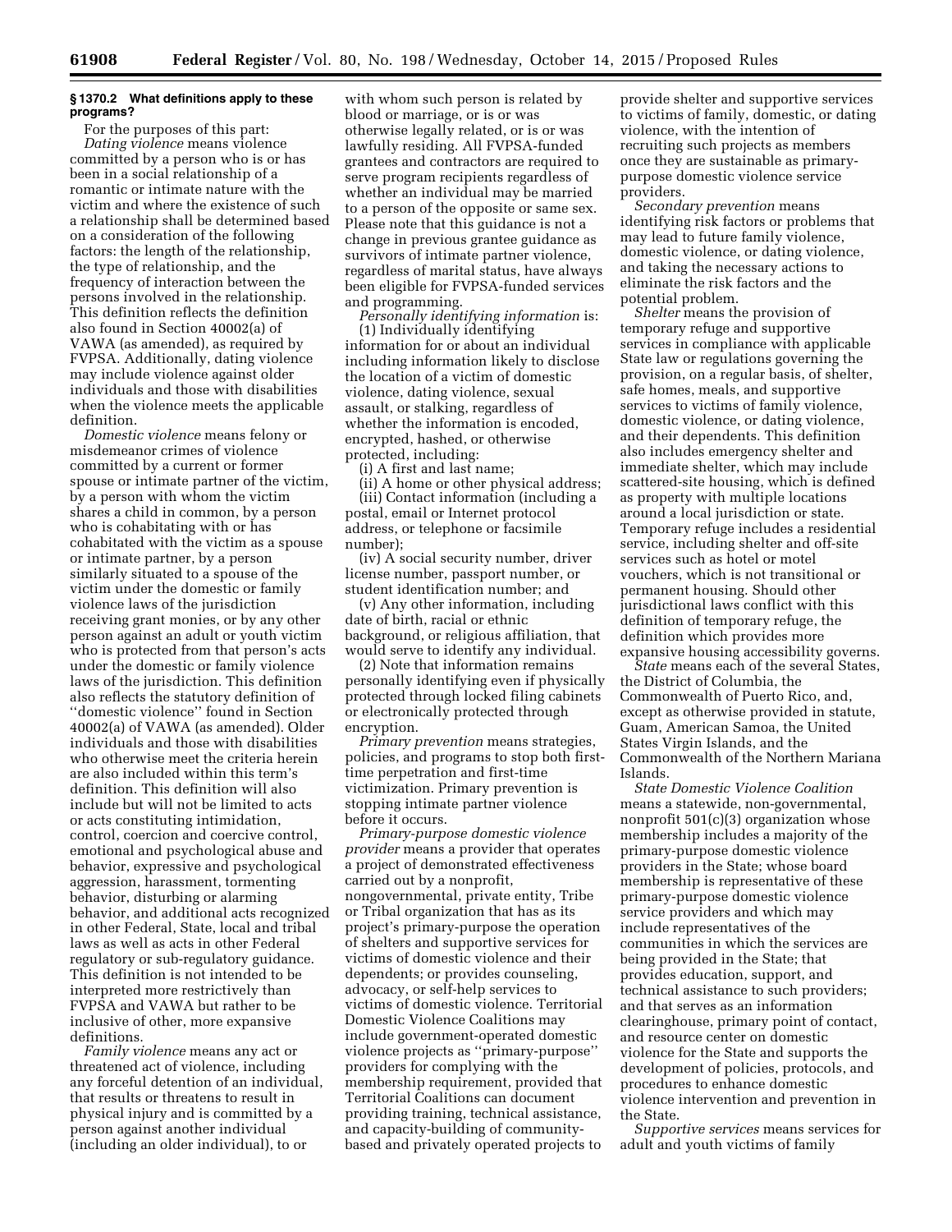### § 1370.2 What definitions apply to these programs?

For the purposes of this part:

*Dating violence* means violence committed by a person who is or has been in a social relationship of a romantic or intimate nature with the victim and where the existence of such a relationship shall be determined based on a consideration of the following factors: the length of the relationship, the type of relationship, and the frequency of interaction between the persons involved in the relationship. This definition reflects the definition also found in Section 40002(a) of VAWA (as amended), as required by FVPSA. Additionally, dating violence may include violence against older individuals and those with disabilities when the violence meets the applicable definition.

*Domestic violence* means felony or misdemeanor crimes of violence committed by a current or former spouse or intimate partner of the victim, by a person with whom the victim shares a child in common, by a person who is cohabitating with or has cohabitated with the victim as a spouse or intimate partner, by a person similarly situated to a spouse of the victim under the domestic or family violence laws of the jurisdiction receiving grant monies, or by any other person against an adult or youth victim who is protected from that person's acts under the domestic or family violence laws of the jurisdiction. This definition also reflects the statutory definition of ''domestic violence'' found in Section 40002(a) of VAWA (as amended). Older individuals and those with disabilities who otherwise meet the criteria herein are also included within this term's definition. This definition will also include but will not be limited to acts or acts constituting intimidation, control, coercion and coercive control, emotional and psychological abuse and behavior, expressive and psychological aggression, harassment, tormenting behavior, disturbing or alarming behavior, and additional acts recognized in other Federal, State, local and tribal laws as well as acts in other Federal regulatory or sub-regulatory guidance. This definition is not intended to be interpreted more restrictively than FVPSA and VAWA but rather to be inclusive of other, more expansive definitions.

*Family violence* means any act or threatened act of violence, including any forceful detention of an individual, that results or threatens to result in physical injury and is committed by a person against another individual (including an older individual), to or with whom such person is related by blood or marriage, or is or was otherwise legally related, or is or was lawfully residing. All FVPSA-funded grantees and contractors are required to serve program recipients regardless of whether an individual may be married to a person of the opposite or same sex. Please note that this guidance is not a change in previous grantee guidance as survivors of intimate partner violence, regardless of marital status, have always been eligible for FVPSA-funded services and programming.

*Personally identifying information* is:

(1) Individually identifying information for or about an individual including information likely to disclose the location of a victim of domestic violence, dating violence, sexual assault, or stalking, regardless of whether the information is encoded, encrypted, hashed, or otherwise protected, including:

(i) A first and last name;

(ii) A home or other physical address;

(iii) Contact information (including a postal, email or Internet protocol address, or telephone or facsimile number);

(iv) A social security number, driver license number, passport number, or student identification number; and

(v) Any other information, including date of birth, racial or ethnic background, or religious affiliation, that would serve to identify any individual.

(2) Note that information remains personally identifying even if physically protected through locked filing cabinets or electronically protected through encryption.

*Primary prevention* means strategies, policies, and programs to stop both first-time perpetration and first-time victimization. Primary prevention is stopping intimate partner violence before it occurs.

*Primary-purpose domestic violence provider* means a provider that operates a project of demonstrated effectiveness carried out by a nonprofit, nongovernmental, private entity, Tribe or Tribal organization that has as its project's primary-purpose the operation of shelters and supportive services for victims of domestic violence and their dependents; or provides counseling, advocacy, or self-help services to victims of domestic violence. Territorial Domestic Violence Coalitions may include government-operated domestic violence projects as ''primary-purpose'' providers for complying with the membership requirement, provided that Territorial Coalitions can document providing training, technical assistance, and capacity-building of community-based and privately operated projects to provide shelter and supportive services to victims of family, domestic, or dating violence, with the intention of recruiting such projects as members once they are sustainable as primary-purpose domestic violence service providers.

*Secondary prevention* means identifying risk factors or problems that may lead to future family violence, domestic violence, or dating violence, and taking the necessary actions to eliminate the risk factors and the potential problem.

*Shelter* means the provision of temporary refuge and supportive services in compliance with applicable State law or regulations governing the provision, on a regular basis, of shelter, safe homes, meals, and supportive services to victims of family violence, domestic violence, or dating violence, and their dependents. This definition also includes emergency shelter and immediate shelter, which may include scattered-site housing, which is defined as property with multiple locations around a local jurisdiction or state. Temporary refuge includes a residential service, including shelter and off-site services such as hotel or motel vouchers, which is not transitional or permanent housing. Should other jurisdictional laws conflict with this definition of temporary refuge, the definition which provides more expansive housing accessibility governs.

*State* means each of the several States, the District of Columbia, the Commonwealth of Puerto Rico, and, except as otherwise provided in statute, Guam, American Samoa, the United States Virgin Islands, and the Commonwealth of the Northern Mariana Islands.

*State Domestic Violence Coalition* means a statewide, non-governmental, nonprofit 501(c)(3) organization whose membership includes a majority of the primary-purpose domestic violence providers in the State; whose board membership is representative of these primary-purpose domestic violence service providers and which may include representatives of the communities in which the services are being provided in the State; that provides education, support, and technical assistance to such providers; and that serves as an information clearinghouse, primary point of contact, and resource center on domestic violence for the State and supports the development of policies, protocols, and procedures to enhance domestic violence intervention and prevention in the State.

*Supportive services* means services for adult and youth victims of family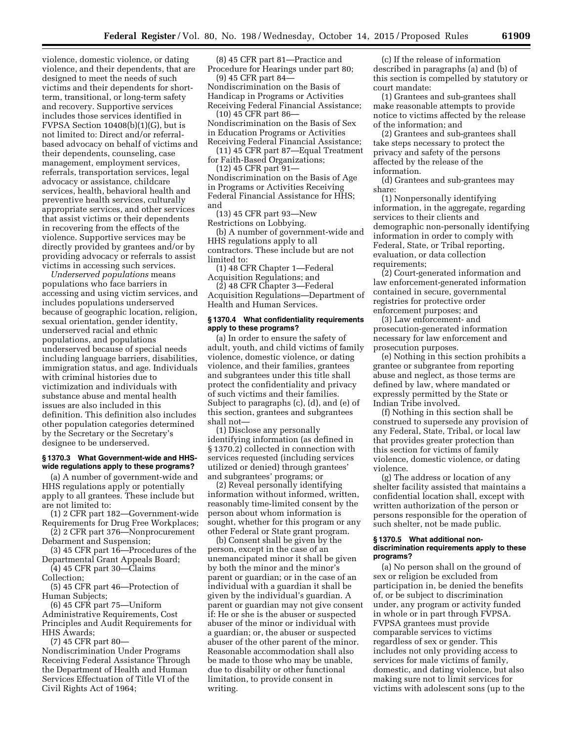violence, domestic violence, or dating violence, and their dependents, that are designed to meet the needs of such victims and their dependents for short-term, transitional, or long-term safety and recovery. Supportive services includes those services identified in FVPSA Section 10408(b)(1)(G), but is not limited to: Direct and/or referral-based advocacy on behalf of victims and their dependents, counseling, case management, employment services, referrals, transportation services, legal advocacy or assistance, childcare services, health, behavioral health and preventive health services, culturally appropriate services, and other services that assist victims or their dependents in recovering from the effects of the violence. Supportive services may be directly provided by grantees and/or by providing advocacy or referrals to assist victims in accessing such services.

*Underserved populations* means populations who face barriers in accessing and using victim services, and includes populations underserved because of geographic location, religion, sexual orientation, gender identity, underserved racial and ethnic populations, and populations underserved because of special needs including language barriers, disabilities, immigration status, and age. Individuals with criminal histories due to victimization and individuals with substance abuse and mental health issues are also included in this definition. This definition also includes other population categories determined by the Secretary or the Secretary's designee to be underserved.

### § 1370.3 What Government-wide and HHS-wide regulations apply to these programs?

(a) A number of government-wide and HHS regulations apply or potentially apply to all grantees. These include but are not limited to:

(1) 2 CFR part 182—Government-wide Requirements for Drug Free Workplaces;

(2) 2 CFR part 376—Nonprocurement Debarment and Suspension;

(3) 45 CFR part 16—Procedures of the Departmental Grant Appeals Board;

(4) 45 CFR part 30—Claims Collection;

(5) 45 CFR part 46—Protection of Human Subjects;

(6) 45 CFR part 75—Uniform Administrative Requirements, Cost Principles and Audit Requirements for HHS Awards;

(7) 45 CFR part 80—Nondiscrimination Under Programs Receiving Federal Assistance Through the Department of Health and Human Services Effectuation of Title VI of the Civil Rights Act of 1964;

(8) 45 CFR part 81—Practice and Procedure for Hearings under part 80;

(9) 45 CFR part 84—Nondiscrimination on the Basis of Handicap in Programs or Activities Receiving Federal Financial Assistance;

(10) 45 CFR part 86—Nondiscrimination on the Basis of Sex in Education Programs or Activities Receiving Federal Financial Assistance;

(11) 45 CFR part 87—Equal Treatment for Faith-Based Organizations;

(12) 45 CFR part 91—Nondiscrimination on the Basis of Age in Programs or Activities Receiving Federal Financial Assistance for HHS; and

(13) 45 CFR part 93—New Restrictions on Lobbying.

(b) A number of government-wide and HHS regulations apply to all contractors. These include but are not limited to:

(1) 48 CFR Chapter 1—Federal Acquisition Regulations; and

(2) 48 CFR Chapter 3—Federal Acquisition Regulations—Department of Health and Human Services.

### § 1370.4 What confidentiality requirements apply to these programs?

(a) In order to ensure the safety of adult, youth, and child victims of family violence, domestic violence, or dating violence, and their families, grantees and subgrantees under this title shall protect the confidentiality and privacy of such victims and their families. Subject to paragraphs (c), (d), and (e) of this section, grantees and subgrantees shall not—

(1) Disclose any personally identifying information (as defined in § 1370.2) collected in connection with services requested (including services utilized or denied) through grantees' and subgrantees' programs; or

(2) Reveal personally identifying information without informed, written, reasonably time-limited consent by the person about whom information is sought, whether for this program or any other Federal or State grant program.

(b) Consent shall be given by the person, except in the case of an unemancipated minor it shall be given by both the minor and the minor's parent or guardian; or in the case of an individual with a guardian it shall be given by the individual's guardian. A parent or guardian may not give consent if: He or she is the abuser or suspected abuser of the minor or individual with a guardian; or, the abuser or suspected abuser of the other parent of the minor. Reasonable accommodation shall also be made to those who may be unable, due to disability or other functional limitation, to provide consent in writing.

(c) If the release of information described in paragraphs (a) and (b) of this section is compelled by statutory or court mandate:

(1) Grantees and sub-grantees shall make reasonable attempts to provide notice to victims affected by the release of the information; and

(2) Grantees and sub-grantees shall take steps necessary to protect the privacy and safety of the persons affected by the release of the information.

(d) Grantees and sub-grantees may share:

(1) Nonpersonally identifying information, in the aggregate, regarding services to their clients and demographic non-personally identifying information in order to comply with Federal, State, or Tribal reporting, evaluation, or data collection requirements;

(2) Court-generated information and law enforcement-generated information contained in secure, governmental registries for protective order enforcement purposes; and

(3) Law enforcement- and prosecution-generated information necessary for law enforcement and prosecution purposes.

(e) Nothing in this section prohibits a grantee or subgrantee from reporting abuse and neglect, as those terms are defined by law, where mandated or expressly permitted by the State or Indian Tribe involved.

(f) Nothing in this section shall be construed to supersede any provision of any Federal, State, Tribal, or local law that provides greater protection than this section for victims of family violence, domestic violence, or dating violence.

(g) The address or location of any shelter facility assisted that maintains a confidential location shall, except with written authorization of the person or persons responsible for the operation of such shelter, not be made public.

### § 1370.5 What additional non-discrimination requirements apply to these programs?

(a) No person shall on the ground of sex or religion be excluded from participation in, be denied the benefits of, or be subject to discrimination under, any program or activity funded in whole or in part through FVPSA. FVPSA grantees must provide comparable services to victims regardless of sex or gender. This includes not only providing access to services for male victims of family, domestic, and dating violence, but also making sure not to limit services for victims with adolescent sons (up to the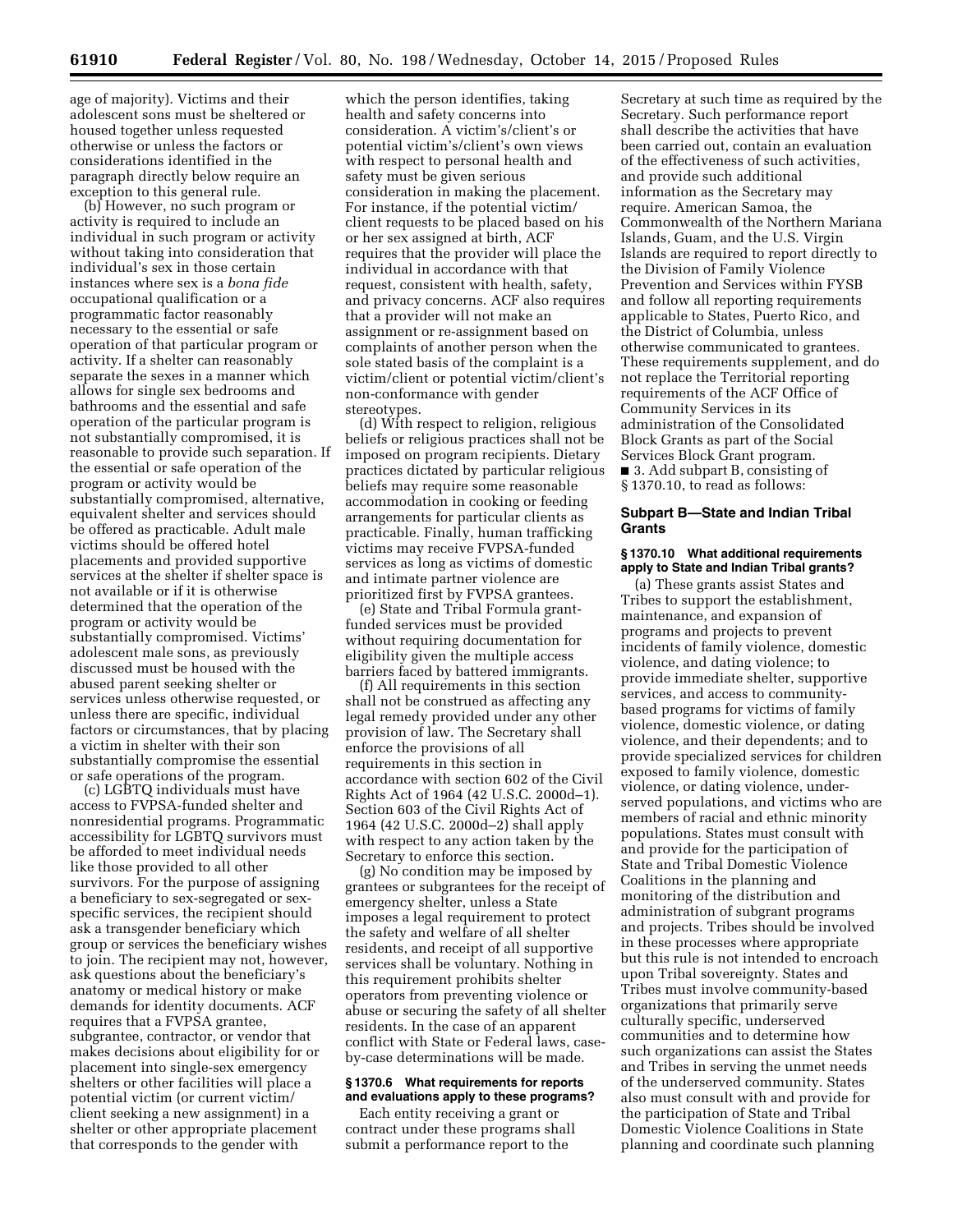age of majority). Victims and their adolescent sons must be sheltered or housed together unless requested otherwise or unless the factors or considerations identified in the paragraph directly below require an exception to this general rule.

(b) However, no such program or activity is required to include an individual in such program or activity without taking into consideration that individual's sex in those certain instances where sex is a *bona fide* occupational qualification or a programmatic factor reasonably necessary to the essential or safe operation of that particular program or activity. If a shelter can reasonably separate the sexes in a manner which allows for single sex bedrooms and bathrooms and the essential and safe operation of the particular program is not substantially compromised, it is reasonable to provide such separation. If the essential or safe operation of the program or activity would be substantially compromised, alternative, equivalent shelter and services should be offered as practicable. Adult male victims should be offered hotel placements and provided supportive services at the shelter if shelter space is not available or if it is otherwise determined that the operation of the program or activity would be substantially compromised. Victims' adolescent male sons, as previously discussed must be housed with the abused parent seeking shelter or services unless otherwise requested, or unless there are specific, individual factors or circumstances, that by placing a victim in shelter with their son substantially compromise the essential or safe operations of the program.

(c) LGBTQ individuals must have access to FVPSA-funded shelter and nonresidential programs. Programmatic accessibility for LGBTQ survivors must be afforded to meet individual needs like those provided to all other survivors. For the purpose of assigning a beneficiary to sex-segregated or sex-specific services, the recipient should ask a transgender beneficiary which group or services the beneficiary wishes to join. The recipient may not, however, ask questions about the beneficiary's anatomy or medical history or make demands for identity documents. ACF requires that a FVPSA grantee, subgrantee, contractor, or vendor that makes decisions about eligibility for or placement into single-sex emergency shelters or other facilities will place a potential victim (or current victim/client seeking a new assignment) in a shelter or other appropriate placement that corresponds to the gender with which the person identifies, taking health and safety concerns into consideration. A victim's/client's or potential victim's/client's own views with respect to personal health and safety must be given serious consideration in making the placement. For instance, if the potential victim/client requests to be placed based on his or her sex assigned at birth, ACF requires that the provider will place the individual in accordance with that request, consistent with health, safety, and privacy concerns. ACF also requires that a provider will not make an assignment or re-assignment based on complaints of another person when the sole stated basis of the complaint is a victim/client or potential victim/client's non-conformance with gender stereotypes.

(d) With respect to religion, religious beliefs or religious practices shall not be imposed on program recipients. Dietary practices dictated by particular religious beliefs may require some reasonable accommodation in cooking or feeding arrangements for particular clients as practicable. Finally, human trafficking victims may receive FVPSA-funded services as long as victims of domestic and intimate partner violence are prioritized first by FVPSA grantees.

(e) State and Tribal Formula grant-funded services must be provided without requiring documentation for eligibility given the multiple access barriers faced by battered immigrants.

(f) All requirements in this section shall not be construed as affecting any legal remedy provided under any other provision of law. The Secretary shall enforce the provisions of all requirements in this section in accordance with section 602 of the Civil Rights Act of 1964 (42 U.S.C. 2000d–1). Section 603 of the Civil Rights Act of 1964 (42 U.S.C. 2000d–2) shall apply with respect to any action taken by the Secretary to enforce this section.

(g) No condition may be imposed by grantees or subgrantees for the receipt of emergency shelter, unless a State imposes a legal requirement to protect the safety and welfare of all shelter residents, and receipt of all supportive services shall be voluntary. Nothing in this requirement prohibits shelter operators from preventing violence or abuse or securing the safety of all shelter residents. In the case of an apparent conflict with State or Federal laws, case-by-case determinations will be made.

**§ 1370.6 What requirements for reports and evaluations apply to these programs?**

Each entity receiving a grant or contract under these programs shall submit a performance report to the Secretary at such time as required by the Secretary. Such performance report shall describe the activities that have been carried out, contain an evaluation of the effectiveness of such activities, and provide such additional information as the Secretary may require. American Samoa, the Commonwealth of the Northern Mariana Islands, Guam, and the U.S. Virgin Islands are required to report directly to the Division of Family Violence Prevention and Services within FYSB and follow all reporting requirements applicable to States, Puerto Rico, and the District of Columbia, unless otherwise communicated to grantees. These requirements supplement, and do not replace the Territorial reporting requirements of the ACF Office of Community Services in its administration of the Consolidated Block Grants as part of the Social Services Block Grant program.

■ 3. Add subpart B, consisting of § 1370.10, to read as follows:

## Subpart B—State and Indian Tribal Grants

**§ 1370.10 What additional requirements apply to State and Indian Tribal grants?**

(a) These grants assist States and Tribes to support the establishment, maintenance, and expansion of programs and projects to prevent incidents of family violence, domestic violence, and dating violence; to provide immediate shelter, supportive services, and access to community-based programs for victims of family violence, domestic violence, or dating violence, and their dependents; and to provide specialized services for children exposed to family violence, domestic violence, or dating violence, under-served populations, and victims who are members of racial and ethnic minority populations. States must consult with and provide for the participation of State and Tribal Domestic Violence Coalitions in the planning and monitoring of the distribution and administration of subgrant programs and projects. Tribes should be involved in these processes where appropriate but this rule is not intended to encroach upon Tribal sovereignty. States and Tribes must involve community-based organizations that primarily serve culturally specific, underserved communities and to determine how such organizations can assist the States and Tribes in serving the unmet needs of the underserved community. States also must consult with and provide for the participation of State and Tribal Domestic Violence Coalitions in State planning and coordinate such planning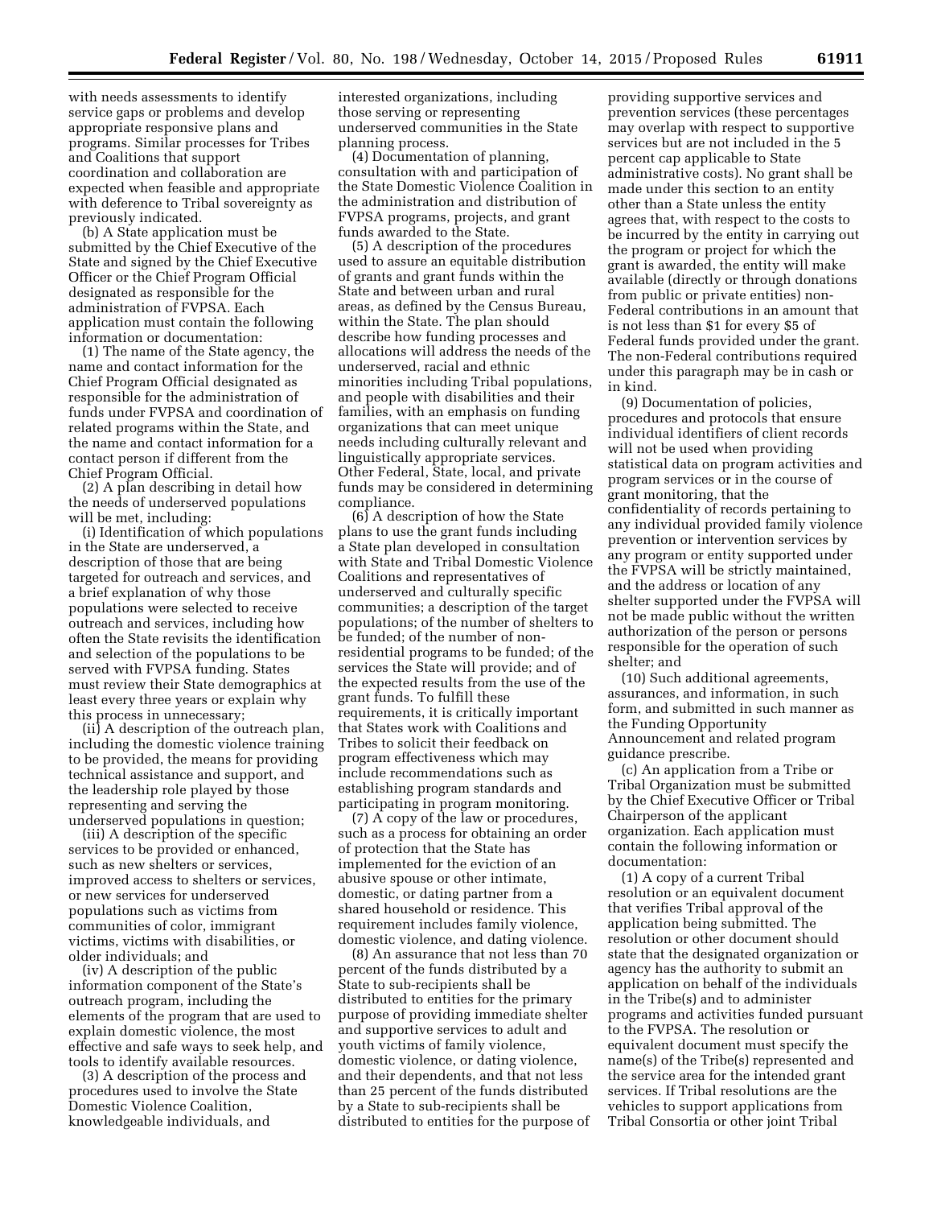with needs assessments to identify service gaps or problems and develop appropriate responsive plans and programs. Similar processes for Tribes and Coalitions that support coordination and collaboration are expected when feasible and appropriate with deference to Tribal sovereignty as previously indicated.

(b) A State application must be submitted by the Chief Executive of the State and signed by the Chief Executive Officer or the Chief Program Official designated as responsible for the administration of FVPSA. Each application must contain the following information or documentation:

(1) The name of the State agency, the name and contact information for the Chief Program Official designated as responsible for the administration of funds under FVPSA and coordination of related programs within the State, and the name and contact information for a contact person if different from the Chief Program Official.

(2) A plan describing in detail how the needs of underserved populations will be met, including:

(i) Identification of which populations in the State are underserved, a description of those that are being targeted for outreach and services, and a brief explanation of why those populations were selected to receive outreach and services, including how often the State revisits the identification and selection of the populations to be served with FVPSA funding. States must review their State demographics at least every three years or explain why this process in unnecessary;

(ii) A description of the outreach plan, including the domestic violence training to be provided, the means for providing technical assistance and support, and the leadership role played by those representing and serving the underserved populations in question;

(iii) A description of the specific services to be provided or enhanced, such as new shelters or services, improved access to shelters or services, or new services for underserved populations such as victims from communities of color, immigrant victims, victims with disabilities, or older individuals; and

(iv) A description of the public information component of the State's outreach program, including the elements of the program that are used to explain domestic violence, the most effective and safe ways to seek help, and tools to identify available resources.

(3) A description of the process and procedures used to involve the State Domestic Violence Coalition, knowledgeable individuals, and interested organizations, including those serving or representing underserved communities in the State planning process.

(4) Documentation of planning, consultation with and participation of the State Domestic Violence Coalition in the administration and distribution of FVPSA programs, projects, and grant funds awarded to the State.

(5) A description of the procedures used to assure an equitable distribution of grants and grant funds within the State and between urban and rural areas, as defined by the Census Bureau, within the State. The plan should describe how funding processes and allocations will address the needs of the underserved, racial and ethnic minorities including Tribal populations, and people with disabilities and their families, with an emphasis on funding organizations that can meet unique needs including culturally relevant and linguistically appropriate services. Other Federal, State, local, and private funds may be considered in determining compliance.

(6) A description of how the State plans to use the grant funds including a State plan developed in consultation with State and Tribal Domestic Violence Coalitions and representatives of underserved and culturally specific communities; a description of the target populations; of the number of shelters to be funded; of the number of non-residential programs to be funded; of the services the State will provide; and of the expected results from the use of the grant funds. To fulfill these requirements, it is critically important that States work with Coalitions and Tribes to solicit their feedback on program effectiveness which may include recommendations such as establishing program standards and participating in program monitoring.

(7) A copy of the law or procedures, such as a process for obtaining an order of protection that the State has implemented for the eviction of an abusive spouse or other intimate, domestic, or dating partner from a shared household or residence. This requirement includes family violence, domestic violence, and dating violence.

(8) An assurance that not less than 70 percent of the funds distributed by a State to sub-recipients shall be distributed to entities for the primary purpose of providing immediate shelter and supportive services to adult and youth victims of family violence, domestic violence, or dating violence, and their dependents, and that not less than 25 percent of the funds distributed by a State to sub-recipients shall be distributed to entities for the purpose of providing supportive services and prevention services (these percentages may overlap with respect to supportive services but are not included in the 5 percent cap applicable to State administrative costs). No grant shall be made under this section to an entity other than a State unless the entity agrees that, with respect to the costs to be incurred by the entity in carrying out the program or project for which the grant is awarded, the entity will make available (directly or through donations from public or private entities) non-Federal contributions in an amount that is not less than $1 for every $5 of Federal funds provided under the grant. The non-Federal contributions required under this paragraph may be in cash or in kind.

(9) Documentation of policies, procedures and protocols that ensure individual identifiers of client records will not be used when providing statistical data on program activities and program services or in the course of grant monitoring, that the confidentiality of records pertaining to any individual provided family violence prevention or intervention services by any program or entity supported under the FVPSA will be strictly maintained, and the address or location of any shelter supported under the FVPSA will not be made public without the written authorization of the person or persons responsible for the operation of such shelter; and

(10) Such additional agreements, assurances, and information, in such form, and submitted in such manner as the Funding Opportunity Announcement and related program guidance prescribe.

(c) An application from a Tribe or Tribal Organization must be submitted by the Chief Executive Officer or Tribal Chairperson of the applicant organization. Each application must contain the following information or documentation:

(1) A copy of a current Tribal resolution or an equivalent document that verifies Tribal approval of the application being submitted. The resolution or other document should state that the designated organization or agency has the authority to submit an application on behalf of the individuals in the Tribe(s) and to administer programs and activities funded pursuant to the FVPSA. The resolution or equivalent document must specify the name(s) of the Tribe(s) represented and the service area for the intended grant services. If Tribal resolutions are the vehicles to support applications from Tribal Consortia or other joint Tribal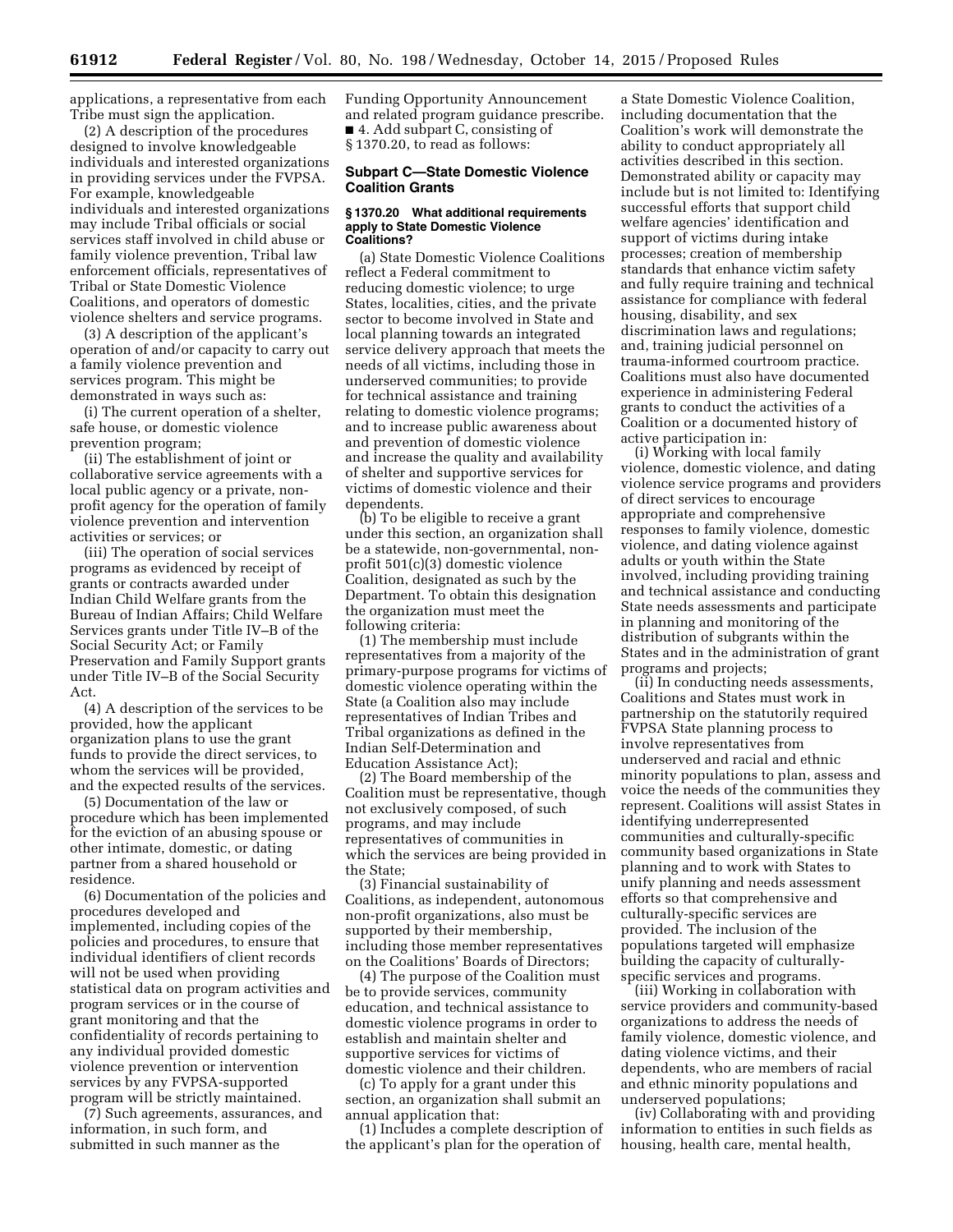applications, a representative from each Tribe must sign the application.

(2) A description of the procedures designed to involve knowledgeable individuals and interested organizations in providing services under the FVPSA. For example, knowledgeable individuals and interested organizations may include Tribal officials or social services staff involved in child abuse or family violence prevention, Tribal law enforcement officials, representatives of Tribal or State Domestic Violence Coalitions, and operators of domestic violence shelters and service programs.

(3) A description of the applicant's operation of and/or capacity to carry out a family violence prevention and services program. This might be demonstrated in ways such as:

(i) The current operation of a shelter, safe house, or domestic violence prevention program;

(ii) The establishment of joint or collaborative service agreements with a local public agency or a private, non-profit agency for the operation of family violence prevention and intervention activities or services; or

(iii) The operation of social services programs as evidenced by receipt of grants or contracts awarded under Indian Child Welfare grants from the Bureau of Indian Affairs; Child Welfare Services grants under Title IV–B of the Social Security Act; or Family Preservation and Family Support grants under Title IV–B of the Social Security Act.

(4) A description of the services to be provided, how the applicant organization plans to use the grant funds to provide the direct services, to whom the services will be provided, and the expected results of the services.

(5) Documentation of the law or procedure which has been implemented for the eviction of an abusing spouse or other intimate, domestic, or dating partner from a shared household or residence.

(6) Documentation of the policies and procedures developed and implemented, including copies of the policies and procedures, to ensure that individual identifiers of client records will not be used when providing statistical data on program activities and program services or in the course of grant monitoring and that the confidentiality of records pertaining to any individual provided domestic violence prevention or intervention services by any FVPSA-supported program will be strictly maintained.

(7) Such agreements, assurances, and information, in such form, and submitted in such manner as the Funding Opportunity Announcement and related program guidance prescribe.

■ 4. Add subpart C, consisting of § 1370.20, to read as follows:

## Subpart C—State Domestic Violence Coalition Grants

### § 1370.20 What additional requirements apply to State Domestic Violence Coalitions?

(a) State Domestic Violence Coalitions reflect a Federal commitment to reducing domestic violence; to urge States, localities, cities, and the private sector to become involved in State and local planning towards an integrated service delivery approach that meets the needs of all victims, including those in underserved communities; to provide for technical assistance and training relating to domestic violence programs; and to increase public awareness about and prevention of domestic violence and increase the quality and availability of shelter and supportive services for victims of domestic violence and their dependents.

(b) To be eligible to receive a grant under this section, an organization shall be a statewide, non-governmental, non-profit 501(c)(3) domestic violence Coalition, designated as such by the Department. To obtain this designation the organization must meet the following criteria:

(1) The membership must include representatives from a majority of the primary-purpose programs for victims of domestic violence operating within the State (a Coalition also may include representatives of Indian Tribes and Tribal organizations as defined in the Indian Self-Determination and Education Assistance Act);

(2) The Board membership of the Coalition must be representative, though not exclusively composed, of such programs, and may include representatives of communities in which the services are being provided in the State;

(3) Financial sustainability of Coalitions, as independent, autonomous non-profit organizations, also must be supported by their membership, including those member representatives on the Coalitions' Boards of Directors;

(4) The purpose of the Coalition must be to provide services, community education, and technical assistance to domestic violence programs in order to establish and maintain shelter and supportive services for victims of domestic violence and their children.

(c) To apply for a grant under this section, an organization shall submit an annual application that:

(1) Includes a complete description of the applicant's plan for the operation of a State Domestic Violence Coalition, including documentation that the Coalition's work will demonstrate the ability to conduct appropriately all activities described in this section. Demonstrated ability or capacity may include but is not limited to: Identifying successful efforts that support child welfare agencies' identification and support of victims during intake processes; creation of membership standards that enhance victim safety and fully require training and technical assistance for compliance with federal housing, disability, and sex discrimination laws and regulations; and, training judicial personnel on trauma-informed courtroom practice. Coalitions must also have documented experience in administering Federal grants to conduct the activities of a Coalition or a documented history of active participation in:

(i) Working with local family violence, domestic violence, and dating violence service programs and providers of direct services to encourage appropriate and comprehensive responses to family violence, domestic violence, and dating violence against adults or youth within the State involved, including providing training and technical assistance and conducting State needs assessments and participate in planning and monitoring of the distribution of subgrants within the States and in the administration of grant programs and projects;

(ii) In conducting needs assessments, Coalitions and States must work in partnership on the statutorily required FVPSA State planning process to involve representatives from underserved and racial and ethnic minority populations to plan, assess and voice the needs of the communities they represent. Coalitions will assist States in identifying underrepresented communities and culturally-specific community based organizations in State planning and to work with States to unify planning and needs assessment efforts so that comprehensive and culturally-specific services are provided. The inclusion of the populations targeted will emphasize building the capacity of culturally-specific services and programs.

(iii) Working in collaboration with service providers and community-based organizations to address the needs of family violence, domestic violence, and dating violence victims, and their dependents, who are members of racial and ethnic minority populations and underserved populations;

(iv) Collaborating with and providing information to entities in such fields as housing, health care, mental health,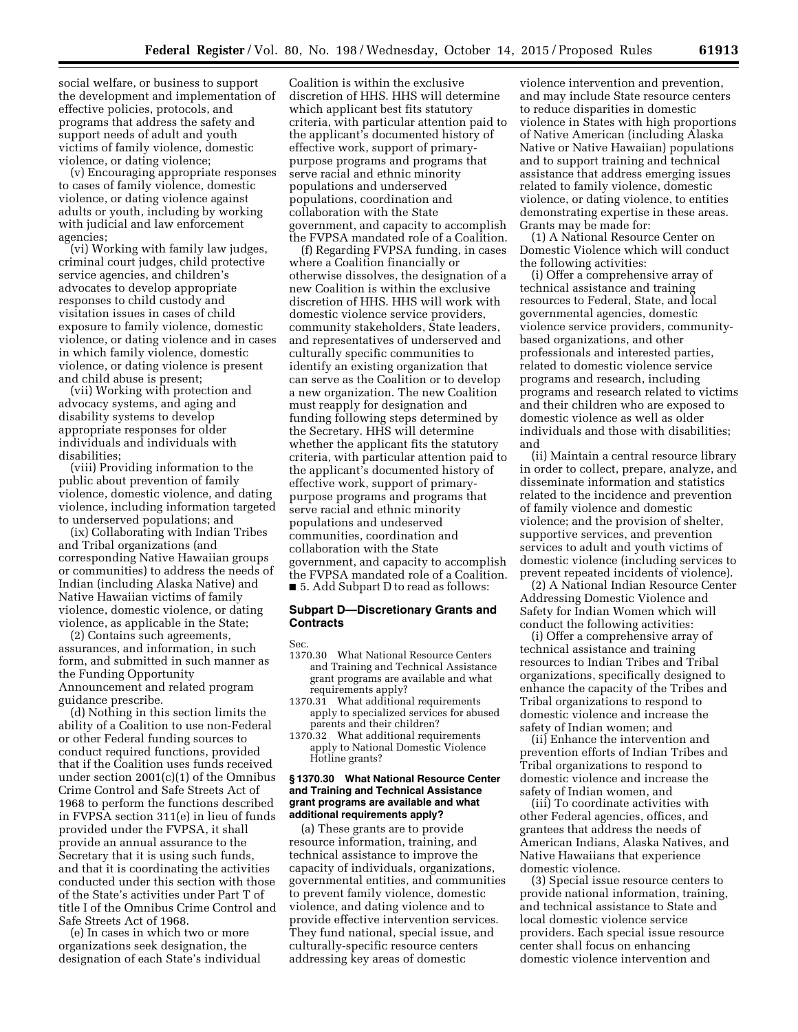social welfare, or business to support the development and implementation of effective policies, protocols, and programs that address the safety and support needs of adult and youth victims of family violence, domestic violence, or dating violence;

(v) Encouraging appropriate responses to cases of family violence, domestic violence, or dating violence against adults or youth, including by working with judicial and law enforcement agencies;

(vi) Working with family law judges, criminal court judges, child protective service agencies, and children's advocates to develop appropriate responses to child custody and visitation issues in cases of child exposure to family violence, domestic violence, or dating violence and in cases in which family violence, domestic violence, or dating violence is present and child abuse is present;

(vii) Working with protection and advocacy systems, and aging and disability systems to develop appropriate responses for older individuals and individuals with disabilities;

(viii) Providing information to the public about prevention of family violence, domestic violence, and dating violence, including information targeted to underserved populations; and

(ix) Collaborating with Indian Tribes and Tribal organizations (and corresponding Native Hawaiian groups or communities) to address the needs of Indian (including Alaska Native) and Native Hawaiian victims of family violence, domestic violence, or dating violence, as applicable in the State;

(2) Contains such agreements, assurances, and information, in such form, and submitted in such manner as the Funding Opportunity Announcement and related program guidance prescribe.

(d) Nothing in this section limits the ability of a Coalition to use non-Federal or other Federal funding sources to conduct required functions, provided that if the Coalition uses funds received under section 2001(c)(1) of the Omnibus Crime Control and Safe Streets Act of 1968 to perform the functions described in FVPSA section 311(e) in lieu of funds provided under the FVPSA, it shall provide an annual assurance to the Secretary that it is using such funds, and that it is coordinating the activities conducted under this section with those of the State's activities under Part T of title I of the Omnibus Crime Control and Safe Streets Act of 1968.

(e) In cases in which two or more organizations seek designation, the designation of each State's individual Coalition is within the exclusive discretion of HHS. HHS will determine which applicant best fits statutory criteria, with particular attention paid to the applicant's documented history of effective work, support of primary-purpose programs and programs that serve racial and ethnic minority populations and underserved populations, coordination and collaboration with the State government, and capacity to accomplish the FVPSA mandated role of a Coalition.

(f) Regarding FVPSA funding, in cases where a Coalition financially or otherwise dissolves, the designation of a new Coalition is within the exclusive discretion of HHS. HHS will work with domestic violence service providers, community stakeholders, State leaders, and representatives of underserved and culturally specific communities to identify an existing organization that can serve as the Coalition or to develop a new organization. The new Coalition must reapply for designation and funding following steps determined by the Secretary. HHS will determine whether the applicant fits the statutory criteria, with particular attention paid to the applicant's documented history of effective work, support of primary-purpose programs and programs that serve racial and ethnic minority populations and undeserved communities, coordination and collaboration with the State government, and capacity to accomplish the FVPSA mandated role of a Coalition.

■ 5. Add Subpart D to read as follows:

## Subpart D—Discretionary Grants and Contracts

Sec.
1370.30 What National Resource Centers and Training and Technical Assistance grant programs are available and what requirements apply?
1370.31 What additional requirements apply to specialized services for abused parents and their children?
1370.32 What additional requirements apply to National Domestic Violence Hotline grants?

### § 1370.30 What National Resource Center and Training and Technical Assistance grant programs are available and what additional requirements apply?

(a) These grants are to provide resource information, training, and technical assistance to improve the capacity of individuals, organizations, governmental entities, and communities to prevent family violence, domestic violence, and dating violence and to provide effective intervention services. They fund national, special issue, and culturally-specific resource centers addressing key areas of domestic violence intervention and prevention, and may include State resource centers to reduce disparities in domestic violence in States with high proportions of Native American (including Alaska Native or Native Hawaiian) populations and to support training and technical assistance that address emerging issues related to family violence, domestic violence, or dating violence, to entities demonstrating expertise in these areas. Grants may be made for:

(1) A National Resource Center on Domestic Violence which will conduct the following activities:

(i) Offer a comprehensive array of technical assistance and training resources to Federal, State, and local governmental agencies, domestic violence service providers, community-based organizations, and other professionals and interested parties, related to domestic violence service programs and research, including programs and research related to victims and their children who are exposed to domestic violence as well as older individuals and those with disabilities; and

(ii) Maintain a central resource library in order to collect, prepare, analyze, and disseminate information and statistics related to the incidence and prevention of family violence and domestic violence; and the provision of shelter, supportive services, and prevention services to adult and youth victims of domestic violence (including services to prevent repeated incidents of violence).

(2) A National Indian Resource Center Addressing Domestic Violence and Safety for Indian Women which will conduct the following activities:

(i) Offer a comprehensive array of technical assistance and training resources to Indian Tribes and Tribal organizations, specifically designed to enhance the capacity of the Tribes and Tribal organizations to respond to domestic violence and increase the safety of Indian women; and

(ii) Enhance the intervention and prevention efforts of Indian Tribes and Tribal organizations to respond to domestic violence and increase the safety of Indian women, and

(iii) To coordinate activities with other Federal agencies, offices, and grantees that address the needs of American Indians, Alaska Natives, and Native Hawaiians that experience domestic violence.

(3) Special issue resource centers to provide national information, training, and technical assistance to State and local domestic violence service providers. Each special issue resource center shall focus on enhancing domestic violence intervention and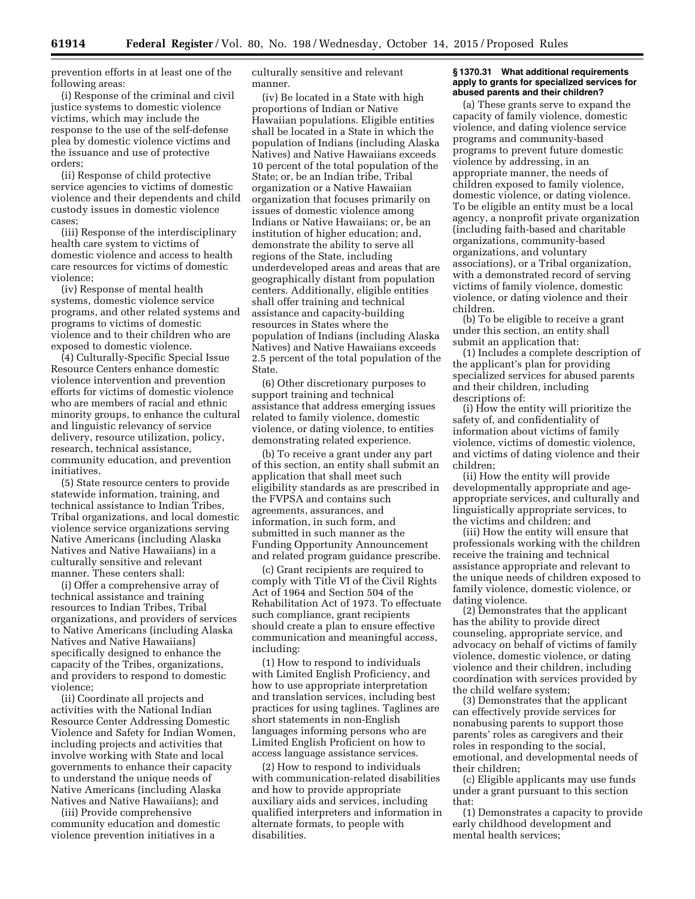prevention efforts in at least one of the following areas:

(i) Response of the criminal and civil justice systems to domestic violence victims, which may include the response to the use of the self-defense plea by domestic violence victims and the issuance and use of protective orders;

(ii) Response of child protective service agencies to victims of domestic violence and their dependents and child custody issues in domestic violence cases;

(iii) Response of the interdisciplinary health care system to victims of domestic violence and access to health care resources for victims of domestic violence;

(iv) Response of mental health systems, domestic violence service programs, and other related systems and programs to victims of domestic violence and to their children who are exposed to domestic violence.

(4) Culturally-Specific Special Issue Resource Centers enhance domestic violence intervention and prevention efforts for victims of domestic violence who are members of racial and ethnic minority groups, to enhance the cultural and linguistic relevancy of service delivery, resource utilization, policy, research, technical assistance, community education, and prevention initiatives.

(5) State resource centers to provide statewide information, training, and technical assistance to Indian Tribes, Tribal organizations, and local domestic violence service organizations serving Native Americans (including Alaska Natives and Native Hawaiians) in a culturally sensitive and relevant manner. These centers shall:

(i) Offer a comprehensive array of technical assistance and training resources to Indian Tribes, Tribal organizations, and providers of services to Native Americans (including Alaska Natives and Native Hawaiians) specifically designed to enhance the capacity of the Tribes, organizations, and providers to respond to domestic violence;

(ii) Coordinate all projects and activities with the National Indian Resource Center Addressing Domestic Violence and Safety for Indian Women, including projects and activities that involve working with State and local governments to enhance their capacity to understand the unique needs of Native Americans (including Alaska Natives and Native Hawaiians); and

(iii) Provide comprehensive community education and domestic violence prevention initiatives in a culturally sensitive and relevant manner.

(iv) Be located in a State with high proportions of Indian or Native Hawaiian populations. Eligible entities shall be located in a State in which the population of Indians (including Alaska Natives) and Native Hawaiians exceeds 10 percent of the total population of the State; or, be an Indian tribe, Tribal organization or a Native Hawaiian organization that focuses primarily on issues of domestic violence among Indians or Native Hawaiians; or, be an institution of higher education; and, demonstrate the ability to serve all regions of the State, including underdeveloped areas and areas that are geographically distant from population centers. Additionally, eligible entities shall offer training and technical assistance and capacity-building resources in States where the population of Indians (including Alaska Natives) and Native Hawaiians exceeds 2.5 percent of the total population of the State.

(6) Other discretionary purposes to support training and technical assistance that address emerging issues related to family violence, domestic violence, or dating violence, to entities demonstrating related experience.

(b) To receive a grant under any part of this section, an entity shall submit an application that shall meet such eligibility standards as are prescribed in the FVPSA and contains such agreements, assurances, and information, in such form, and submitted in such manner as the Funding Opportunity Announcement and related program guidance prescribe.

(c) Grant recipients are required to comply with Title VI of the Civil Rights Act of 1964 and Section 504 of the Rehabilitation Act of 1973. To effectuate such compliance, grant recipients should create a plan to ensure effective communication and meaningful access, including:

(1) How to respond to individuals with Limited English Proficiency, and how to use appropriate interpretation and translation services, including best practices for using taglines. Taglines are short statements in non-English languages informing persons who are Limited English Proficient on how to access language assistance services.

(2) How to respond to individuals with communication-related disabilities and how to provide appropriate auxiliary aids and services, including qualified interpreters and information in alternate formats, to people with disabilities.

#### § 1370.31 What additional requirements apply to grants for specialized services for abused parents and their children?

(a) These grants serve to expand the capacity of family violence, domestic violence, and dating violence service programs and community-based programs to prevent future domestic violence by addressing, in an appropriate manner, the needs of children exposed to family violence, domestic violence, or dating violence. To be eligible an entity must be a local agency, a nonprofit private organization (including faith-based and charitable organizations, community-based organizations, and voluntary associations), or a Tribal organization, with a demonstrated record of serving victims of family violence, domestic violence, or dating violence and their children.

(b) To be eligible to receive a grant under this section, an entity shall submit an application that:

(1) Includes a complete description of the applicant's plan for providing specialized services for abused parents and their children, including descriptions of:

(i) How the entity will prioritize the safety of, and confidentiality of information about victims of family violence, victims of domestic violence, and victims of dating violence and their children;

(ii) How the entity will provide developmentally appropriate and age-appropriate services, and culturally and linguistically appropriate services, to the victims and children; and

(iii) How the entity will ensure that professionals working with the children receive the training and technical assistance appropriate and relevant to the unique needs of children exposed to family violence, domestic violence, or dating violence.

(2) Demonstrates that the applicant has the ability to provide direct counseling, appropriate service, and advocacy on behalf of victims of family violence, domestic violence, or dating violence and their children, including coordination with services provided by the child welfare system;

(3) Demonstrates that the applicant can effectively provide services for nonabusing parents to support those parents' roles as caregivers and their roles in responding to the social, emotional, and developmental needs of their children;

(c) Eligible applicants may use funds under a grant pursuant to this section that:

(1) Demonstrates a capacity to provide early childhood development and mental health services;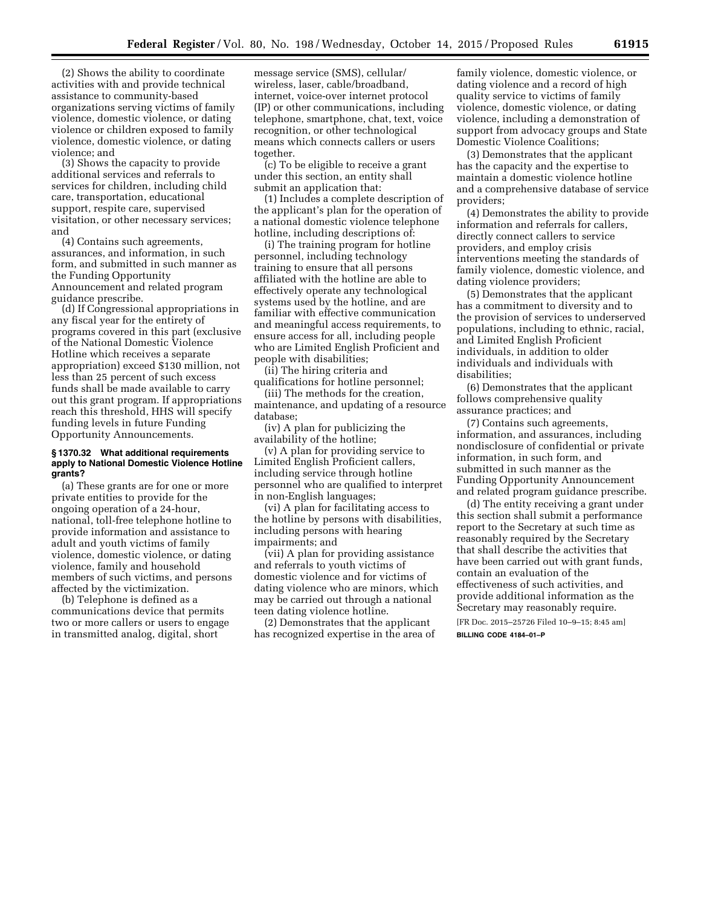(2) Shows the ability to coordinate activities with and provide technical assistance to community-based organizations serving victims of family violence, domestic violence, or dating violence or children exposed to family violence, domestic violence, or dating violence; and

(3) Shows the capacity to provide additional services and referrals to services for children, including child care, transportation, educational support, respite care, supervised visitation, or other necessary services; and

(4) Contains such agreements, assurances, and information, in such form, and submitted in such manner as the Funding Opportunity Announcement and related program guidance prescribe.

(d) If Congressional appropriations in any fiscal year for the entirety of programs covered in this part (exclusive of the National Domestic Violence Hotline which receives a separate appropriation) exceed $130 million, not less than 25 percent of such excess funds shall be made available to carry out this grant program. If appropriations reach this threshold, HHS will specify funding levels in future Funding Opportunity Announcements.

#### § 1370.32 What additional requirements apply to National Domestic Violence Hotline grants?

(a) These grants are for one or more private entities to provide for the ongoing operation of a 24-hour, national, toll-free telephone hotline to provide information and assistance to adult and youth victims of family violence, domestic violence, or dating violence, family and household members of such victims, and persons affected by the victimization.

(b) Telephone is defined as a communications device that permits two or more callers or users to engage in transmitted analog, digital, short message service (SMS), cellular/wireless, laser, cable/broadband, internet, voice-over internet protocol (IP) or other communications, including telephone, smartphone, chat, text, voice recognition, or other technological means which connects callers or users together.

(c) To be eligible to receive a grant under this section, an entity shall submit an application that:

(1) Includes a complete description of the applicant's plan for the operation of a national domestic violence telephone hotline, including descriptions of:

(i) The training program for hotline personnel, including technology training to ensure that all persons affiliated with the hotline are able to effectively operate any technological systems used by the hotline, and are familiar with effective communication and meaningful access requirements, to ensure access for all, including people who are Limited English Proficient and people with disabilities;

(ii) The hiring criteria and qualifications for hotline personnel;

(iii) The methods for the creation, maintenance, and updating of a resource database;

(iv) A plan for publicizing the availability of the hotline;

(v) A plan for providing service to Limited English Proficient callers, including service through hotline personnel who are qualified to interpret in non-English languages;

(vi) A plan for facilitating access to the hotline by persons with disabilities, including persons with hearing impairments; and

(vii) A plan for providing assistance and referrals to youth victims of domestic violence and for victims of dating violence who are minors, which may be carried out through a national teen dating violence hotline.

(2) Demonstrates that the applicant has recognized expertise in the area of family violence, domestic violence, or dating violence and a record of high quality service to victims of family violence, domestic violence, or dating violence, including a demonstration of support from advocacy groups and State Domestic Violence Coalitions;

(3) Demonstrates that the applicant has the capacity and the expertise to maintain a domestic violence hotline and a comprehensive database of service providers;

(4) Demonstrates the ability to provide information and referrals for callers, directly connect callers to service providers, and employ crisis interventions meeting the standards of family violence, domestic violence, and dating violence providers;

(5) Demonstrates that the applicant has a commitment to diversity and to the provision of services to underserved populations, including to ethnic, racial, and Limited English Proficient individuals, in addition to older individuals and individuals with disabilities;

(6) Demonstrates that the applicant follows comprehensive quality assurance practices; and

(7) Contains such agreements, information, and assurances, including nondisclosure of confidential or private information, in such form, and submitted in such manner as the Funding Opportunity Announcement and related program guidance prescribe.

(d) The entity receiving a grant under this section shall submit a performance report to the Secretary at such time as reasonably required by the Secretary that shall describe the activities that have been carried out with grant funds, contain an evaluation of the effectiveness of such activities, and provide additional information as the Secretary may reasonably require.

[FR Doc. 2015–25726 Filed 10–9–15; 8:45 am]

**BILLING CODE 4184–01–P**